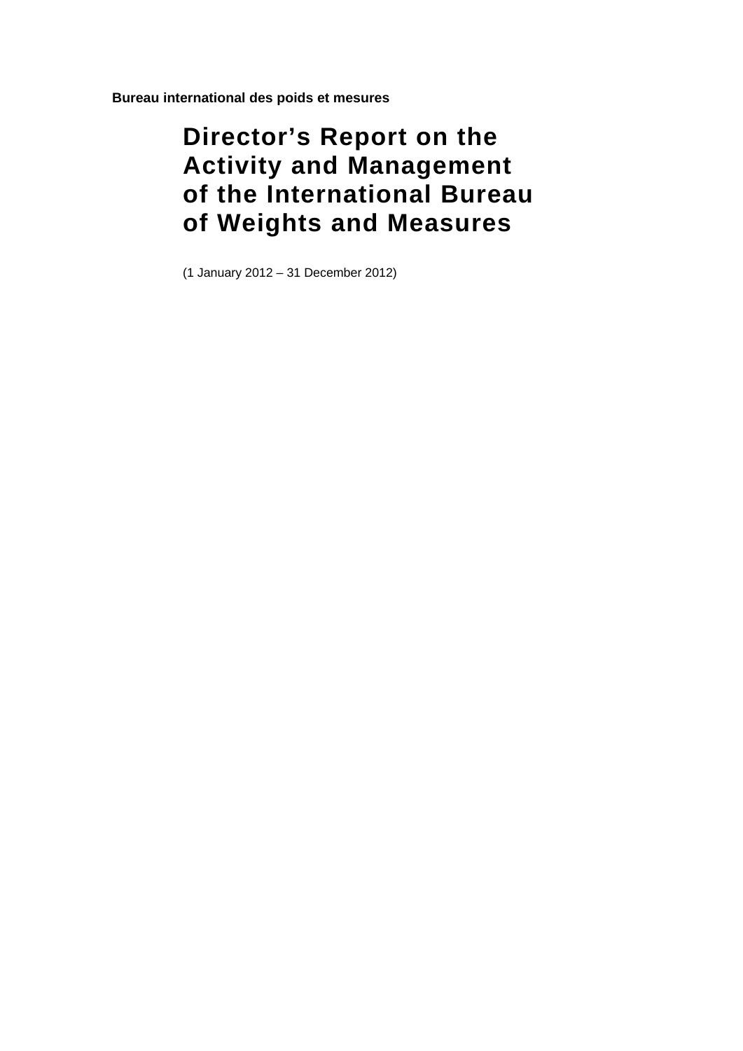**Bureau international des poids et mesures**

# Director's Report on the Activity and Management of the International Bureau of Weights and Measures

(1 January 2012 – 31 December 2012)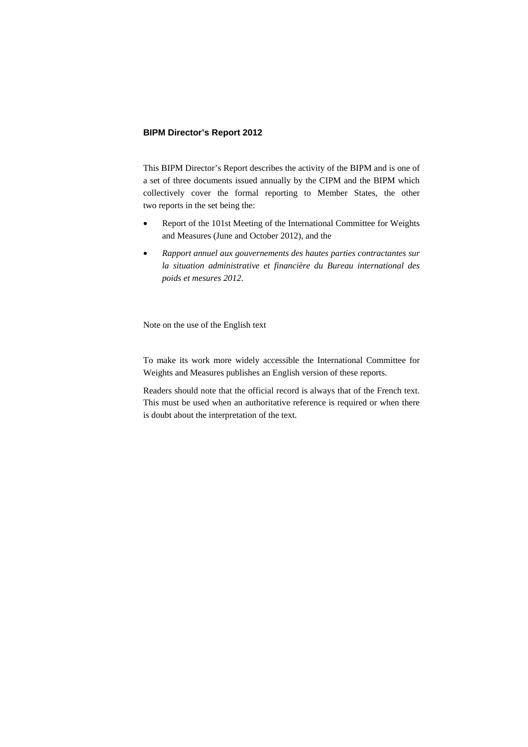**BIPM Director's Report 2012**

This BIPM Director's Report describes the activity of the BIPM and is one of a set of three documents issued annually by the CIPM and the BIPM which collectively cover the formal reporting to Member States, the other two reports in the set being the:

- Report of the 101st Meeting of the International Committee for Weights and Measures (June and October 2012), and the
- *Rapport annuel aux gouvernements des hautes parties contractantes sur la situation administrative et financière du Bureau international des poids et mesures 2012*.

Note on the use of the English text

To make its work more widely accessible the International Committee for Weights and Measures publishes an English version of these reports.

Readers should note that the official record is always that of the French text. This must be used when an authoritative reference is required or when there is doubt about the interpretation of the text.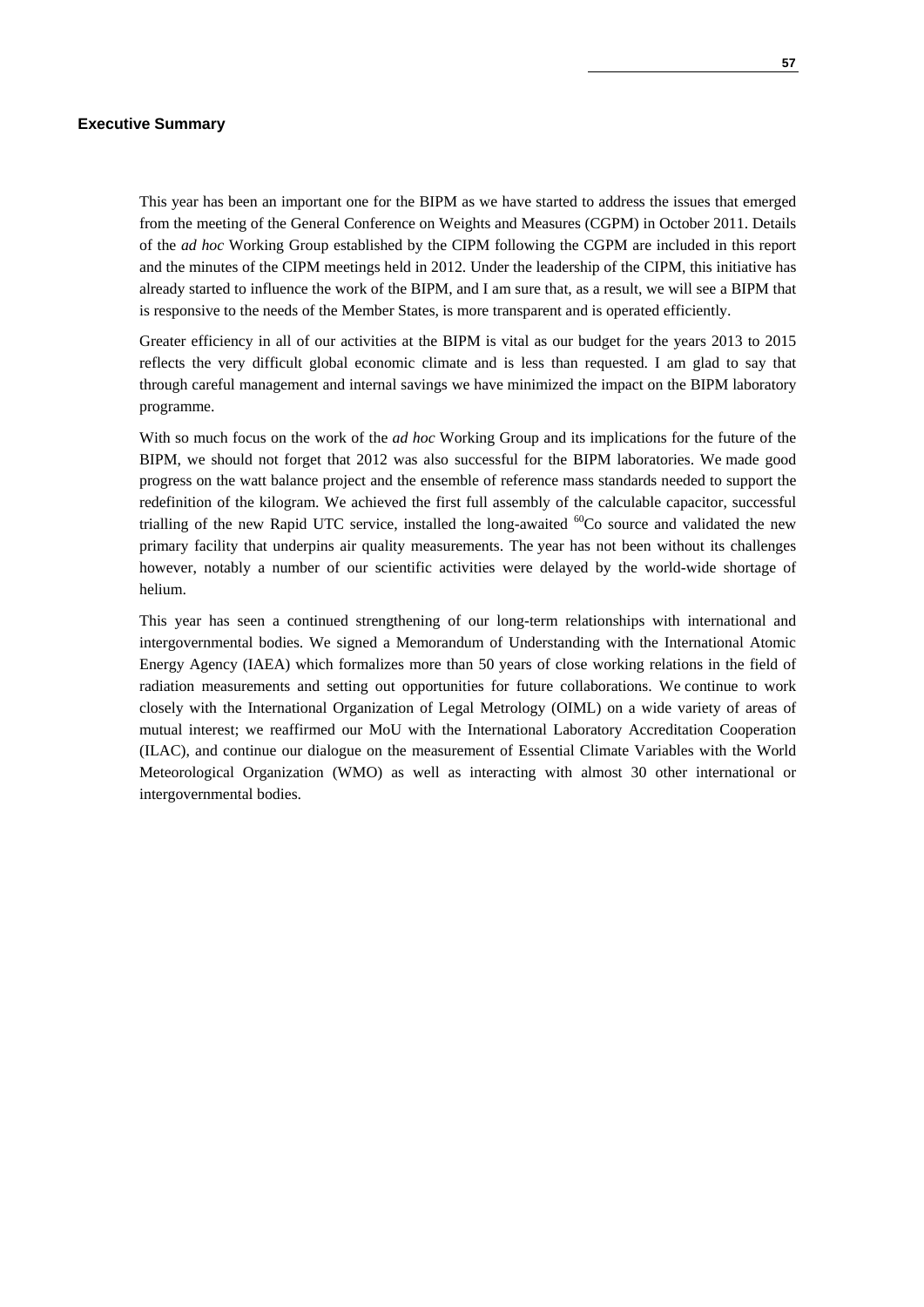## Executive Summary

This year has been an important one for the BIPM as we have started to address the issues that emerged from the meeting of the General Conference on Weights and Measures (CGPM) in October 2011. Details of the *ad hoc* Working Group established by the CIPM following the CGPM are included in this report and the minutes of the CIPM meetings held in 2012. Under the leadership of the CIPM, this initiative has already started to influence the work of the BIPM, and I am sure that, as a result, we will see a BIPM that is responsive to the needs of the Member States, is more transparent and is operated efficiently.

Greater efficiency in all of our activities at the BIPM is vital as our budget for the years 2013 to 2015 reflects the very difficult global economic climate and is less than requested. I am glad to say that through careful management and internal savings we have minimized the impact on the BIPM laboratory programme.

With so much focus on the work of the *ad hoc* Working Group and its implications for the future of the BIPM, we should not forget that 2012 was also successful for the BIPM laboratories. We made good progress on the watt balance project and the ensemble of reference mass standards needed to support the redefinition of the kilogram. We achieved the first full assembly of the calculable capacitor, successful trialling of the new Rapid UTC service, installed the long-awaited $^{60}$Co source and validated the new primary facility that underpins air quality measurements. The year has not been without its challenges however, notably a number of our scientific activities were delayed by the world-wide shortage of helium.

This year has seen a continued strengthening of our long-term relationships with international and intergovernmental bodies. We signed a Memorandum of Understanding with the International Atomic Energy Agency (IAEA) which formalizes more than 50 years of close working relations in the field of radiation measurements and setting out opportunities for future collaborations. We continue to work closely with the International Organization of Legal Metrology (OIML) on a wide variety of areas of mutual interest; we reaffirmed our MoU with the International Laboratory Accreditation Cooperation (ILAC), and continue our dialogue on the measurement of Essential Climate Variables with the World Meteorological Organization (WMO) as well as interacting with almost 30 other international or intergovernmental bodies.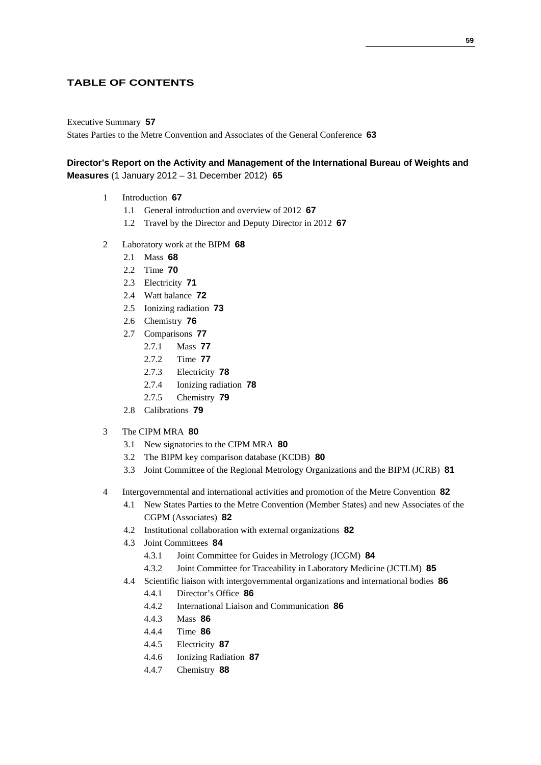## TABLE OF CONTENTS

Executive Summary **57**

States Parties to the Metre Convention and Associates of the General Conference **63**

**Director's Report on the Activity and Management of the International Bureau of Weights and Measures** (1 January 2012 – 31 December 2012) **65**

- 1 Introduction **67**
  - 1.1 General introduction and overview of 2012 **67**
  - 1.2 Travel by the Director and Deputy Director in 2012 **67**
- 2 Laboratory work at the BIPM **68**
  - 2.1 Mass **68**
  - 2.2 Time **70**
  - 2.3 Electricity **71**
  - 2.4 Watt balance **72**
  - 2.5 Ionizing radiation **73**
  - 2.6 Chemistry **76**
  - 2.7 Comparisons **77**
    - 2.7.1 Mass **77**
    - 2.7.2 Time **77**
    - 2.7.3 Electricity **78**
    - 2.7.4 Ionizing radiation **78**
    - 2.7.5 Chemistry **79**
  - 2.8 Calibrations **79**
- 3 The CIPM MRA **80**
  - 3.1 New signatories to the CIPM MRA **80**
  - 3.2 The BIPM key comparison database (KCDB) **80**
  - 3.3 Joint Committee of the Regional Metrology Organizations and the BIPM (JCRB) **81**
- 4 Intergovernmental and international activities and promotion of the Metre Convention **82**
  - 4.1 New States Parties to the Metre Convention (Member States) and new Associates of the CGPM (Associates) **82**
  - 4.2 Institutional collaboration with external organizations **82**
  - 4.3 Joint Committees **84**
    - 4.3.1 Joint Committee for Guides in Metrology (JCGM) **84**
    - 4.3.2 Joint Committee for Traceability in Laboratory Medicine (JCTLM) **85**
  - 4.4 Scientific liaison with intergovernmental organizations and international bodies **86**
    - 4.4.1 Director's Office **86**
    - 4.4.2 International Liaison and Communication **86**
    - 4.4.3 Mass **86**
    - 4.4.4 Time **86**
    - 4.4.5 Electricity **87**
    - 4.4.6 Ionizing Radiation **87**
    - 4.4.7 Chemistry **88**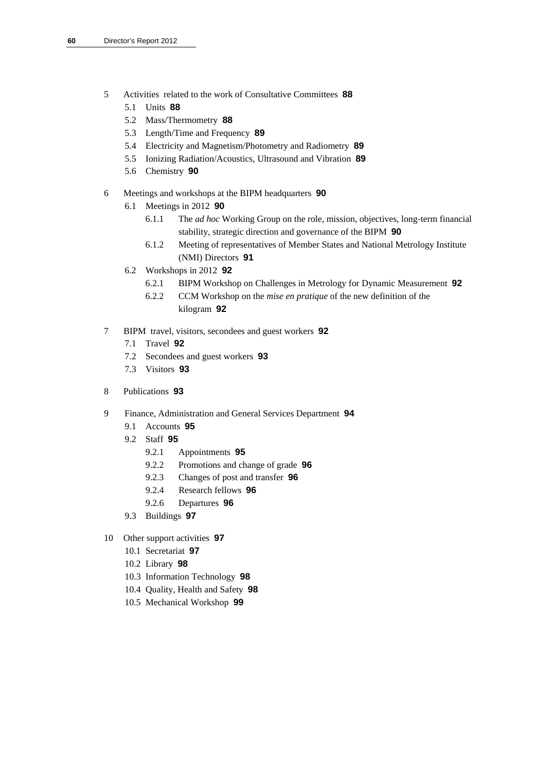5 Activities related to the work of Consultative Committees **88**

- 5.1 Units **88**
- 5.2 Mass/Thermometry **88**
- 5.3 Length/Time and Frequency **89**
- 5.4 Electricity and Magnetism/Photometry and Radiometry **89**
- 5.5 Ionizing Radiation/Acoustics, Ultrasound and Vibration **89**
- 5.6 Chemistry **90**

6 Meetings and workshops at the BIPM headquarters **90**

- 6.1 Meetings in 2012 **90**
  - 6.1.1 The *ad hoc* Working Group on the role, mission, objectives, long-term financial stability, strategic direction and governance of the BIPM **90**
  - 6.1.2 Meeting of representatives of Member States and National Metrology Institute (NMI) Directors **91**
- 6.2 Workshops in 2012 **92**
  - 6.2.1 BIPM Workshop on Challenges in Metrology for Dynamic Measurement **92**
  - 6.2.2 CCM Workshop on the *mise en pratique* of the new definition of the kilogram **92**

7 BIPM travel, visitors, secondees and guest workers **92**

- 7.1 Travel **92**
- 7.2 Secondees and guest workers **93**
- 7.3 Visitors **93**

8 Publications **93**

9 Finance, Administration and General Services Department **94**

- 9.1 Accounts **95**
- 9.2 Staff **95**
  - 9.2.1 Appointments **95**
  - 9.2.2 Promotions and change of grade **96**
  - 9.2.3 Changes of post and transfer **96**
  - 9.2.4 Research fellows **96**
  - 9.2.6 Departures **96**
- 9.3 Buildings **97**

10 Other support activities **97**

- 10.1 Secretariat **97**
- 10.2 Library **98**
- 10.3 Information Technology **98**
- 10.4 Quality, Health and Safety **98**
- 10.5 Mechanical Workshop **99**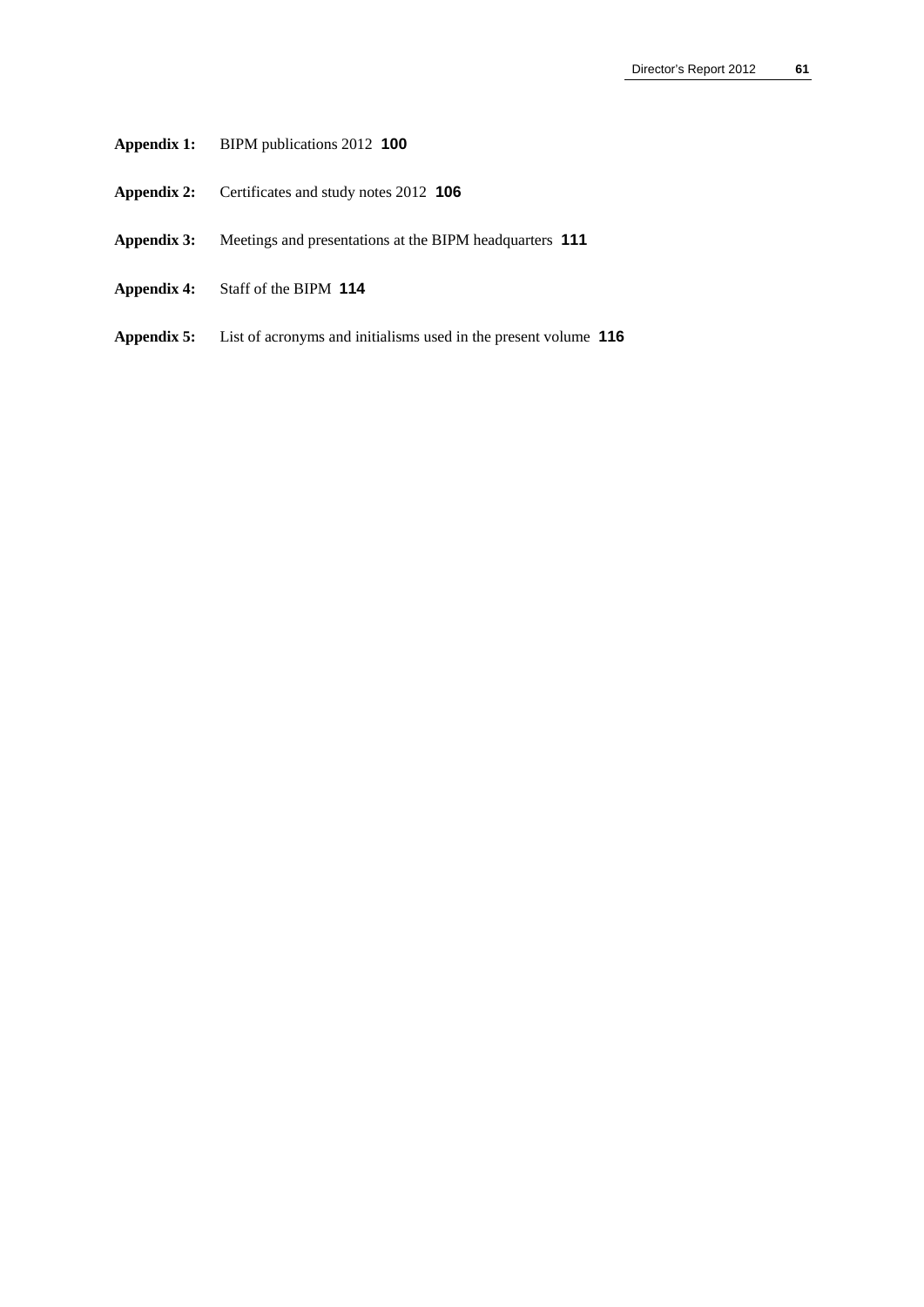**Appendix 1:** BIPM publications 2012 **100**

**Appendix 2:** Certificates and study notes 2012 **106**

**Appendix 3:** Meetings and presentations at the BIPM headquarters **111**

**Appendix 4:** Staff of the BIPM **114**

**Appendix 5:** List of acronyms and initialisms used in the present volume **116**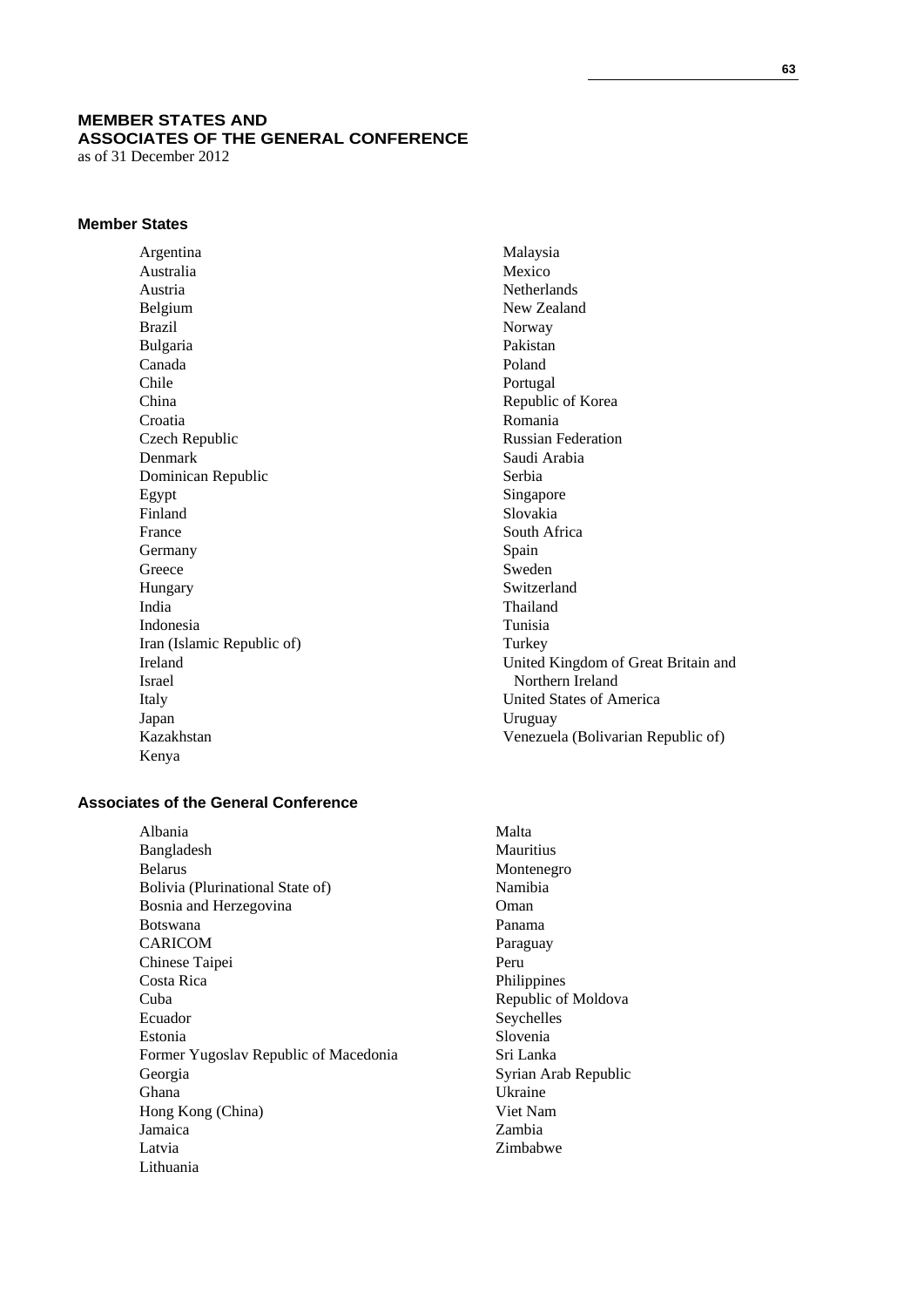# MEMBER STATES AND ASSOCIATES OF THE GENERAL CONFERENCE

as of 31 December 2012

## Member States

- Argentina
- Australia
- Austria
- Belgium
- Brazil
- Bulgaria
- Canada
- Chile
- China
- Croatia
- Czech Republic
- Denmark
- Dominican Republic
- Egypt
- Finland
- France
- Germany
- Greece
- Hungary
- India
- Indonesia
- Iran (Islamic Republic of)
- Ireland
- Israel
- Italy
- Japan
- Kazakhstan
- Kenya
- Malaysia
- Mexico
- Netherlands
- New Zealand
- Norway
- Pakistan
- Poland
- Portugal
- Republic of Korea
- Romania
- Russian Federation
- Saudi Arabia
- Serbia
- Singapore
- Slovakia
- South Africa
- Spain
- Sweden
- Switzerland
- Thailand
- Tunisia
- Turkey
- United Kingdom of Great Britain and Northern Ireland
- United States of America
- Uruguay
- Venezuela (Bolivarian Republic of)

## Associates of the General Conference

- Albania
- Bangladesh
- Belarus
- Bolivia (Plurinational State of)
- Bosnia and Herzegovina
- Botswana
- CARICOM
- Chinese Taipei
- Costa Rica
- Cuba
- Ecuador
- Estonia
- Former Yugoslav Republic of Macedonia
- Georgia
- Ghana
- Hong Kong (China)
- Jamaica
- Latvia
- Lithuania
- Malta
- Mauritius
- Montenegro
- Namibia
- Oman
- Panama
- Paraguay
- Peru
- Philippines
- Republic of Moldova
- Seychelles
- Slovenia
- Sri Lanka
- Syrian Arab Republic
- Ukraine
- Viet Nam
- Zambia
- Zimbabwe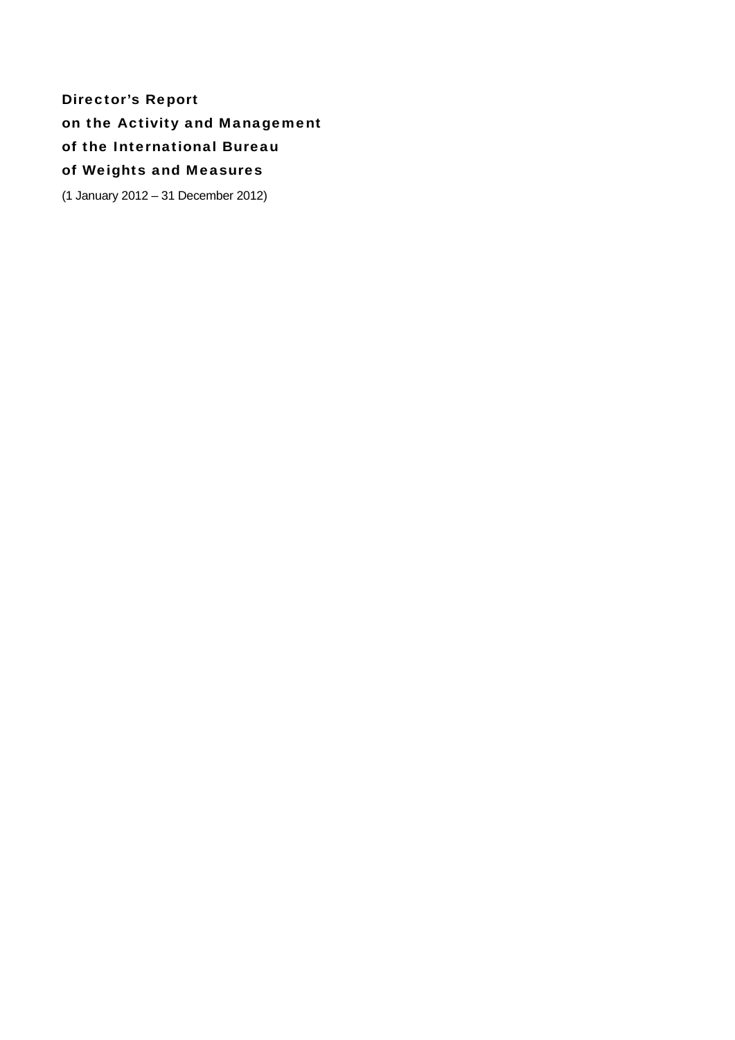# Director's Report on the Activity and Management of the International Bureau of Weights and Measures

(1 January 2012 – 31 December 2012)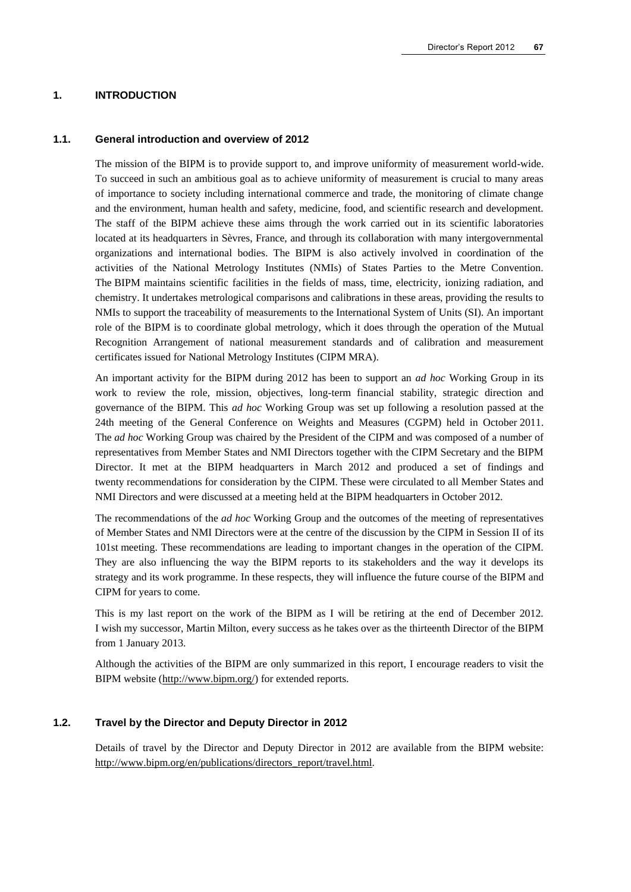# 1. INTRODUCTION

## 1.1. General introduction and overview of 2012

The mission of the BIPM is to provide support to, and improve uniformity of measurement world-wide. To succeed in such an ambitious goal as to achieve uniformity of measurement is crucial to many areas of importance to society including international commerce and trade, the monitoring of climate change and the environment, human health and safety, medicine, food, and scientific research and development. The staff of the BIPM achieve these aims through the work carried out in its scientific laboratories located at its headquarters in Sèvres, France, and through its collaboration with many intergovernmental organizations and international bodies. The BIPM is also actively involved in coordination of the activities of the National Metrology Institutes (NMIs) of States Parties to the Metre Convention. The BIPM maintains scientific facilities in the fields of mass, time, electricity, ionizing radiation, and chemistry. It undertakes metrological comparisons and calibrations in these areas, providing the results to NMIs to support the traceability of measurements to the International System of Units (SI). An important role of the BIPM is to coordinate global metrology, which it does through the operation of the Mutual Recognition Arrangement of national measurement standards and of calibration and measurement certificates issued for National Metrology Institutes (CIPM MRA).

An important activity for the BIPM during 2012 has been to support an *ad hoc* Working Group in its work to review the role, mission, objectives, long-term financial stability, strategic direction and governance of the BIPM. This *ad hoc* Working Group was set up following a resolution passed at the 24th meeting of the General Conference on Weights and Measures (CGPM) held in October 2011. The *ad hoc* Working Group was chaired by the President of the CIPM and was composed of a number of representatives from Member States and NMI Directors together with the CIPM Secretary and the BIPM Director. It met at the BIPM headquarters in March 2012 and produced a set of findings and twenty recommendations for consideration by the CIPM. These were circulated to all Member States and NMI Directors and were discussed at a meeting held at the BIPM headquarters in October 2012.

The recommendations of the *ad hoc* Working Group and the outcomes of the meeting of representatives of Member States and NMI Directors were at the centre of the discussion by the CIPM in Session II of its 101st meeting. These recommendations are leading to important changes in the operation of the CIPM. They are also influencing the way the BIPM reports to its stakeholders and the way it develops its strategy and its work programme. In these respects, they will influence the future course of the BIPM and CIPM for years to come.

This is my last report on the work of the BIPM as I will be retiring at the end of December 2012. I wish my successor, Martin Milton, every success as he takes over as the thirteenth Director of the BIPM from 1 January 2013.

Although the activities of the BIPM are only summarized in this report, I encourage readers to visit the BIPM website (http://www.bipm.org/) for extended reports.

## 1.2. Travel by the Director and Deputy Director in 2012

Details of travel by the Director and Deputy Director in 2012 are available from the BIPM website: http://www.bipm.org/en/publications/directors_report/travel.html.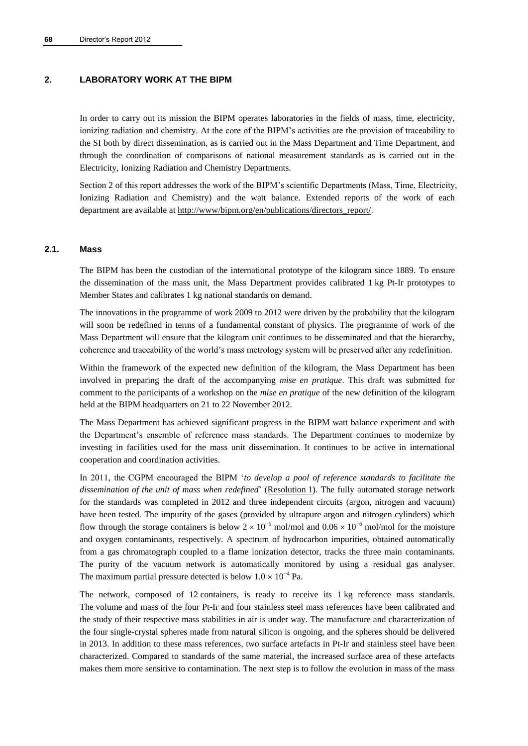## 2. LABORATORY WORK AT THE BIPM

In order to carry out its mission the BIPM operates laboratories in the fields of mass, time, electricity, ionizing radiation and chemistry. At the core of the BIPM's activities are the provision of traceability to the SI both by direct dissemination, as is carried out in the Mass Department and Time Department, and through the coordination of comparisons of national measurement standards as is carried out in the Electricity, Ionizing Radiation and Chemistry Departments.

Section 2 of this report addresses the work of the BIPM's scientific Departments (Mass, Time, Electricity, Ionizing Radiation and Chemistry) and the watt balance. Extended reports of the work of each department are available at http://www/bipm.org/en/publications/directors_report/.

### 2.1. Mass

The BIPM has been the custodian of the international prototype of the kilogram since 1889. To ensure the dissemination of the mass unit, the Mass Department provides calibrated 1 kg Pt-Ir prototypes to Member States and calibrates 1 kg national standards on demand.

The innovations in the programme of work 2009 to 2012 were driven by the probability that the kilogram will soon be redefined in terms of a fundamental constant of physics. The programme of work of the Mass Department will ensure that the kilogram unit continues to be disseminated and that the hierarchy, coherence and traceability of the world's mass metrology system will be preserved after any redefinition.

Within the framework of the expected new definition of the kilogram, the Mass Department has been involved in preparing the draft of the accompanying *mise en pratique*. This draft was submitted for comment to the participants of a workshop on the *mise en pratique* of the new definition of the kilogram held at the BIPM headquarters on 21 to 22 November 2012.

The Mass Department has achieved significant progress in the BIPM watt balance experiment and with the Department's ensemble of reference mass standards. The Department continues to modernize by investing in facilities used for the mass unit dissemination. It continues to be active in international cooperation and coordination activities.

In 2011, the CGPM encouraged the BIPM '*to develop a pool of reference standards to facilitate the dissemination of the unit of mass when redefined*' (Resolution 1). The fully automated storage network for the standards was completed in 2012 and three independent circuits (argon, nitrogen and vacuum) have been tested. The impurity of the gases (provided by ultrapure argon and nitrogen cylinders) which flow through the storage containers is below $2 \times 10^{-6}$ mol/mol and $0.06 \times 10^{-6}$ mol/mol for the moisture and oxygen contaminants, respectively. A spectrum of hydrocarbon impurities, obtained automatically from a gas chromatograph coupled to a flame ionization detector, tracks the three main contaminants. The purity of the vacuum network is automatically monitored by using a residual gas analyser. The maximum partial pressure detected is below $1.0 \times 10^{-4}$ Pa.

The network, composed of 12 containers, is ready to receive its 1 kg reference mass standards. The volume and mass of the four Pt-Ir and four stainless steel mass references have been calibrated and the study of their respective mass stabilities in air is under way. The manufacture and characterization of the four single-crystal spheres made from natural silicon is ongoing, and the spheres should be delivered in 2013. In addition to these mass references, two surface artefacts in Pt-Ir and stainless steel have been characterized. Compared to standards of the same material, the increased surface area of these artefacts makes them more sensitive to contamination. The next step is to follow the evolution in mass of the mass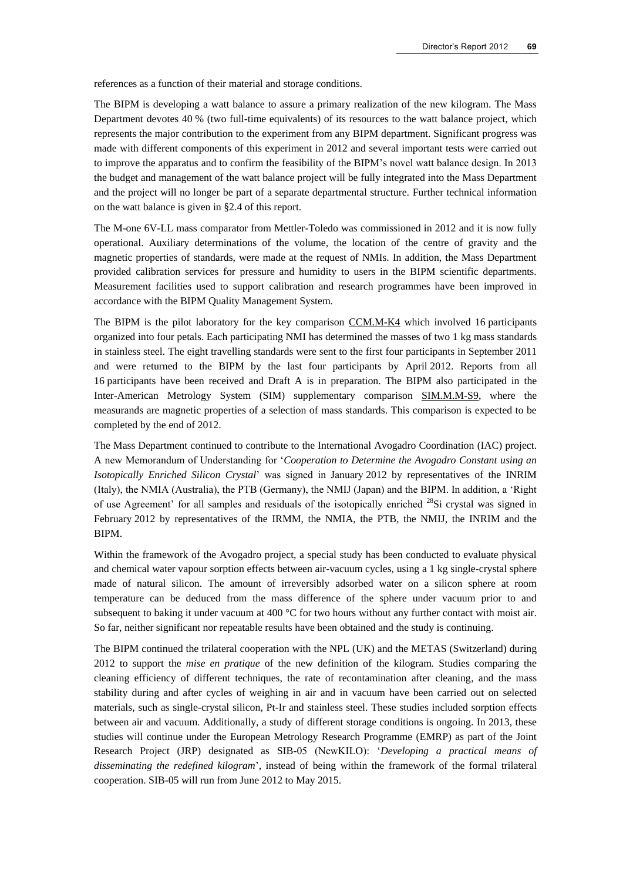references as a function of their material and storage conditions.

The BIPM is developing a watt balance to assure a primary realization of the new kilogram. The Mass Department devotes 40 % (two full-time equivalents) of its resources to the watt balance project, which represents the major contribution to the experiment from any BIPM department. Significant progress was made with different components of this experiment in 2012 and several important tests were carried out to improve the apparatus and to confirm the feasibility of the BIPM's novel watt balance design. In 2013 the budget and management of the watt balance project will be fully integrated into the Mass Department and the project will no longer be part of a separate departmental structure. Further technical information on the watt balance is given in §2.4 of this report.

The M-one 6V-LL mass comparator from Mettler-Toledo was commissioned in 2012 and it is now fully operational. Auxiliary determinations of the volume, the location of the centre of gravity and the magnetic properties of standards, were made at the request of NMIs. In addition, the Mass Department provided calibration services for pressure and humidity to users in the BIPM scientific departments. Measurement facilities used to support calibration and research programmes have been improved in accordance with the BIPM Quality Management System.

The BIPM is the pilot laboratory for the key comparison CCM.M-K4 which involved 16 participants organized into four petals. Each participating NMI has determined the masses of two 1 kg mass standards in stainless steel. The eight travelling standards were sent to the first four participants in September 2011 and were returned to the BIPM by the last four participants by April 2012. Reports from all 16 participants have been received and Draft A is in preparation. The BIPM also participated in the Inter-American Metrology System (SIM) supplementary comparison SIM.M.M-S9, where the measurands are magnetic properties of a selection of mass standards. This comparison is expected to be completed by the end of 2012.

The Mass Department continued to contribute to the International Avogadro Coordination (IAC) project. A new Memorandum of Understanding for '*Cooperation to Determine the Avogadro Constant using an Isotopically Enriched Silicon Crystal*' was signed in January 2012 by representatives of the INRIM (Italy), the NMIA (Australia), the PTB (Germany), the NMIJ (Japan) and the BIPM. In addition, a 'Right of use Agreement' for all samples and residuals of the isotopically enriched $^{28}$Si crystal was signed in February 2012 by representatives of the IRMM, the NMIA, the PTB, the NMIJ, the INRIM and the BIPM.

Within the framework of the Avogadro project, a special study has been conducted to evaluate physical and chemical water vapour sorption effects between air-vacuum cycles, using a 1 kg single-crystal sphere made of natural silicon. The amount of irreversibly adsorbed water on a silicon sphere at room temperature can be deduced from the mass difference of the sphere under vacuum prior to and subsequent to baking it under vacuum at 400 °C for two hours without any further contact with moist air. So far, neither significant nor repeatable results have been obtained and the study is continuing.

The BIPM continued the trilateral cooperation with the NPL (UK) and the METAS (Switzerland) during 2012 to support the *mise en pratique* of the new definition of the kilogram. Studies comparing the cleaning efficiency of different techniques, the rate of recontamination after cleaning, and the mass stability during and after cycles of weighing in air and in vacuum have been carried out on selected materials, such as single-crystal silicon, Pt-Ir and stainless steel. These studies included sorption effects between air and vacuum. Additionally, a study of different storage conditions is ongoing. In 2013, these studies will continue under the European Metrology Research Programme (EMRP) as part of the Joint Research Project (JRP) designated as SIB-05 (NewKILO): '*Developing a practical means of disseminating the redefined kilogram*', instead of being within the framework of the formal trilateral cooperation. SIB-05 will run from June 2012 to May 2015.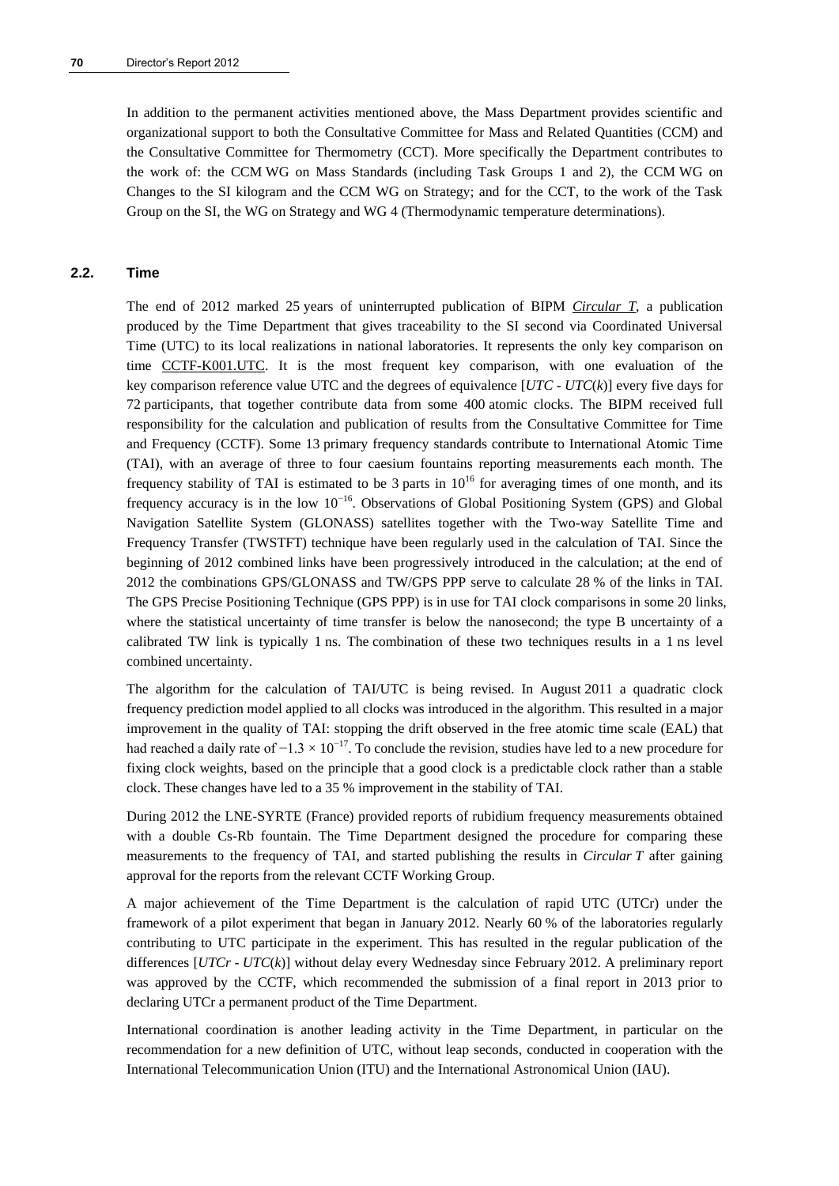In addition to the permanent activities mentioned above, the Mass Department provides scientific and organizational support to both the Consultative Committee for Mass and Related Quantities (CCM) and the Consultative Committee for Thermometry (CCT). More specifically the Department contributes to the work of: the CCM WG on Mass Standards (including Task Groups 1 and 2), the CCM WG on Changes to the SI kilogram and the CCM WG on Strategy; and for the CCT, to the work of the Task Group on the SI, the WG on Strategy and WG 4 (Thermodynamic temperature determinations).

## 2.2. Time

The end of 2012 marked 25 years of uninterrupted publication of BIPM *Circular T*, a publication produced by the Time Department that gives traceability to the SI second via Coordinated Universal Time (UTC) to its local realizations in national laboratories. It represents the only key comparison on time CCTF-K001.UTC. It is the most frequent key comparison, with one evaluation of the key comparison reference value UTC and the degrees of equivalence [$UTC - UTC(k)$] every five days for 72 participants, that together contribute data from some 400 atomic clocks. The BIPM received full responsibility for the calculation and publication of results from the Consultative Committee for Time and Frequency (CCTF). Some 13 primary frequency standards contribute to International Atomic Time (TAI), with an average of three to four caesium fountains reporting measurements each month. The frequency stability of TAI is estimated to be 3 parts in $10^{16}$ for averaging times of one month, and its frequency accuracy is in the low $10^{-16}$. Observations of Global Positioning System (GPS) and Global Navigation Satellite System (GLONASS) satellites together with the Two-way Satellite Time and Frequency Transfer (TWSTFT) technique have been regularly used in the calculation of TAI. Since the beginning of 2012 combined links have been progressively introduced in the calculation; at the end of 2012 the combinations GPS/GLONASS and TW/GPS PPP serve to calculate 28 % of the links in TAI. The GPS Precise Positioning Technique (GPS PPP) is in use for TAI clock comparisons in some 20 links, where the statistical uncertainty of time transfer is below the nanosecond; the type B uncertainty of a calibrated TW link is typically 1 ns. The combination of these two techniques results in a 1 ns level combined uncertainty.

The algorithm for the calculation of TAI/UTC is being revised. In August 2011 a quadratic clock frequency prediction model applied to all clocks was introduced in the algorithm. This resulted in a major improvement in the quality of TAI: stopping the drift observed in the free atomic time scale (EAL) that had reached a daily rate of $-1.3 \times 10^{-17}$. To conclude the revision, studies have led to a new procedure for fixing clock weights, based on the principle that a good clock is a predictable clock rather than a stable clock. These changes have led to a 35 % improvement in the stability of TAI.

During 2012 the LNE-SYRTE (France) provided reports of rubidium frequency measurements obtained with a double Cs-Rb fountain. The Time Department designed the procedure for comparing these measurements to the frequency of TAI, and started publishing the results in *Circular T* after gaining approval for the reports from the relevant CCTF Working Group.

A major achievement of the Time Department is the calculation of rapid UTC (UTCr) under the framework of a pilot experiment that began in January 2012. Nearly 60 % of the laboratories regularly contributing to UTC participate in the experiment. This has resulted in the regular publication of the differences [$UTCr - UTC(k)$] without delay every Wednesday since February 2012. A preliminary report was approved by the CCTF, which recommended the submission of a final report in 2013 prior to declaring UTCr a permanent product of the Time Department.

International coordination is another leading activity in the Time Department, in particular on the recommendation for a new definition of UTC, without leap seconds, conducted in cooperation with the International Telecommunication Union (ITU) and the International Astronomical Union (IAU).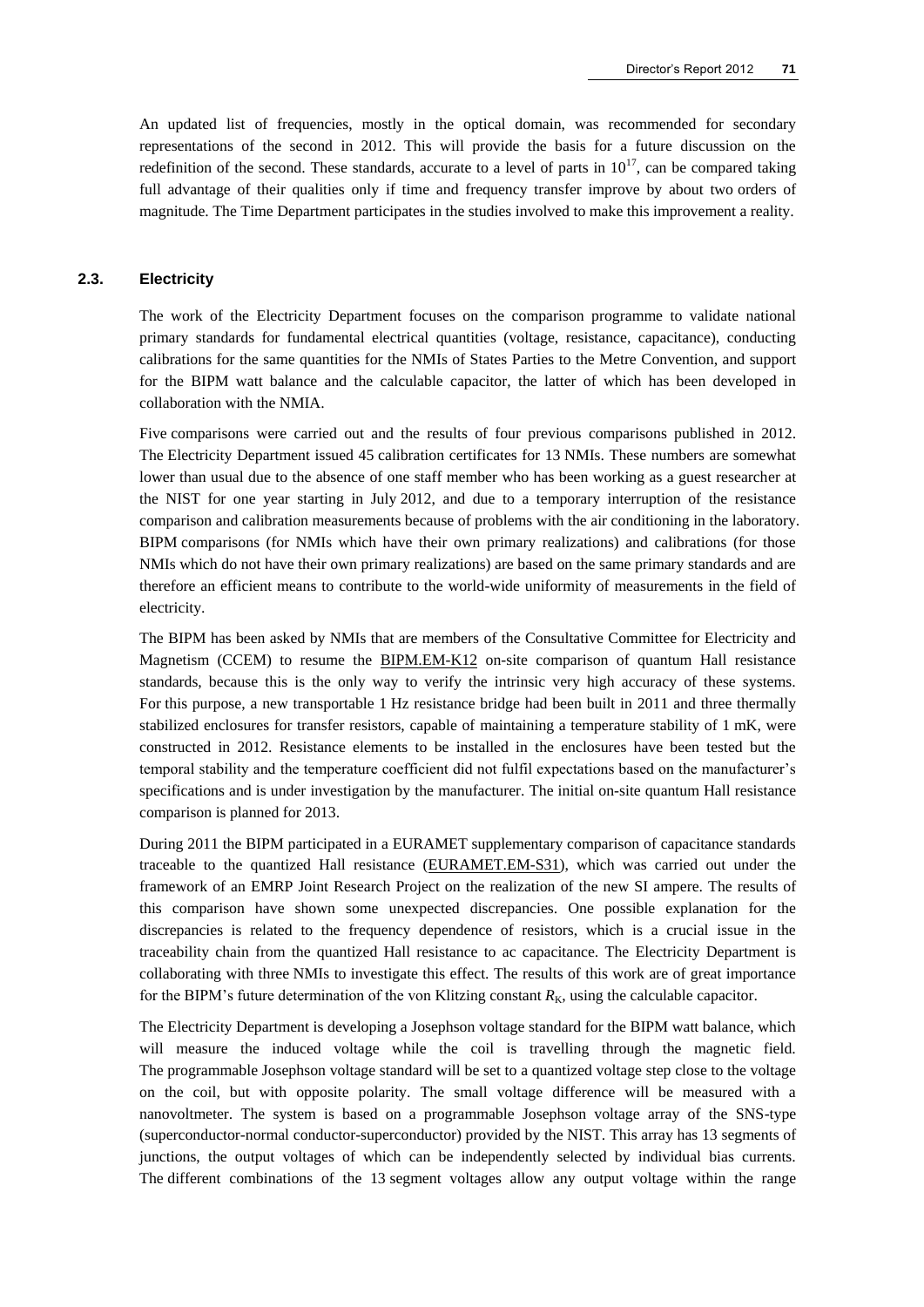An updated list of frequencies, mostly in the optical domain, was recommended for secondary representations of the second in 2012. This will provide the basis for a future discussion on the redefinition of the second. These standards, accurate to a level of parts in $10^{17}$, can be compared taking full advantage of their qualities only if time and frequency transfer improve by about two orders of magnitude. The Time Department participates in the studies involved to make this improvement a reality.

## 2.3. Electricity

The work of the Electricity Department focuses on the comparison programme to validate national primary standards for fundamental electrical quantities (voltage, resistance, capacitance), conducting calibrations for the same quantities for the NMIs of States Parties to the Metre Convention, and support for the BIPM watt balance and the calculable capacitor, the latter of which has been developed in collaboration with the NMIA.

Five comparisons were carried out and the results of four previous comparisons published in 2012. The Electricity Department issued 45 calibration certificates for 13 NMIs. These numbers are somewhat lower than usual due to the absence of one staff member who has been working as a guest researcher at the NIST for one year starting in July 2012, and due to a temporary interruption of the resistance comparison and calibration measurements because of problems with the air conditioning in the laboratory. BIPM comparisons (for NMIs which have their own primary realizations) and calibrations (for those NMIs which do not have their own primary realizations) are based on the same primary standards and are therefore an efficient means to contribute to the world-wide uniformity of measurements in the field of electricity.

The BIPM has been asked by NMIs that are members of the Consultative Committee for Electricity and Magnetism (CCEM) to resume the BIPM.EM-K12 on-site comparison of quantum Hall resistance standards, because this is the only way to verify the intrinsic very high accuracy of these systems. For this purpose, a new transportable 1 Hz resistance bridge had been built in 2011 and three thermally stabilized enclosures for transfer resistors, capable of maintaining a temperature stability of 1 mK, were constructed in 2012. Resistance elements to be installed in the enclosures have been tested but the temporal stability and the temperature coefficient did not fulfil expectations based on the manufacturer's specifications and is under investigation by the manufacturer. The initial on-site quantum Hall resistance comparison is planned for 2013.

During 2011 the BIPM participated in a EURAMET supplementary comparison of capacitance standards traceable to the quantized Hall resistance (EURAMET.EM-S31), which was carried out under the framework of an EMRP Joint Research Project on the realization of the new SI ampere. The results of this comparison have shown some unexpected discrepancies. One possible explanation for the discrepancies is related to the frequency dependence of resistors, which is a crucial issue in the traceability chain from the quantized Hall resistance to ac capacitance. The Electricity Department is collaborating with three NMIs to investigate this effect. The results of this work are of great importance for the BIPM's future determination of the von Klitzing constant $R_K$, using the calculable capacitor.

The Electricity Department is developing a Josephson voltage standard for the BIPM watt balance, which will measure the induced voltage while the coil is travelling through the magnetic field. The programmable Josephson voltage standard will be set to a quantized voltage step close to the voltage on the coil, but with opposite polarity. The small voltage difference will be measured with a nanovoltmeter. The system is based on a programmable Josephson voltage array of the SNS-type (superconductor-normal conductor-superconductor) provided by the NIST. This array has 13 segments of junctions, the output voltages of which can be independently selected by individual bias currents. The different combinations of the 13 segment voltages allow any output voltage within the range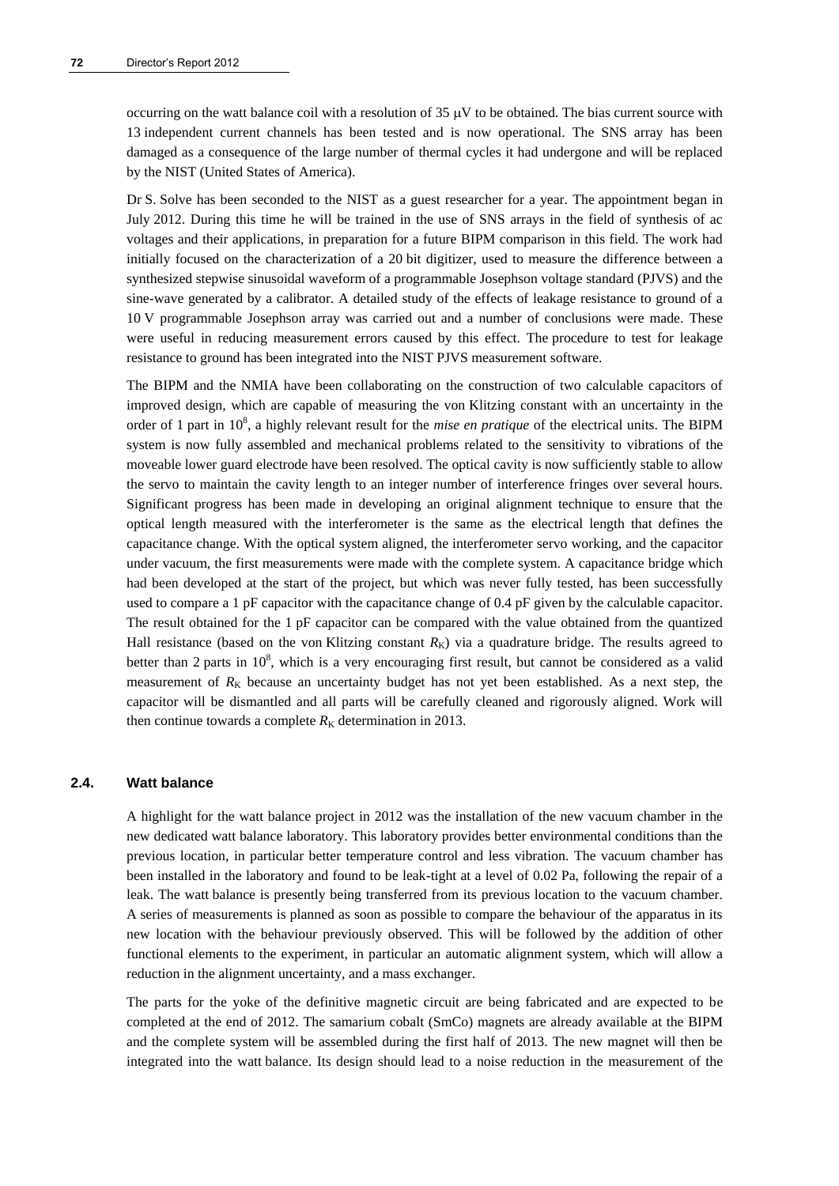occurring on the watt balance coil with a resolution of 35 μV to be obtained. The bias current source with 13 independent current channels has been tested and is now operational. The SNS array has been damaged as a consequence of the large number of thermal cycles it had undergone and will be replaced by the NIST (United States of America).

Dr S. Solve has been seconded to the NIST as a guest researcher for a year. The appointment began in July 2012. During this time he will be trained in the use of SNS arrays in the field of synthesis of ac voltages and their applications, in preparation for a future BIPM comparison in this field. The work had initially focused on the characterization of a 20 bit digitizer, used to measure the difference between a synthesized stepwise sinusoidal waveform of a programmable Josephson voltage standard (PJVS) and the sine-wave generated by a calibrator. A detailed study of the effects of leakage resistance to ground of a 10 V programmable Josephson array was carried out and a number of conclusions were made. These were useful in reducing measurement errors caused by this effect. The procedure to test for leakage resistance to ground has been integrated into the NIST PJVS measurement software.

The BIPM and the NMIA have been collaborating on the construction of two calculable capacitors of improved design, which are capable of measuring the von Klitzing constant with an uncertainty in the order of 1 part in $10^8$, a highly relevant result for the *mise en pratique* of the electrical units. The BIPM system is now fully assembled and mechanical problems related to the sensitivity to vibrations of the moveable lower guard electrode have been resolved. The optical cavity is now sufficiently stable to allow the servo to maintain the cavity length to an integer number of interference fringes over several hours. Significant progress has been made in developing an original alignment technique to ensure that the optical length measured with the interferometer is the same as the electrical length that defines the capacitance change. With the optical system aligned, the interferometer servo working, and the capacitor under vacuum, the first measurements were made with the complete system. A capacitance bridge which had been developed at the start of the project, but which was never fully tested, has been successfully used to compare a 1 pF capacitor with the capacitance change of 0.4 pF given by the calculable capacitor. The result obtained for the 1 pF capacitor can be compared with the value obtained from the quantized Hall resistance (based on the von Klitzing constant $R_K$) via a quadrature bridge. The results agreed to better than 2 parts in $10^8$, which is a very encouraging first result, but cannot be considered as a valid measurement of $R_K$ because an uncertainty budget has not yet been established. As a next step, the capacitor will be dismantled and all parts will be carefully cleaned and rigorously aligned. Work will then continue towards a complete $R_K$ determination in 2013.

## 2.4. Watt balance

A highlight for the watt balance project in 2012 was the installation of the new vacuum chamber in the new dedicated watt balance laboratory. This laboratory provides better environmental conditions than the previous location, in particular better temperature control and less vibration. The vacuum chamber has been installed in the laboratory and found to be leak-tight at a level of 0.02 Pa, following the repair of a leak. The watt balance is presently being transferred from its previous location to the vacuum chamber. A series of measurements is planned as soon as possible to compare the behaviour of the apparatus in its new location with the behaviour previously observed. This will be followed by the addition of other functional elements to the experiment, in particular an automatic alignment system, which will allow a reduction in the alignment uncertainty, and a mass exchanger.

The parts for the yoke of the definitive magnetic circuit are being fabricated and are expected to be completed at the end of 2012. The samarium cobalt (SmCo) magnets are already available at the BIPM and the complete system will be assembled during the first half of 2013. The new magnet will then be integrated into the watt balance. Its design should lead to a noise reduction in the measurement of the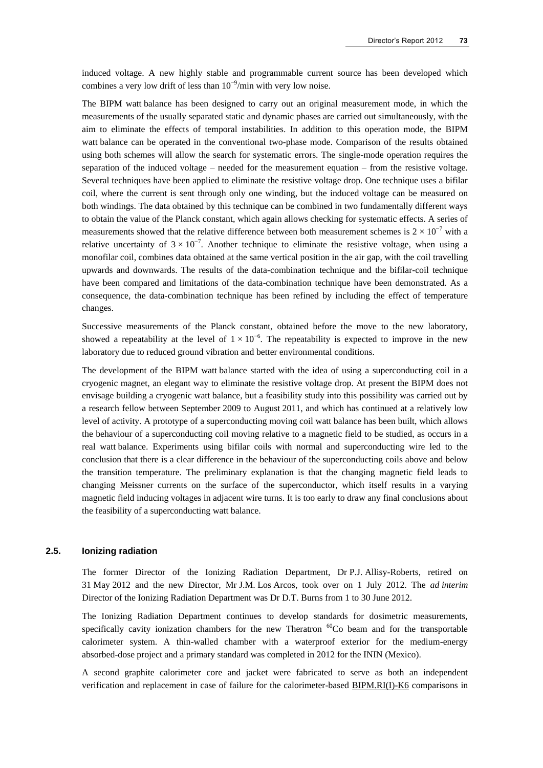induced voltage. A new highly stable and programmable current source has been developed which combines a very low drift of less than $10^{-9}$/min with very low noise.

The BIPM watt balance has been designed to carry out an original measurement mode, in which the measurements of the usually separated static and dynamic phases are carried out simultaneously, with the aim to eliminate the effects of temporal instabilities. In addition to this operation mode, the BIPM watt balance can be operated in the conventional two-phase mode. Comparison of the results obtained using both schemes will allow the search for systematic errors. The single-mode operation requires the separation of the induced voltage – needed for the measurement equation – from the resistive voltage. Several techniques have been applied to eliminate the resistive voltage drop. One technique uses a bifilar coil, where the current is sent through only one winding, but the induced voltage can be measured on both windings. The data obtained by this technique can be combined in two fundamentally different ways to obtain the value of the Planck constant, which again allows checking for systematic effects. A series of measurements showed that the relative difference between both measurement schemes is $2 \times 10^{-7}$ with a relative uncertainty of $3 \times 10^{-7}$. Another technique to eliminate the resistive voltage, when using a monofilar coil, combines data obtained at the same vertical position in the air gap, with the coil travelling upwards and downwards. The results of the data-combination technique and the bifilar-coil technique have been compared and limitations of the data-combination technique have been demonstrated. As a consequence, the data-combination technique has been refined by including the effect of temperature changes.

Successive measurements of the Planck constant, obtained before the move to the new laboratory, showed a repeatability at the level of $1 \times 10^{-6}$. The repeatability is expected to improve in the new laboratory due to reduced ground vibration and better environmental conditions.

The development of the BIPM watt balance started with the idea of using a superconducting coil in a cryogenic magnet, an elegant way to eliminate the resistive voltage drop. At present the BIPM does not envisage building a cryogenic watt balance, but a feasibility study into this possibility was carried out by a research fellow between September 2009 to August 2011, and which has continued at a relatively low level of activity. A prototype of a superconducting moving coil watt balance has been built, which allows the behaviour of a superconducting coil moving relative to a magnetic field to be studied, as occurs in a real watt balance. Experiments using bifilar coils with normal and superconducting wire led to the conclusion that there is a clear difference in the behaviour of the superconducting coils above and below the transition temperature. The preliminary explanation is that the changing magnetic field leads to changing Meissner currents on the surface of the superconductor, which itself results in a varying magnetic field inducing voltages in adjacent wire turns. It is too early to draw any final conclusions about the feasibility of a superconducting watt balance.

## 2.5. Ionizing radiation

The former Director of the Ionizing Radiation Department, Dr P.J. Allisy-Roberts, retired on 31 May 2012 and the new Director, Mr J.M. Los Arcos, took over on 1 July 2012. The *ad interim* Director of the Ionizing Radiation Department was Dr D.T. Burns from 1 to 30 June 2012.

The Ionizing Radiation Department continues to develop standards for dosimetric measurements, specifically cavity ionization chambers for the new Theratron $^{60}$Co beam and for the transportable calorimeter system. A thin-walled chamber with a waterproof exterior for the medium-energy absorbed-dose project and a primary standard was completed in 2012 for the ININ (Mexico).

A second graphite calorimeter core and jacket were fabricated to serve as both an independent verification and replacement in case of failure for the calorimeter-based BIPM.RI(I)-K6 comparisons in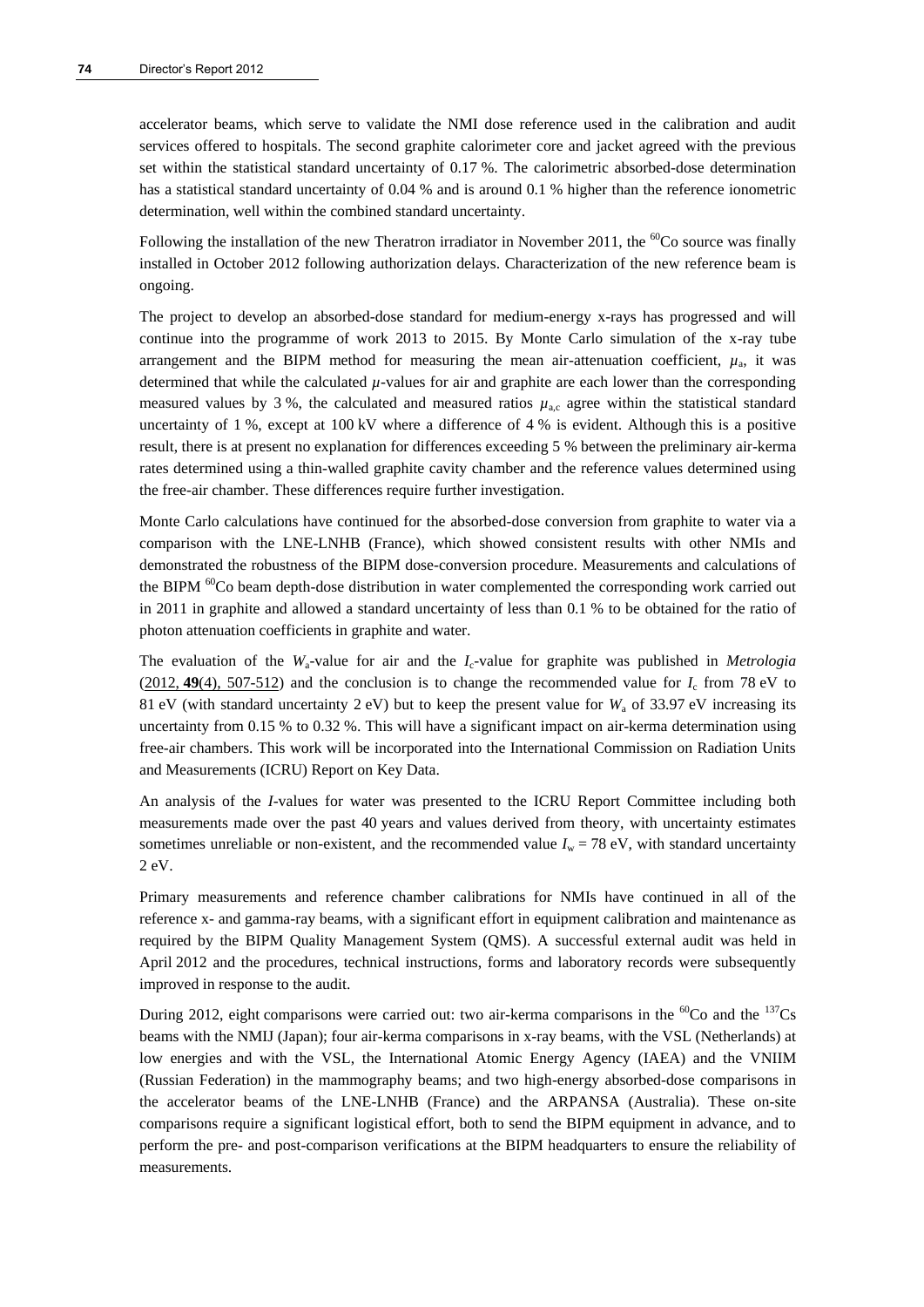accelerator beams, which serve to validate the NMI dose reference used in the calibration and audit services offered to hospitals. The second graphite calorimeter core and jacket agreed with the previous set within the statistical standard uncertainty of 0.17 %. The calorimetric absorbed-dose determination has a statistical standard uncertainty of 0.04 % and is around 0.1 % higher than the reference ionometric determination, well within the combined standard uncertainty.

Following the installation of the new Theratron irradiator in November 2011, the $^{60}$Co source was finally installed in October 2012 following authorization delays. Characterization of the new reference beam is ongoing.

The project to develop an absorbed-dose standard for medium-energy x-rays has progressed and will continue into the programme of work 2013 to 2015. By Monte Carlo simulation of the x-ray tube arrangement and the BIPM method for measuring the mean air-attenuation coefficient, $\mu_a$, it was determined that while the calculated $\mu$-values for air and graphite are each lower than the corresponding measured values by 3 %, the calculated and measured ratios $\mu_{a,c}$ agree within the statistical standard uncertainty of 1 %, except at 100 kV where a difference of 4 % is evident. Although this is a positive result, there is at present no explanation for differences exceeding 5 % between the preliminary air-kerma rates determined using a thin-walled graphite cavity chamber and the reference values determined using the free-air chamber. These differences require further investigation.

Monte Carlo calculations have continued for the absorbed-dose conversion from graphite to water via a comparison with the LNE-LNHB (France), which showed consistent results with other NMIs and demonstrated the robustness of the BIPM dose-conversion procedure. Measurements and calculations of the BIPM $^{60}$Co beam depth-dose distribution in water complemented the corresponding work carried out in 2011 in graphite and allowed a standard uncertainty of less than 0.1 % to be obtained for the ratio of photon attenuation coefficients in graphite and water.

The evaluation of the $W_a$-value for air and the $I_c$-value for graphite was published in *Metrologia* (2012, **49**(4), 507-512) and the conclusion is to change the recommended value for $I_c$ from 78 eV to 81 eV (with standard uncertainty 2 eV) but to keep the present value for $W_a$ of 33.97 eV increasing its uncertainty from 0.15 % to 0.32 %. This will have a significant impact on air-kerma determination using free-air chambers. This work will be incorporated into the International Commission on Radiation Units and Measurements (ICRU) Report on Key Data.

An analysis of the $I$-values for water was presented to the ICRU Report Committee including both measurements made over the past 40 years and values derived from theory, with uncertainty estimates sometimes unreliable or non-existent, and the recommended value $I_w = 78$ eV, with standard uncertainty 2 eV.

Primary measurements and reference chamber calibrations for NMIs have continued in all of the reference x- and gamma-ray beams, with a significant effort in equipment calibration and maintenance as required by the BIPM Quality Management System (QMS). A successful external audit was held in April 2012 and the procedures, technical instructions, forms and laboratory records were subsequently improved in response to the audit.

During 2012, eight comparisons were carried out: two air-kerma comparisons in the $^{60}$Co and the $^{137}$Cs beams with the NMIJ (Japan); four air-kerma comparisons in x-ray beams, with the VSL (Netherlands) at low energies and with the VSL, the International Atomic Energy Agency (IAEA) and the VNIIM (Russian Federation) in the mammography beams; and two high-energy absorbed-dose comparisons in the accelerator beams of the LNE-LNHB (France) and the ARPANSA (Australia). These on-site comparisons require a significant logistical effort, both to send the BIPM equipment in advance, and to perform the pre- and post-comparison verifications at the BIPM headquarters to ensure the reliability of measurements.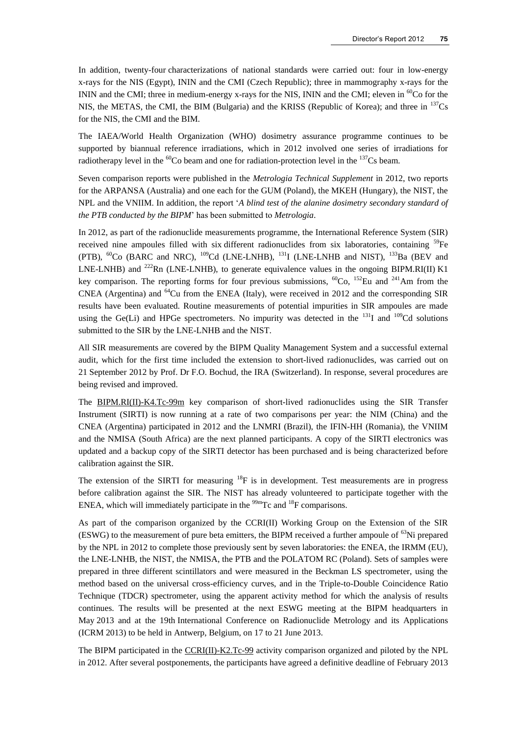In addition, twenty-four characterizations of national standards were carried out: four in low-energy x-rays for the NIS (Egypt), ININ and the CMI (Czech Republic); three in mammography x-rays for the ININ and the CMI; three in medium-energy x-rays for the NIS, ININ and the CMI; eleven in $^{60}$Co for the NIS, the METAS, the CMI, the BIM (Bulgaria) and the KRISS (Republic of Korea); and three in $^{137}$Cs for the NIS, the CMI and the BIM.

The IAEA/World Health Organization (WHO) dosimetry assurance programme continues to be supported by biannual reference irradiations, which in 2012 involved one series of irradiations for radiotherapy level in the $^{60}$Co beam and one for radiation-protection level in the $^{137}$Cs beam.

Seven comparison reports were published in the *Metrologia Technical Supplement* in 2012, two reports for the ARPANSA (Australia) and one each for the GUM (Poland), the MKEH (Hungary), the NIST, the NPL and the VNIIM. In addition, the report '*A blind test of the alanine dosimetry secondary standard of the PTB conducted by the BIPM*' has been submitted to *Metrologia*.

In 2012, as part of the radionuclide measurements programme, the International Reference System (SIR) received nine ampoules filled with six different radionuclides from six laboratories, containing $^{59}$Fe (PTB), $^{60}$Co (BARC and NRC), $^{109}$Cd (LNE-LNHB), $^{131}$I (LNE-LNHB and NIST), $^{133}$Ba (BEV and LNE-LNHB) and $^{222}$Rn (LNE-LNHB), to generate equivalence values in the ongoing BIPM.RI(II) K1 key comparison. The reporting forms for four previous submissions, $^{60}$Co, $^{152}$Eu and $^{241}$Am from the CNEA (Argentina) and $^{64}$Cu from the ENEA (Italy), were received in 2012 and the corresponding SIR results have been evaluated. Routine measurements of potential impurities in SIR ampoules are made using the Ge(Li) and HPGe spectrometers. No impurity was detected in the $^{131}$I and $^{109}$Cd solutions submitted to the SIR by the LNE-LNHB and the NIST.

All SIR measurements are covered by the BIPM Quality Management System and a successful external audit, which for the first time included the extension to short-lived radionuclides, was carried out on 21 September 2012 by Prof. Dr F.O. Bochud, the IRA (Switzerland). In response, several procedures are being revised and improved.

The BIPM.RI(II)-K4.Tc-99m key comparison of short-lived radionuclides using the SIR Transfer Instrument (SIRTI) is now running at a rate of two comparisons per year: the NIM (China) and the CNEA (Argentina) participated in 2012 and the LNMRI (Brazil), the IFIN-HH (Romania), the VNIIM and the NMISA (South Africa) are the next planned participants. A copy of the SIRTI electronics was updated and a backup copy of the SIRTI detector has been purchased and is being characterized before calibration against the SIR.

The extension of the SIRTI for measuring $^{18}$F is in development. Test measurements are in progress before calibration against the SIR. The NIST has already volunteered to participate together with the ENEA, which will immediately participate in the $^{99m}$Tc and $^{18}$F comparisons.

As part of the comparison organized by the CCRI(II) Working Group on the Extension of the SIR (ESWG) to the measurement of pure beta emitters, the BIPM received a further ampoule of $^{63}$Ni prepared by the NPL in 2012 to complete those previously sent by seven laboratories: the ENEA, the IRMM (EU), the LNE-LNHB, the NIST, the NMISA, the PTB and the POLATOM RC (Poland). Sets of samples were prepared in three different scintillators and were measured in the Beckman LS spectrometer, using the method based on the universal cross-efficiency curves, and in the Triple-to-Double Coincidence Ratio Technique (TDCR) spectrometer, using the apparent activity method for which the analysis of results continues. The results will be presented at the next ESWG meeting at the BIPM headquarters in May 2013 and at the 19th International Conference on Radionuclide Metrology and its Applications (ICRM 2013) to be held in Antwerp, Belgium, on 17 to 21 June 2013.

The BIPM participated in the CCRI(II)-K2.Tc-99 activity comparison organized and piloted by the NPL in 2012. After several postponements, the participants have agreed a definitive deadline of February 2013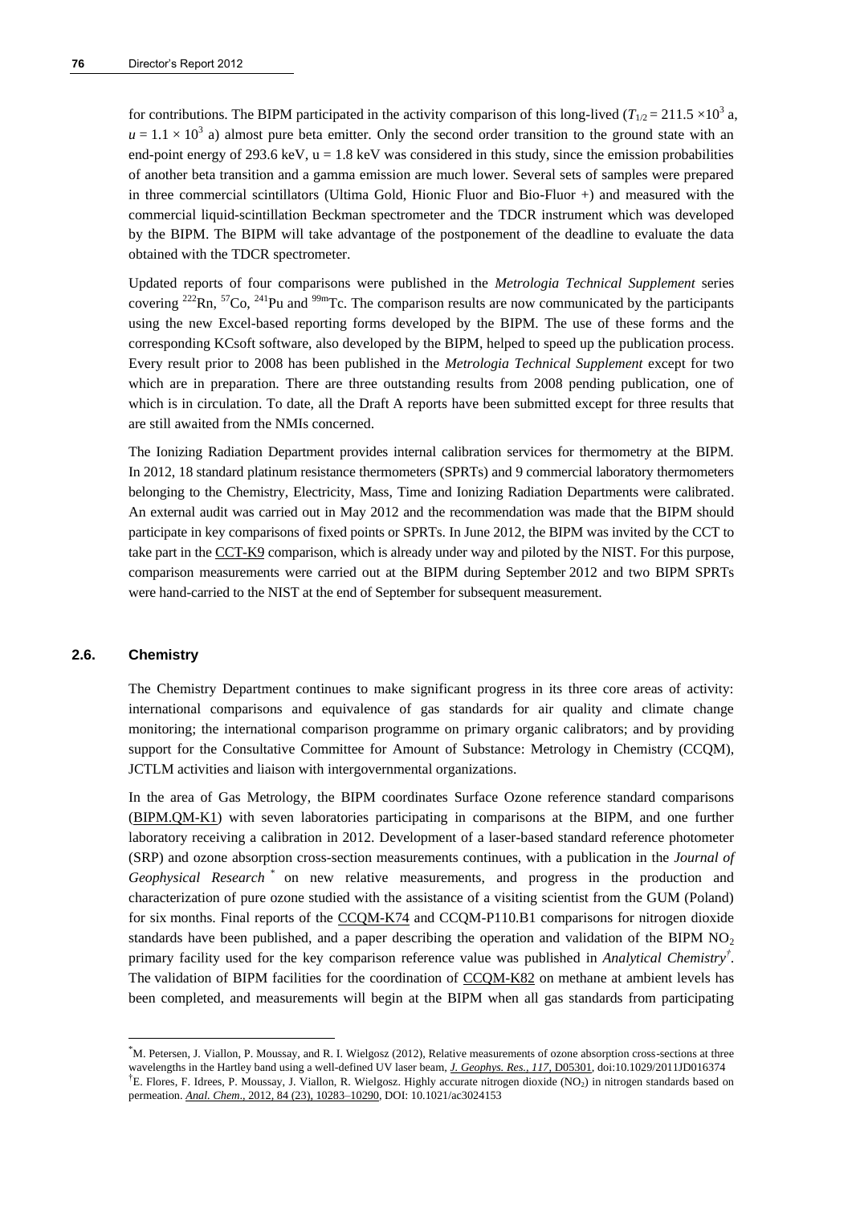for contributions. The BIPM participated in the activity comparison of this long-lived ($T_{1/2} = 211.5 \times 10^3$ a, $u = 1.1 \times 10^3$ a) almost pure beta emitter. Only the second order transition to the ground state with an end-point energy of 293.6 keV, u = 1.8 keV was considered in this study, since the emission probabilities of another beta transition and a gamma emission are much lower. Several sets of samples were prepared in three commercial scintillators (Ultima Gold, Hionic Fluor and Bio-Fluor +) and measured with the commercial liquid-scintillation Beckman spectrometer and the TDCR instrument which was developed by the BIPM. The BIPM will take advantage of the postponement of the deadline to evaluate the data obtained with the TDCR spectrometer.

Updated reports of four comparisons were published in the *Metrologia Technical Supplement* series covering $^{222}$Rn, $^{57}$Co, $^{241}$Pu and $^{99m}$Tc. The comparison results are now communicated by the participants using the new Excel-based reporting forms developed by the BIPM. The use of these forms and the corresponding KCsoft software, also developed by the BIPM, helped to speed up the publication process. Every result prior to 2008 has been published in the *Metrologia Technical Supplement* except for two which are in preparation. There are three outstanding results from 2008 pending publication, one of which is in circulation. To date, all the Draft A reports have been submitted except for three results that are still awaited from the NMIs concerned.

The Ionizing Radiation Department provides internal calibration services for thermometry at the BIPM. In 2012, 18 standard platinum resistance thermometers (SPRTs) and 9 commercial laboratory thermometers belonging to the Chemistry, Electricity, Mass, Time and Ionizing Radiation Departments were calibrated. An external audit was carried out in May 2012 and the recommendation was made that the BIPM should participate in key comparisons of fixed points or SPRTs. In June 2012, the BIPM was invited by the CCT to take part in the CCT-K9 comparison, which is already under way and piloted by the NIST. For this purpose, comparison measurements were carried out at the BIPM during September 2012 and two BIPM SPRTs were hand-carried to the NIST at the end of September for subsequent measurement.

## 2.6. Chemistry

The Chemistry Department continues to make significant progress in its three core areas of activity: international comparisons and equivalence of gas standards for air quality and climate change monitoring; the international comparison programme on primary organic calibrators; and by providing support for the Consultative Committee for Amount of Substance: Metrology in Chemistry (CCQM), JCTLM activities and liaison with intergovernmental organizations.

In the area of Gas Metrology, the BIPM coordinates Surface Ozone reference standard comparisons (BIPM.QM-K1) with seven laboratories participating in comparisons at the BIPM, and one further laboratory receiving a calibration in 2012. Development of a laser-based standard reference photometer (SRP) and ozone absorption cross-section measurements continues, with a publication in the *Journal of Geophysical Research* [*] on new relative measurements, and progress in the production and characterization of pure ozone studied with the assistance of a visiting scientist from the GUM (Poland) for six months. Final reports of the CCQM-K74 and CCQM-P110.B1 comparisons for nitrogen dioxide standards have been published, and a paper describing the operation and validation of the BIPM $NO_2$ primary facility used for the key comparison reference value was published in *Analytical Chemistry* [†]. The validation of BIPM facilities for the coordination of CCQM-K82 on methane at ambient levels has been completed, and measurements will begin at the BIPM when all gas standards from participating

[*] M. Petersen, J. Viallon, P. Moussay, and R. I. Wielgosz (2012), Relative measurements of ozone absorption cross-sections at three wavelengths in the Hartley band using a well-defined UV laser beam, *J. Geophys. Res., 117*, D05301, doi:10.1029/2011JD016374

[†] E. Flores, F. Idrees, P. Moussay, J. Viallon, R. Wielgosz. Highly accurate nitrogen dioxide ($NO_2$) in nitrogen standards based on permeation. *Anal. Chem.*, 2012, 84 (23), 10283–10290, DOI: 10.1021/ac3024153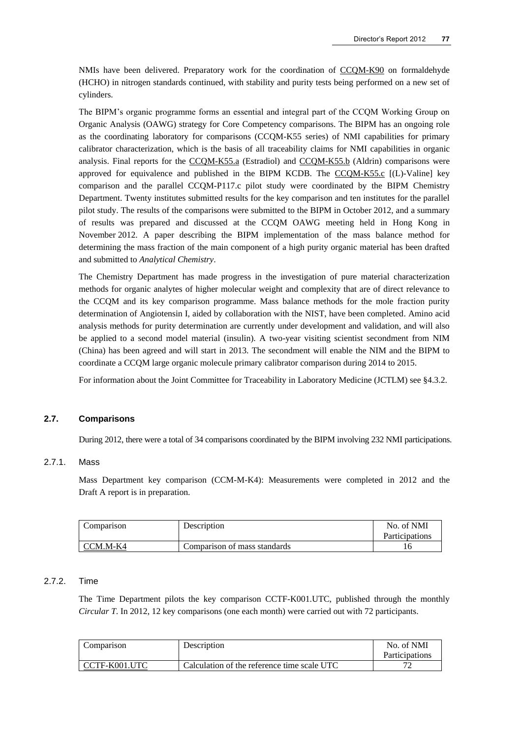NMIs have been delivered. Preparatory work for the coordination of CCQM-K90 on formaldehyde (HCHO) in nitrogen standards continued, with stability and purity tests being performed on a new set of cylinders.

The BIPM's organic programme forms an essential and integral part of the CCQM Working Group on Organic Analysis (OAWG) strategy for Core Competency comparisons. The BIPM has an ongoing role as the coordinating laboratory for comparisons (CCQM-K55 series) of NMI capabilities for primary calibrator characterization, which is the basis of all traceability claims for NMI capabilities in organic analysis. Final reports for the CCQM-K55.a (Estradiol) and CCQM-K55.b (Aldrin) comparisons were approved for equivalence and published in the BIPM KCDB. The CCQM-K55.c [(L)-Valine] key comparison and the parallel CCQM-P117.c pilot study were coordinated by the BIPM Chemistry Department. Twenty institutes submitted results for the key comparison and ten institutes for the parallel pilot study. The results of the comparisons were submitted to the BIPM in October 2012, and a summary of results was prepared and discussed at the CCQM OAWG meeting held in Hong Kong in November 2012. A paper describing the BIPM implementation of the mass balance method for determining the mass fraction of the main component of a high purity organic material has been drafted and submitted to *Analytical Chemistry*.

The Chemistry Department has made progress in the investigation of pure material characterization methods for organic analytes of higher molecular weight and complexity that are of direct relevance to the CCQM and its key comparison programme. Mass balance methods for the mole fraction purity determination of Angiotensin I, aided by collaboration with the NIST, have been completed. Amino acid analysis methods for purity determination are currently under development and validation, and will also be applied to a second model material (insulin). A two-year visiting scientist secondment from NIM (China) has been agreed and will start in 2013. The secondment will enable the NIM and the BIPM to coordinate a CCQM large organic molecule primary calibrator comparison during 2014 to 2015.

For information about the Joint Committee for Traceability in Laboratory Medicine (JCTLM) see §4.3.2.

## 2.7. Comparisons

During 2012, there were a total of 34 comparisons coordinated by the BIPM involving 232 NMI participations.

### 2.7.1. Mass

Mass Department key comparison (CCM-M-K4): Measurements were completed in 2012 and the Draft A report is in preparation.

| Comparison | Description | No. of NMI Participations |
|---|---|---|
| CCM.M-K4 | Comparison of mass standards | 16 |

### 2.7.2. Time

The Time Department pilots the key comparison CCTF-K001.UTC, published through the monthly *Circular T*. In 2012, 12 key comparisons (one each month) were carried out with 72 participants.

| Comparison | Description | No. of NMI Participations |
|---|---|---|
| CCTF-K001.UTC | Calculation of the reference time scale UTC | 72 |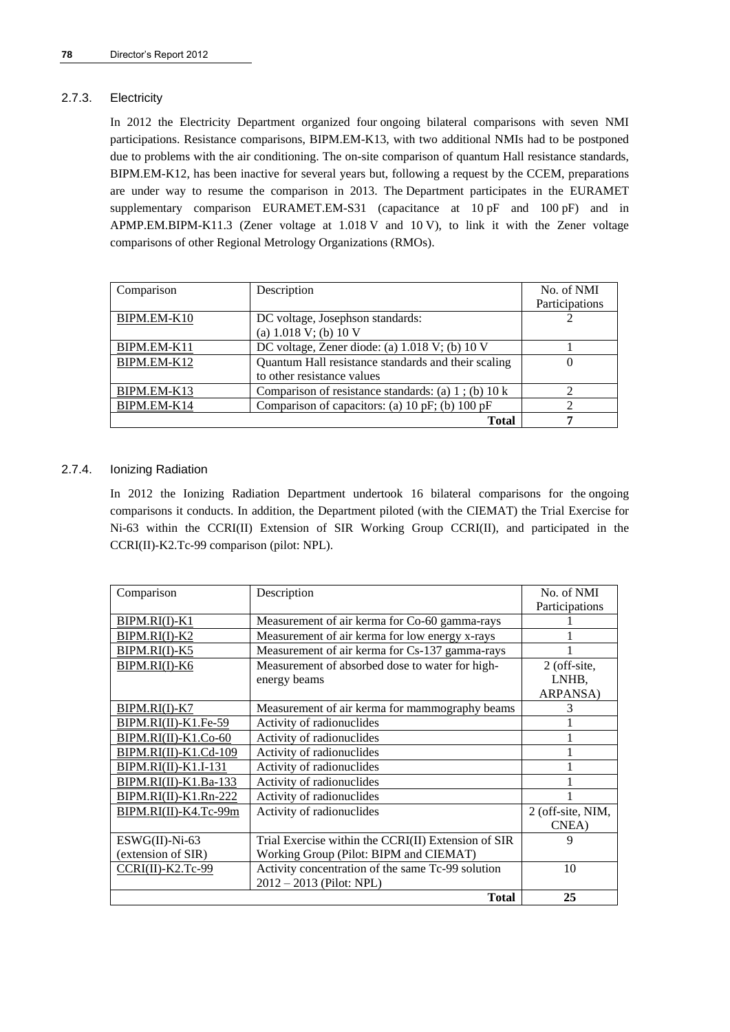### 2.7.3. Electricity

In 2012 the Electricity Department organized four ongoing bilateral comparisons with seven NMI participations. Resistance comparisons, BIPM.EM-K13, with two additional NMIs had to be postponed due to problems with the air conditioning. The on-site comparison of quantum Hall resistance standards, BIPM.EM-K12, has been inactive for several years but, following a request by the CCEM, preparations are under way to resume the comparison in 2013. The Department participates in the EURAMET supplementary comparison EURAMET.EM-S31 (capacitance at 10 pF and 100 pF) and in APMP.EM.BIPM-K11.3 (Zener voltage at 1.018 V and 10 V), to link it with the Zener voltage comparisons of other Regional Metrology Organizations (RMOs).

| Comparison | Description | No. of NMI Participations |
|---|---|---|
| BIPM.EM-K10 | DC voltage, Josephson standards: (a) 1.018 V; (b) 10 V | 2 |
| BIPM.EM-K11 | DC voltage, Zener diode: (a) 1.018 V; (b) 10 V | 1 |
| BIPM.EM-K12 | Quantum Hall resistance standards and their scaling to other resistance values | 0 |
| BIPM.EM-K13 | Comparison of resistance standards: (a) 1 ; (b) 10 k | 2 |
| BIPM.EM-K14 | Comparison of capacitors: (a) 10 pF; (b) 100 pF | 2 |
| | **Total** | **7** |

### 2.7.4. Ionizing Radiation

In 2012 the Ionizing Radiation Department undertook 16 bilateral comparisons for the ongoing comparisons it conducts. In addition, the Department piloted (with the CIEMAT) the Trial Exercise for Ni-63 within the CCRI(II) Extension of SIR Working Group CCRI(II), and participated in the CCRI(II)-K2.Tc-99 comparison (pilot: NPL).

| Comparison | Description | No. of NMI Participations |
|---|---|---|
| BIPM.RI(I)-K1 | Measurement of air kerma for Co-60 gamma-rays | 1 |
| BIPM.RI(I)-K2 | Measurement of air kerma for low energy x-rays | 1 |
| BIPM.RI(I)-K5 | Measurement of air kerma for Cs-137 gamma-rays | 1 |
| BIPM.RI(I)-K6 | Measurement of absorbed dose to water for high-energy beams | 2 (off-site, LNHB, ARPANSA) |
| BIPM.RI(I)-K7 | Measurement of air kerma for mammography beams | 3 |
| BIPM.RI(II)-K1.Fe-59 | Activity of radionuclides | 1 |
| BIPM.RI(II)-K1.Co-60 | Activity of radionuclides | 1 |
| BIPM.RI(II)-K1.Cd-109 | Activity of radionuclides | 1 |
| BIPM.RI(II)-K1.I-131 | Activity of radionuclides | 1 |
| BIPM.RI(II)-K1.Ba-133 | Activity of radionuclides | 1 |
| BIPM.RI(II)-K1.Rn-222 | Activity of radionuclides | 1 |
| BIPM.RI(II)-K4.Tc-99m | Activity of radionuclides | 2 (off-site, NIM, CNEA) |
| ESWG(II)-Ni-63 (extension of SIR) | Trial Exercise within the CCRI(II) Extension of SIR Working Group (Pilot: BIPM and CIEMAT) | 9 |
| CCRI(II)-K2.Tc-99 | Activity concentration of the same Tc-99 solution 2012 – 2013 (Pilot: NPL) | 10 |
| | **Total** | **25** |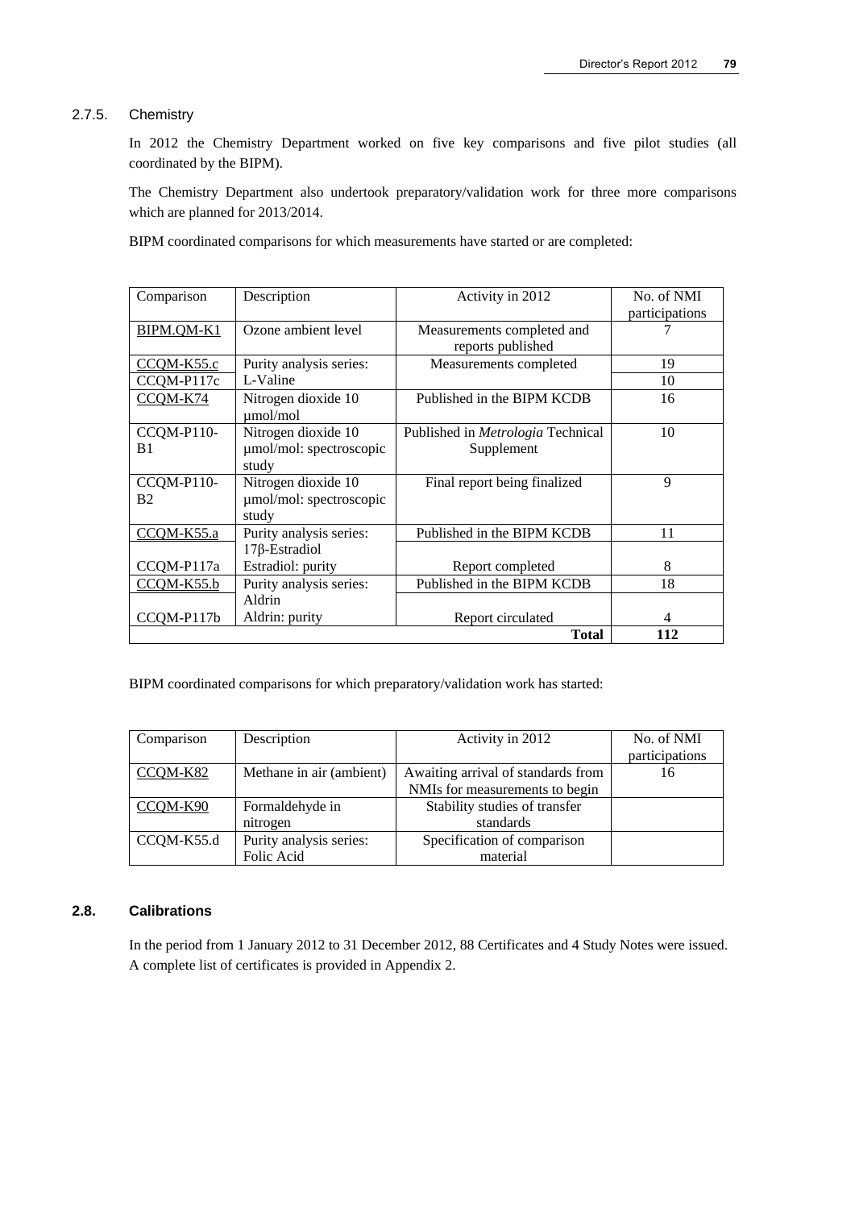### 2.7.5. Chemistry

In 2012 the Chemistry Department worked on five key comparisons and five pilot studies (all coordinated by the BIPM).

The Chemistry Department also undertook preparatory/validation work for three more comparisons which are planned for 2013/2014.

BIPM coordinated comparisons for which measurements have started or are completed:

| Comparison | Description | Activity in 2012 | No. of NMI participations |
|---|---|---|---|
| BIPM.QM-K1 | Ozone ambient level | Measurements completed and reports published | 7 |
| CCQM-K55.c | Purity analysis series: L-Valine | Measurements completed | 19 |
| CCQM-P117c | | | 10 |
| CCQM-K74 | Nitrogen dioxide 10 μmol/mol | Published in the BIPM KCDB | 16 |
| CCQM-P110-B1 | Nitrogen dioxide 10 μmol/mol: spectroscopic study | Published in *Metrologia* Technical Supplement | 10 |
| CCQM-P110-B2 | Nitrogen dioxide 10 μmol/mol: spectroscopic study | Final report being finalized | 9 |
| CCQM-K55.a | Purity analysis series: 17β-Estradiol | Published in the BIPM KCDB | 11 |
| CCQM-P117a | Estradiol: purity | Report completed | 8 |
| CCQM-K55.b | Purity analysis series: Aldrin | Published in the BIPM KCDB | 18 |
| CCQM-P117b | Aldrin: purity | Report circulated | 4 |
| | | **Total** | **112** |

BIPM coordinated comparisons for which preparatory/validation work has started:

| Comparison | Description | Activity in 2012 | No. of NMI participations |
|---|---|---|---|
| CCQM-K82 | Methane in air (ambient) | Awaiting arrival of standards from NMIs for measurements to begin | 16 |
| CCQM-K90 | Formaldehyde in nitrogen | Stability studies of transfer standards | |
| CCQM-K55.d | Purity analysis series: Folic Acid | Specification of comparison material | |

## 2.8. Calibrations

In the period from 1 January 2012 to 31 December 2012, 88 Certificates and 4 Study Notes were issued. A complete list of certificates is provided in Appendix 2.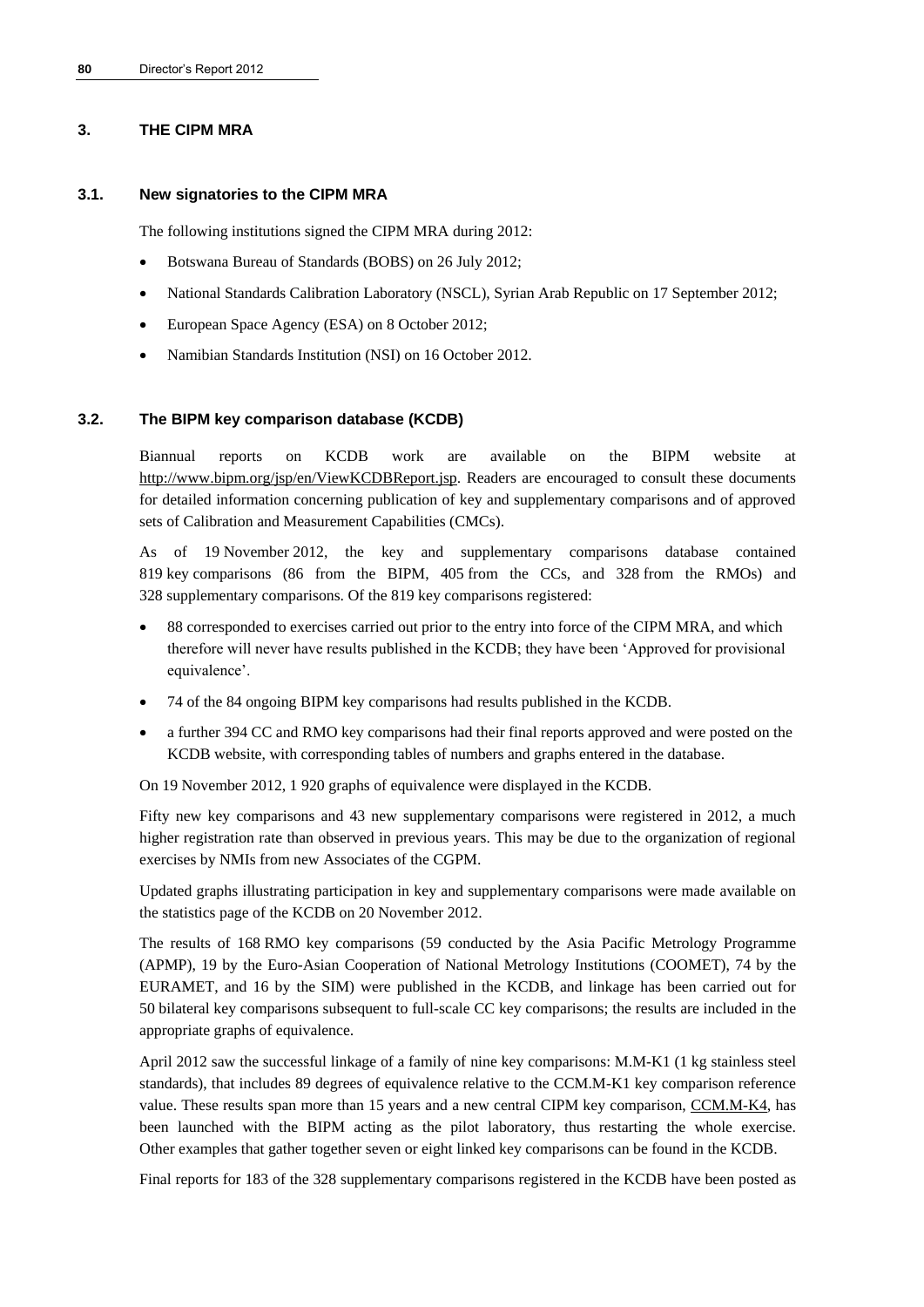## 3. THE CIPM MRA

### 3.1. New signatories to the CIPM MRA

The following institutions signed the CIPM MRA during 2012:

- Botswana Bureau of Standards (BOBS) on 26 July 2012;
- National Standards Calibration Laboratory (NSCL), Syrian Arab Republic on 17 September 2012;
- European Space Agency (ESA) on 8 October 2012;
- Namibian Standards Institution (NSI) on 16 October 2012.

### 3.2. The BIPM key comparison database (KCDB)

Biannual reports on KCDB work are available on the BIPM website at http://www.bipm.org/jsp/en/ViewKCDBReport.jsp. Readers are encouraged to consult these documents for detailed information concerning publication of key and supplementary comparisons and of approved sets of Calibration and Measurement Capabilities (CMCs).

As of 19 November 2012, the key and supplementary comparisons database contained 819 key comparisons (86 from the BIPM, 405 from the CCs, and 328 from the RMOs) and 328 supplementary comparisons. Of the 819 key comparisons registered:

- 88 corresponded to exercises carried out prior to the entry into force of the CIPM MRA, and which therefore will never have results published in the KCDB; they have been 'Approved for provisional equivalence'.
- 74 of the 84 ongoing BIPM key comparisons had results published in the KCDB.
- a further 394 CC and RMO key comparisons had their final reports approved and were posted on the KCDB website, with corresponding tables of numbers and graphs entered in the database.

On 19 November 2012, 1 920 graphs of equivalence were displayed in the KCDB.

Fifty new key comparisons and 43 new supplementary comparisons were registered in 2012, a much higher registration rate than observed in previous years. This may be due to the organization of regional exercises by NMIs from new Associates of the CGPM.

Updated graphs illustrating participation in key and supplementary comparisons were made available on the statistics page of the KCDB on 20 November 2012.

The results of 168 RMO key comparisons (59 conducted by the Asia Pacific Metrology Programme (APMP), 19 by the Euro-Asian Cooperation of National Metrology Institutions (COOMET), 74 by the EURAMET, and 16 by the SIM) were published in the KCDB, and linkage has been carried out for 50 bilateral key comparisons subsequent to full-scale CC key comparisons; the results are included in the appropriate graphs of equivalence.

April 2012 saw the successful linkage of a family of nine key comparisons: M.M-K1 (1 kg stainless steel standards), that includes 89 degrees of equivalence relative to the CCM.M-K1 key comparison reference value. These results span more than 15 years and a new central CIPM key comparison, CCM.M-K4, has been launched with the BIPM acting as the pilot laboratory, thus restarting the whole exercise. Other examples that gather together seven or eight linked key comparisons can be found in the KCDB.

Final reports for 183 of the 328 supplementary comparisons registered in the KCDB have been posted as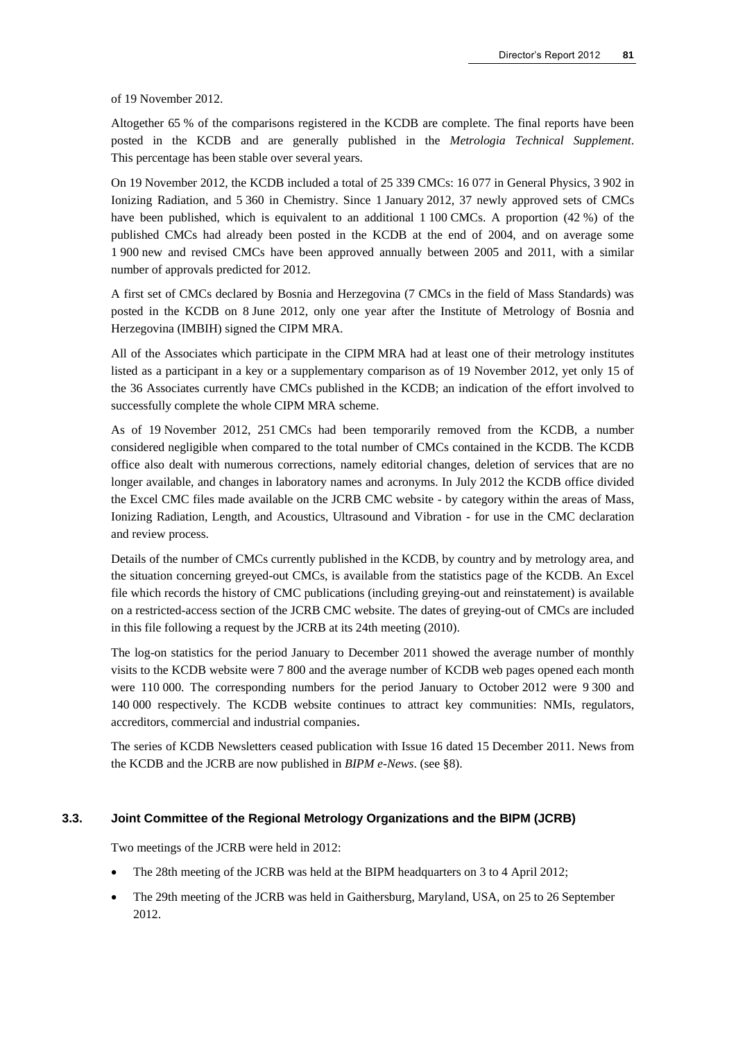of 19 November 2012.

Altogether 65 % of the comparisons registered in the KCDB are complete. The final reports have been posted in the KCDB and are generally published in the *Metrologia Technical Supplement*. This percentage has been stable over several years.

On 19 November 2012, the KCDB included a total of 25 339 CMCs: 16 077 in General Physics, 3 902 in Ionizing Radiation, and 5 360 in Chemistry. Since 1 January 2012, 37 newly approved sets of CMCs have been published, which is equivalent to an additional 1 100 CMCs. A proportion (42 %) of the published CMCs had already been posted in the KCDB at the end of 2004, and on average some 1 900 new and revised CMCs have been approved annually between 2005 and 2011, with a similar number of approvals predicted for 2012.

A first set of CMCs declared by Bosnia and Herzegovina (7 CMCs in the field of Mass Standards) was posted in the KCDB on 8 June 2012, only one year after the Institute of Metrology of Bosnia and Herzegovina (IMBIH) signed the CIPM MRA.

All of the Associates which participate in the CIPM MRA had at least one of their metrology institutes listed as a participant in a key or a supplementary comparison as of 19 November 2012, yet only 15 of the 36 Associates currently have CMCs published in the KCDB; an indication of the effort involved to successfully complete the whole CIPM MRA scheme.

As of 19 November 2012, 251 CMCs had been temporarily removed from the KCDB, a number considered negligible when compared to the total number of CMCs contained in the KCDB. The KCDB office also dealt with numerous corrections, namely editorial changes, deletion of services that are no longer available, and changes in laboratory names and acronyms. In July 2012 the KCDB office divided the Excel CMC files made available on the JCRB CMC website - by category within the areas of Mass, Ionizing Radiation, Length, and Acoustics, Ultrasound and Vibration - for use in the CMC declaration and review process.

Details of the number of CMCs currently published in the KCDB, by country and by metrology area, and the situation concerning greyed-out CMCs, is available from the statistics page of the KCDB. An Excel file which records the history of CMC publications (including greying-out and reinstatement) is available on a restricted-access section of the JCRB CMC website. The dates of greying-out of CMCs are included in this file following a request by the JCRB at its 24th meeting (2010).

The log-on statistics for the period January to December 2011 showed the average number of monthly visits to the KCDB website were 7 800 and the average number of KCDB web pages opened each month were 110 000. The corresponding numbers for the period January to October 2012 were 9 300 and 140 000 respectively. The KCDB website continues to attract key communities: NMIs, regulators, accreditors, commercial and industrial companies.

The series of KCDB Newsletters ceased publication with Issue 16 dated 15 December 2011. News from the KCDB and the JCRB are now published in *BIPM e-News*. (see §8).

### 3.3. Joint Committee of the Regional Metrology Organizations and the BIPM (JCRB)

Two meetings of the JCRB were held in 2012:

- The 28th meeting of the JCRB was held at the BIPM headquarters on 3 to 4 April 2012;
- The 29th meeting of the JCRB was held in Gaithersburg, Maryland, USA, on 25 to 26 September 2012.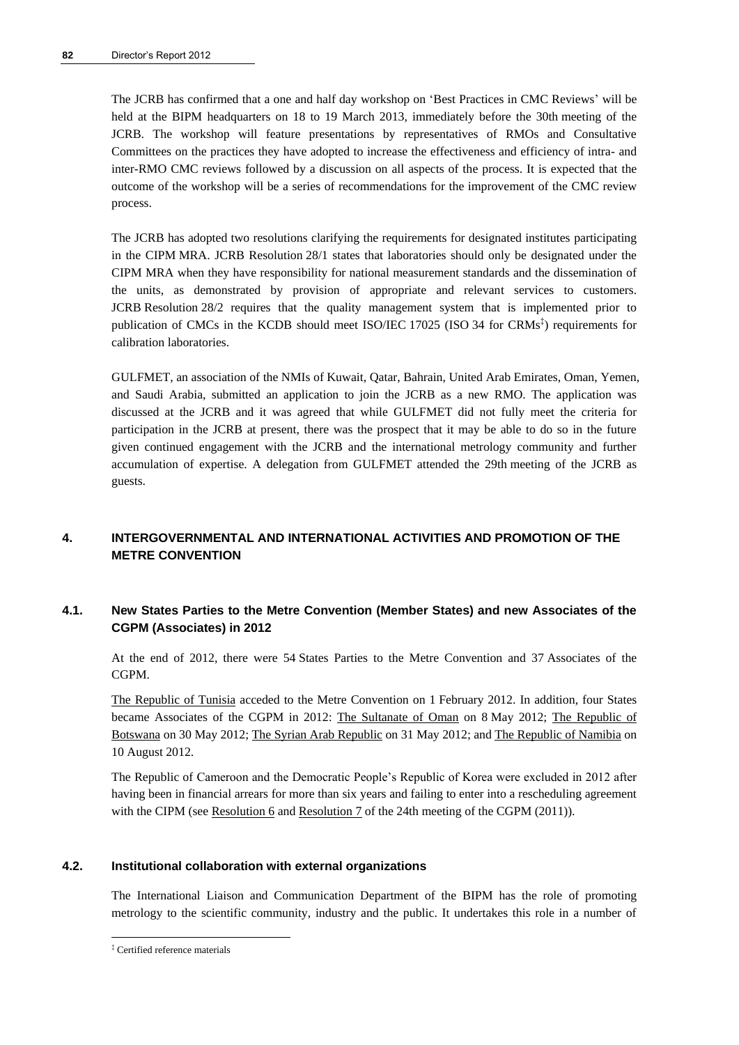The JCRB has confirmed that a one and half day workshop on 'Best Practices in CMC Reviews' will be held at the BIPM headquarters on 18 to 19 March 2013, immediately before the 30th meeting of the JCRB. The workshop will feature presentations by representatives of RMOs and Consultative Committees on the practices they have adopted to increase the effectiveness and efficiency of intra- and inter-RMO CMC reviews followed by a discussion on all aspects of the process. It is expected that the outcome of the workshop will be a series of recommendations for the improvement of the CMC review process.

The JCRB has adopted two resolutions clarifying the requirements for designated institutes participating in the CIPM MRA. JCRB Resolution 28/1 states that laboratories should only be designated under the CIPM MRA when they have responsibility for national measurement standards and the dissemination of the units, as demonstrated by provision of appropriate and relevant services to customers. JCRB Resolution 28/2 requires that the quality management system that is implemented prior to publication of CMCs in the KCDB should meet ISO/IEC 17025 (ISO 34 for CRMs[‡]) requirements for calibration laboratories.

GULFMET, an association of the NMIs of Kuwait, Qatar, Bahrain, United Arab Emirates, Oman, Yemen, and Saudi Arabia, submitted an application to join the JCRB as a new RMO. The application was discussed at the JCRB and it was agreed that while GULFMET did not fully meet the criteria for participation in the JCRB at present, there was the prospect that it may be able to do so in the future given continued engagement with the JCRB and the international metrology community and further accumulation of expertise. A delegation from GULFMET attended the 29th meeting of the JCRB as guests.

## 4. INTERGOVERNMENTAL AND INTERNATIONAL ACTIVITIES AND PROMOTION OF THE METRE CONVENTION

### 4.1. New States Parties to the Metre Convention (Member States) and new Associates of the CGPM (Associates) in 2012

At the end of 2012, there were 54 States Parties to the Metre Convention and 37 Associates of the CGPM.

The Republic of Tunisia acceded to the Metre Convention on 1 February 2012. In addition, four States became Associates of the CGPM in 2012: The Sultanate of Oman on 8 May 2012; The Republic of Botswana on 30 May 2012; The Syrian Arab Republic on 31 May 2012; and The Republic of Namibia on 10 August 2012.

The Republic of Cameroon and the Democratic People's Republic of Korea were excluded in 2012 after having been in financial arrears for more than six years and failing to enter into a rescheduling agreement with the CIPM (see Resolution 6 and Resolution 7 of the 24th meeting of the CGPM (2011)).

### 4.2. Institutional collaboration with external organizations

The International Liaison and Communication Department of the BIPM has the role of promoting metrology to the scientific community, industry and the public. It undertakes this role in a number of

[‡] Certified reference materials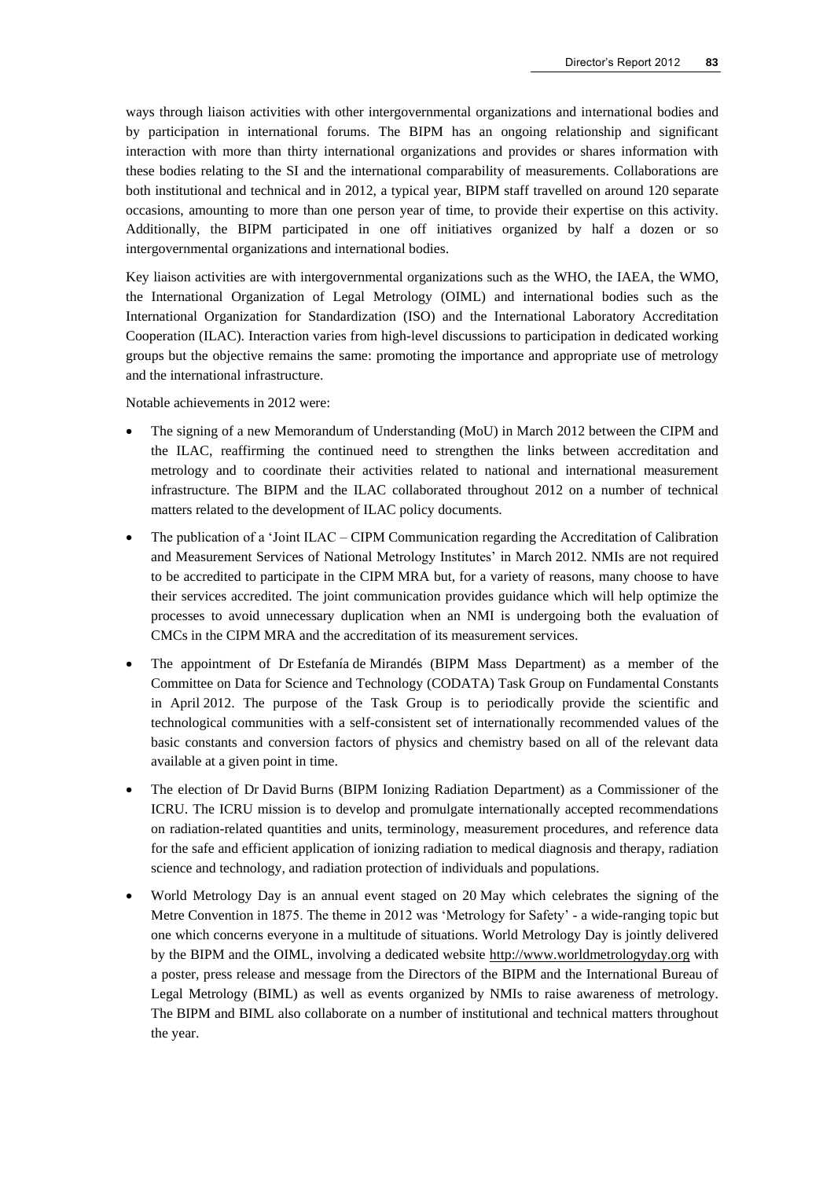ways through liaison activities with other intergovernmental organizations and international bodies and by participation in international forums. The BIPM has an ongoing relationship and significant interaction with more than thirty international organizations and provides or shares information with these bodies relating to the SI and the international comparability of measurements. Collaborations are both institutional and technical and in 2012, a typical year, BIPM staff travelled on around 120 separate occasions, amounting to more than one person year of time, to provide their expertise on this activity. Additionally, the BIPM participated in one off initiatives organized by half a dozen or so intergovernmental organizations and international bodies.

Key liaison activities are with intergovernmental organizations such as the WHO, the IAEA, the WMO, the International Organization of Legal Metrology (OIML) and international bodies such as the International Organization for Standardization (ISO) and the International Laboratory Accreditation Cooperation (ILAC). Interaction varies from high-level discussions to participation in dedicated working groups but the objective remains the same: promoting the importance and appropriate use of metrology and the international infrastructure.

Notable achievements in 2012 were:

- The signing of a new Memorandum of Understanding (MoU) in March 2012 between the CIPM and the ILAC, reaffirming the continued need to strengthen the links between accreditation and metrology and to coordinate their activities related to national and international measurement infrastructure. The BIPM and the ILAC collaborated throughout 2012 on a number of technical matters related to the development of ILAC policy documents.
- The publication of a 'Joint ILAC – CIPM Communication regarding the Accreditation of Calibration and Measurement Services of National Metrology Institutes' in March 2012. NMIs are not required to be accredited to participate in the CIPM MRA but, for a variety of reasons, many choose to have their services accredited. The joint communication provides guidance which will help optimize the processes to avoid unnecessary duplication when an NMI is undergoing both the evaluation of CMCs in the CIPM MRA and the accreditation of its measurement services.
- The appointment of Dr Estefanía de Mirandés (BIPM Mass Department) as a member of the Committee on Data for Science and Technology (CODATA) Task Group on Fundamental Constants in April 2012. The purpose of the Task Group is to periodically provide the scientific and technological communities with a self-consistent set of internationally recommended values of the basic constants and conversion factors of physics and chemistry based on all of the relevant data available at a given point in time.
- The election of Dr David Burns (BIPM Ionizing Radiation Department) as a Commissioner of the ICRU. The ICRU mission is to develop and promulgate internationally accepted recommendations on radiation-related quantities and units, terminology, measurement procedures, and reference data for the safe and efficient application of ionizing radiation to medical diagnosis and therapy, radiation science and technology, and radiation protection of individuals and populations.
- World Metrology Day is an annual event staged on 20 May which celebrates the signing of the Metre Convention in 1875. The theme in 2012 was 'Metrology for Safety' - a wide-ranging topic but one which concerns everyone in a multitude of situations. World Metrology Day is jointly delivered by the BIPM and the OIML, involving a dedicated website http://www.worldmetrologyday.org with a poster, press release and message from the Directors of the BIPM and the International Bureau of Legal Metrology (BIML) as well as events organized by NMIs to raise awareness of metrology. The BIPM and BIML also collaborate on a number of institutional and technical matters throughout the year.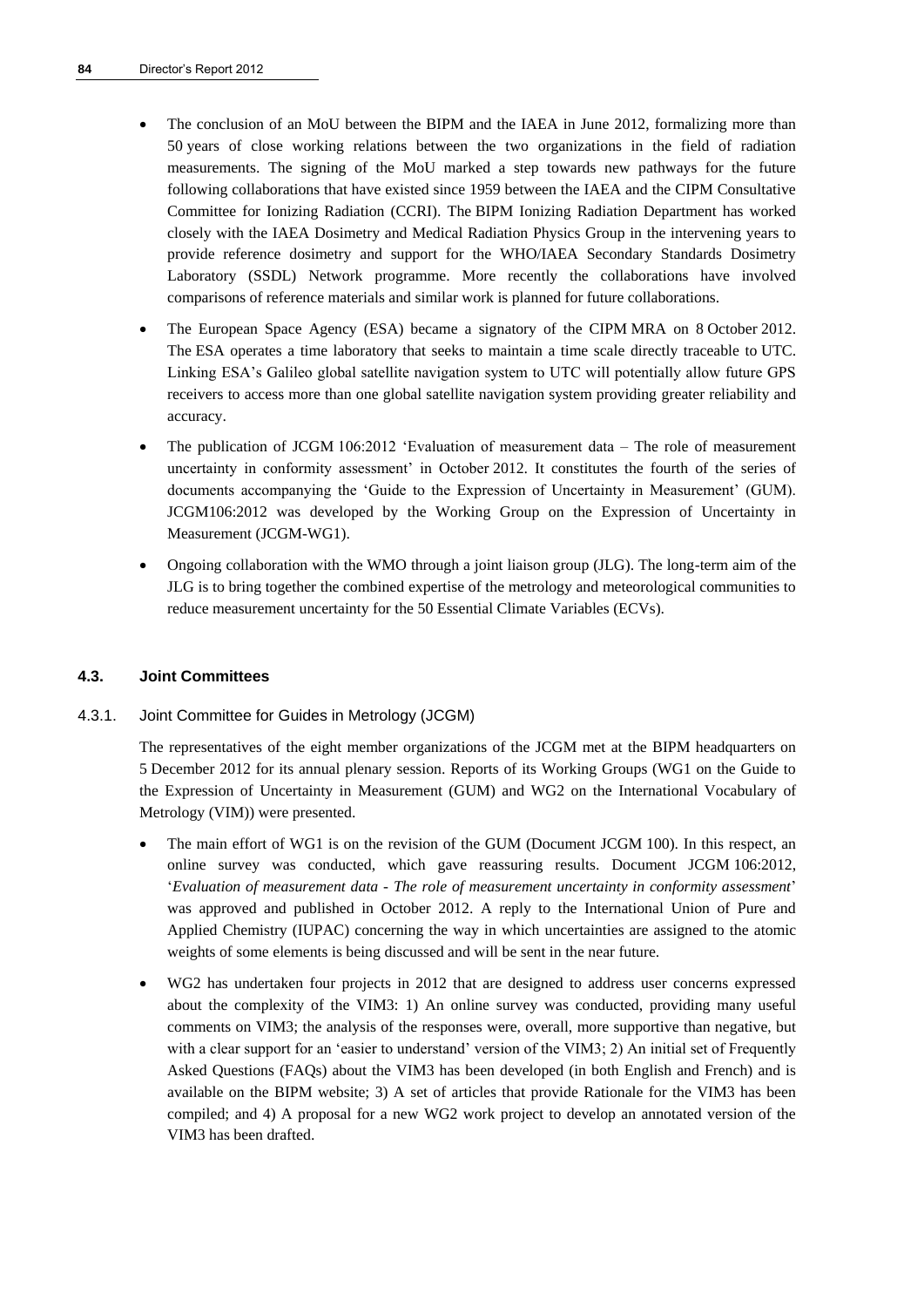- The conclusion of an MoU between the BIPM and the IAEA in June 2012, formalizing more than 50 years of close working relations between the two organizations in the field of radiation measurements. The signing of the MoU marked a step towards new pathways for the future following collaborations that have existed since 1959 between the IAEA and the CIPM Consultative Committee for Ionizing Radiation (CCRI). The BIPM Ionizing Radiation Department has worked closely with the IAEA Dosimetry and Medical Radiation Physics Group in the intervening years to provide reference dosimetry and support for the WHO/IAEA Secondary Standards Dosimetry Laboratory (SSDL) Network programme. More recently the collaborations have involved comparisons of reference materials and similar work is planned for future collaborations.
- The European Space Agency (ESA) became a signatory of the CIPM MRA on 8 October 2012. The ESA operates a time laboratory that seeks to maintain a time scale directly traceable to UTC. Linking ESA's Galileo global satellite navigation system to UTC will potentially allow future GPS receivers to access more than one global satellite navigation system providing greater reliability and accuracy.
- The publication of JCGM 106:2012 'Evaluation of measurement data – The role of measurement uncertainty in conformity assessment' in October 2012. It constitutes the fourth of the series of documents accompanying the 'Guide to the Expression of Uncertainty in Measurement' (GUM). JCGM106:2012 was developed by the Working Group on the Expression of Uncertainty in Measurement (JCGM-WG1).
- Ongoing collaboration with the WMO through a joint liaison group (JLG). The long-term aim of the JLG is to bring together the combined expertise of the metrology and meteorological communities to reduce measurement uncertainty for the 50 Essential Climate Variables (ECVs).

### 4.3. Joint Committees

#### 4.3.1. Joint Committee for Guides in Metrology (JCGM)

The representatives of the eight member organizations of the JCGM met at the BIPM headquarters on 5 December 2012 for its annual plenary session. Reports of its Working Groups (WG1 on the Guide to the Expression of Uncertainty in Measurement (GUM) and WG2 on the International Vocabulary of Metrology (VIM)) were presented.

- The main effort of WG1 is on the revision of the GUM (Document JCGM 100). In this respect, an online survey was conducted, which gave reassuring results. Document JCGM 106:2012, '*Evaluation of measurement data - The role of measurement uncertainty in conformity assessment*' was approved and published in October 2012. A reply to the International Union of Pure and Applied Chemistry (IUPAC) concerning the way in which uncertainties are assigned to the atomic weights of some elements is being discussed and will be sent in the near future.
- WG2 has undertaken four projects in 2012 that are designed to address user concerns expressed about the complexity of the VIM3: 1) An online survey was conducted, providing many useful comments on VIM3; the analysis of the responses were, overall, more supportive than negative, but with a clear support for an 'easier to understand' version of the VIM3; 2) An initial set of Frequently Asked Questions (FAQs) about the VIM3 has been developed (in both English and French) and is available on the BIPM website; 3) A set of articles that provide Rationale for the VIM3 has been compiled; and 4) A proposal for a new WG2 work project to develop an annotated version of the VIM3 has been drafted.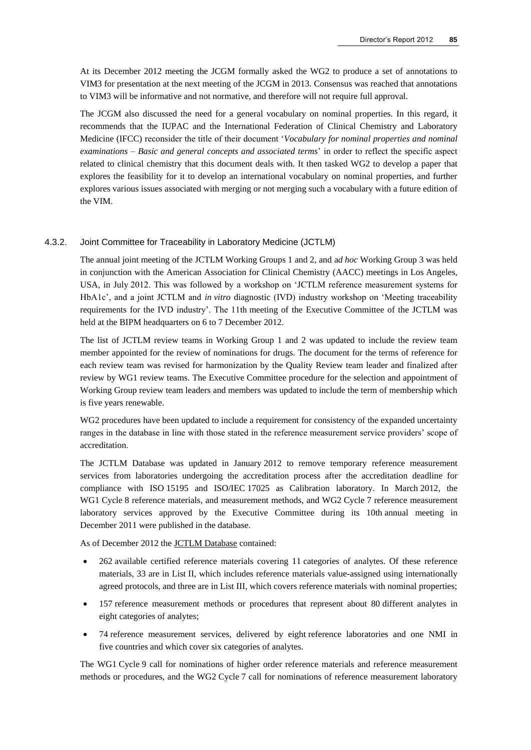At its December 2012 meeting the JCGM formally asked the WG2 to produce a set of annotations to VIM3 for presentation at the next meeting of the JCGM in 2013. Consensus was reached that annotations to VIM3 will be informative and not normative, and therefore will not require full approval.

The JCGM also discussed the need for a general vocabulary on nominal properties. In this regard, it recommends that the IUPAC and the International Federation of Clinical Chemistry and Laboratory Medicine (IFCC) reconsider the title of their document '*Vocabulary for nominal properties and nominal examinations – Basic and general concepts and associated terms*' in order to reflect the specific aspect related to clinical chemistry that this document deals with. It then tasked WG2 to develop a paper that explores the feasibility for it to develop an international vocabulary on nominal properties, and further explores various issues associated with merging or not merging such a vocabulary with a future edition of the VIM.

### 4.3.2. Joint Committee for Traceability in Laboratory Medicine (JCTLM)

The annual joint meeting of the JCTLM Working Groups 1 and 2, and *ad hoc* Working Group 3 was held in conjunction with the American Association for Clinical Chemistry (AACC) meetings in Los Angeles, USA, in July 2012. This was followed by a workshop on 'JCTLM reference measurement systems for HbA1c', and a joint JCTLM and *in vitro* diagnostic (IVD) industry workshop on 'Meeting traceability requirements for the IVD industry'. The 11th meeting of the Executive Committee of the JCTLM was held at the BIPM headquarters on 6 to 7 December 2012.

The list of JCTLM review teams in Working Group 1 and 2 was updated to include the review team member appointed for the review of nominations for drugs. The document for the terms of reference for each review team was revised for harmonization by the Quality Review team leader and finalized after review by WG1 review teams. The Executive Committee procedure for the selection and appointment of Working Group review team leaders and members was updated to include the term of membership which is five years renewable.

WG2 procedures have been updated to include a requirement for consistency of the expanded uncertainty ranges in the database in line with those stated in the reference measurement service providers' scope of accreditation.

The JCTLM Database was updated in January 2012 to remove temporary reference measurement services from laboratories undergoing the accreditation process after the accreditation deadline for compliance with ISO 15195 and ISO/IEC 17025 as Calibration laboratory. In March 2012, the WG1 Cycle 8 reference materials, and measurement methods, and WG2 Cycle 7 reference measurement laboratory services approved by the Executive Committee during its 10th annual meeting in December 2011 were published in the database.

As of December 2012 the JCTLM Database contained:

- 262 available certified reference materials covering 11 categories of analytes. Of these reference materials, 33 are in List II, which includes reference materials value-assigned using internationally agreed protocols, and three are in List III, which covers reference materials with nominal properties;
- 157 reference measurement methods or procedures that represent about 80 different analytes in eight categories of analytes;
- 74 reference measurement services, delivered by eight reference laboratories and one NMI in five countries and which cover six categories of analytes.

The WG1 Cycle 9 call for nominations of higher order reference materials and reference measurement methods or procedures, and the WG2 Cycle 7 call for nominations of reference measurement laboratory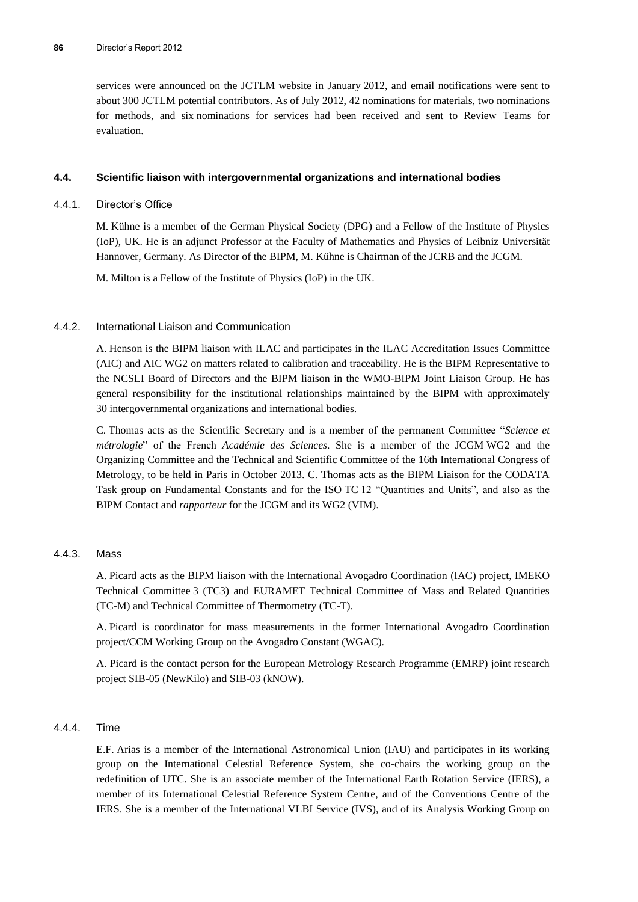services were announced on the JCTLM website in January 2012, and email notifications were sent to about 300 JCTLM potential contributors. As of July 2012, 42 nominations for materials, two nominations for methods, and six nominations for services had been received and sent to Review Teams for evaluation.

### 4.4. Scientific liaison with intergovernmental organizations and international bodies

#### 4.4.1. Director's Office

M. Kühne is a member of the German Physical Society (DPG) and a Fellow of the Institute of Physics (IoP), UK. He is an adjunct Professor at the Faculty of Mathematics and Physics of Leibniz Universität Hannover, Germany. As Director of the BIPM, M. Kühne is Chairman of the JCRB and the JCGM.

M. Milton is a Fellow of the Institute of Physics (IoP) in the UK.

#### 4.4.2. International Liaison and Communication

A. Henson is the BIPM liaison with ILAC and participates in the ILAC Accreditation Issues Committee (AIC) and AIC WG2 on matters related to calibration and traceability. He is the BIPM Representative to the NCSLI Board of Directors and the BIPM liaison in the WMO-BIPM Joint Liaison Group. He has general responsibility for the institutional relationships maintained by the BIPM with approximately 30 intergovernmental organizations and international bodies.

C. Thomas acts as the Scientific Secretary and is a member of the permanent Committee "*Science et métrologie*" of the French *Académie des Sciences*. She is a member of the JCGM WG2 and the Organizing Committee and the Technical and Scientific Committee of the 16th International Congress of Metrology, to be held in Paris in October 2013. C. Thomas acts as the BIPM Liaison for the CODATA Task group on Fundamental Constants and for the ISO TC 12 "Quantities and Units", and also as the BIPM Contact and *rapporteur* for the JCGM and its WG2 (VIM).

#### 4.4.3. Mass

A. Picard acts as the BIPM liaison with the International Avogadro Coordination (IAC) project, IMEKO Technical Committee 3 (TC3) and EURAMET Technical Committee of Mass and Related Quantities (TC-M) and Technical Committee of Thermometry (TC-T).

A. Picard is coordinator for mass measurements in the former International Avogadro Coordination project/CCM Working Group on the Avogadro Constant (WGAC).

A. Picard is the contact person for the European Metrology Research Programme (EMRP) joint research project SIB-05 (NewKilo) and SIB-03 (kNOW).

#### 4.4.4. Time

E.F. Arias is a member of the International Astronomical Union (IAU) and participates in its working group on the International Celestial Reference System, she co-chairs the working group on the redefinition of UTC. She is an associate member of the International Earth Rotation Service (IERS), a member of its International Celestial Reference System Centre, and of the Conventions Centre of the IERS. She is a member of the International VLBI Service (IVS), and of its Analysis Working Group on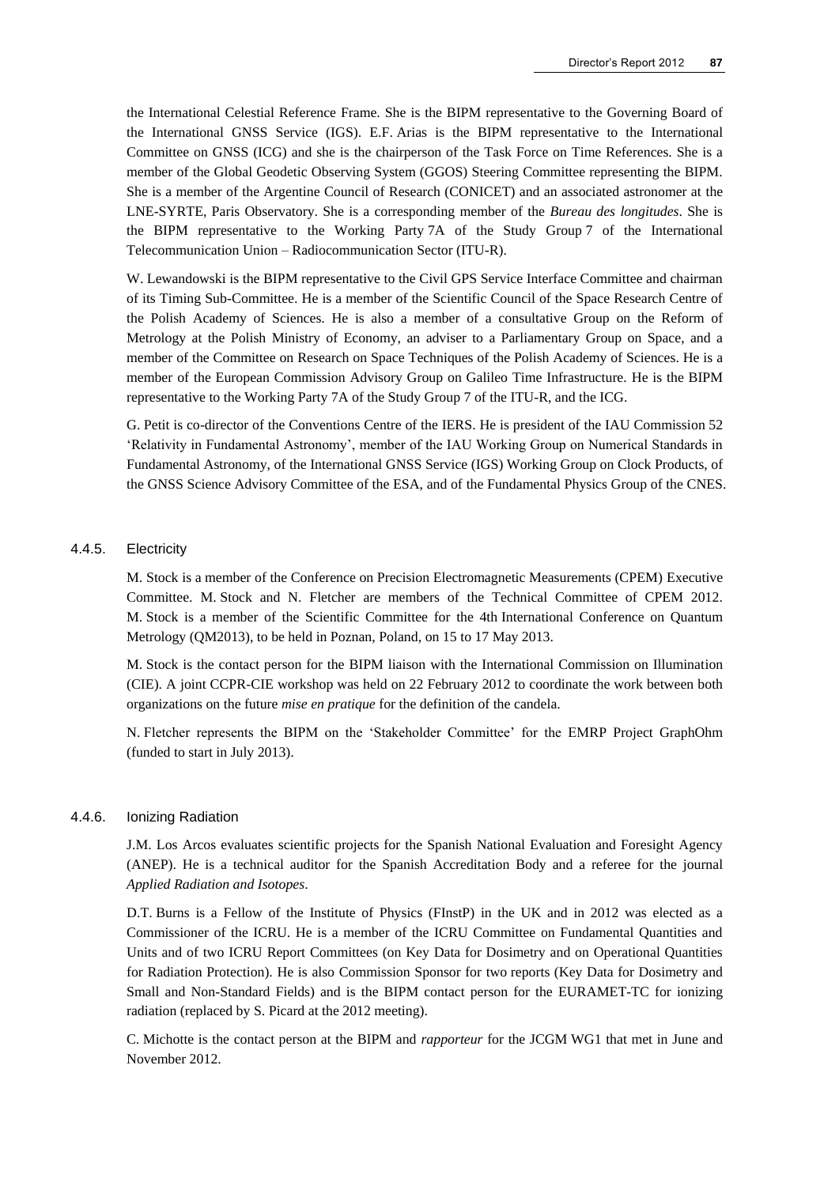the International Celestial Reference Frame. She is the BIPM representative to the Governing Board of the International GNSS Service (IGS). E.F. Arias is the BIPM representative to the International Committee on GNSS (ICG) and she is the chairperson of the Task Force on Time References. She is a member of the Global Geodetic Observing System (GGOS) Steering Committee representing the BIPM. She is a member of the Argentine Council of Research (CONICET) and an associated astronomer at the LNE-SYRTE, Paris Observatory. She is a corresponding member of the *Bureau des longitudes*. She is the BIPM representative to the Working Party 7A of the Study Group 7 of the International Telecommunication Union – Radiocommunication Sector (ITU-R).

W. Lewandowski is the BIPM representative to the Civil GPS Service Interface Committee and chairman of its Timing Sub-Committee. He is a member of the Scientific Council of the Space Research Centre of the Polish Academy of Sciences. He is also a member of a consultative Group on the Reform of Metrology at the Polish Ministry of Economy, an adviser to a Parliamentary Group on Space, and a member of the Committee on Research on Space Techniques of the Polish Academy of Sciences. He is a member of the European Commission Advisory Group on Galileo Time Infrastructure. He is the BIPM representative to the Working Party 7A of the Study Group 7 of the ITU-R, and the ICG.

G. Petit is co-director of the Conventions Centre of the IERS. He is president of the IAU Commission 52 'Relativity in Fundamental Astronomy', member of the IAU Working Group on Numerical Standards in Fundamental Astronomy, of the International GNSS Service (IGS) Working Group on Clock Products, of the GNSS Science Advisory Committee of the ESA, and of the Fundamental Physics Group of the CNES.

### 4.4.5. Electricity

M. Stock is a member of the Conference on Precision Electromagnetic Measurements (CPEM) Executive Committee. M. Stock and N. Fletcher are members of the Technical Committee of CPEM 2012. M. Stock is a member of the Scientific Committee for the 4th International Conference on Quantum Metrology (QM2013), to be held in Poznan, Poland, on 15 to 17 May 2013.

M. Stock is the contact person for the BIPM liaison with the International Commission on Illumination (CIE). A joint CCPR-CIE workshop was held on 22 February 2012 to coordinate the work between both organizations on the future *mise en pratique* for the definition of the candela.

N. Fletcher represents the BIPM on the 'Stakeholder Committee' for the EMRP Project GraphOhm (funded to start in July 2013).

### 4.4.6. Ionizing Radiation

J.M. Los Arcos evaluates scientific projects for the Spanish National Evaluation and Foresight Agency (ANEP). He is a technical auditor for the Spanish Accreditation Body and a referee for the journal *Applied Radiation and Isotopes*.

D.T. Burns is a Fellow of the Institute of Physics (FInstP) in the UK and in 2012 was elected as a Commissioner of the ICRU. He is a member of the ICRU Committee on Fundamental Quantities and Units and of two ICRU Report Committees (on Key Data for Dosimetry and on Operational Quantities for Radiation Protection). He is also Commission Sponsor for two reports (Key Data for Dosimetry and Small and Non-Standard Fields) and is the BIPM contact person for the EURAMET-TC for ionizing radiation (replaced by S. Picard at the 2012 meeting).

C. Michotte is the contact person at the BIPM and *rapporteur* for the JCGM WG1 that met in June and November 2012.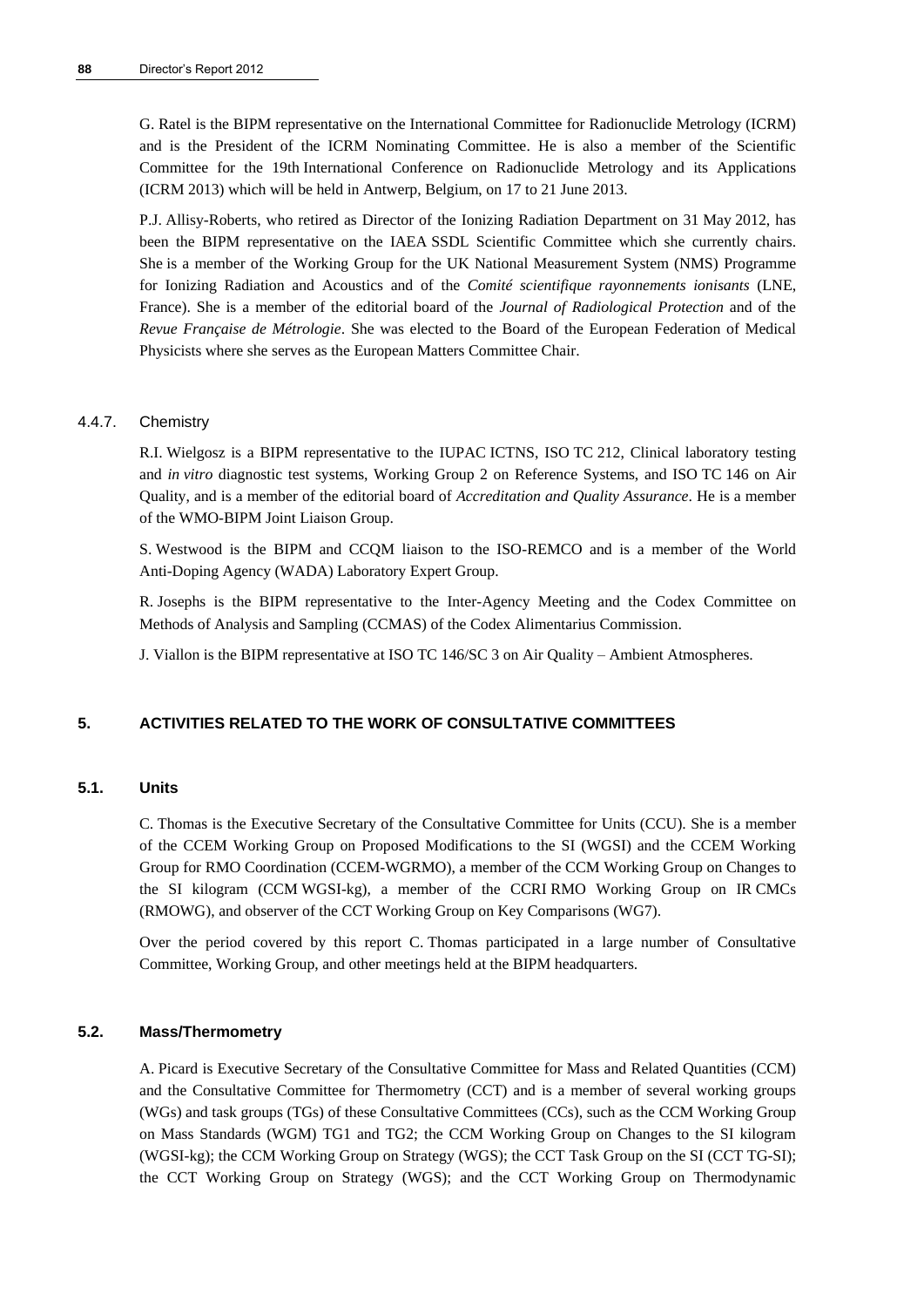G. Ratel is the BIPM representative on the International Committee for Radionuclide Metrology (ICRM) and is the President of the ICRM Nominating Committee. He is also a member of the Scientific Committee for the 19th International Conference on Radionuclide Metrology and its Applications (ICRM 2013) which will be held in Antwerp, Belgium, on 17 to 21 June 2013.

P.J. Allisy-Roberts, who retired as Director of the Ionizing Radiation Department on 31 May 2012, has been the BIPM representative on the IAEA SSDL Scientific Committee which she currently chairs. She is a member of the Working Group for the UK National Measurement System (NMS) Programme for Ionizing Radiation and Acoustics and of the *Comité scientifique rayonnements ionisants* (LNE, France). She is a member of the editorial board of the *Journal of Radiological Protection* and of the *Revue Française de Métrologie*. She was elected to the Board of the European Federation of Medical Physicists where she serves as the European Matters Committee Chair.

### 4.4.7. Chemistry

R.I. Wielgosz is a BIPM representative to the IUPAC ICTNS, ISO TC 212, Clinical laboratory testing and *in vitro* diagnostic test systems, Working Group 2 on Reference Systems, and ISO TC 146 on Air Quality, and is a member of the editorial board of *Accreditation and Quality Assurance*. He is a member of the WMO-BIPM Joint Liaison Group.

S. Westwood is the BIPM and CCQM liaison to the ISO-REMCO and is a member of the World Anti-Doping Agency (WADA) Laboratory Expert Group.

R. Josephs is the BIPM representative to the Inter-Agency Meeting and the Codex Committee on Methods of Analysis and Sampling (CCMAS) of the Codex Alimentarius Commission.

J. Viallon is the BIPM representative at ISO TC 146/SC 3 on Air Quality – Ambient Atmospheres.

## 5. ACTIVITIES RELATED TO THE WORK OF CONSULTATIVE COMMITTEES

### 5.1. Units

C. Thomas is the Executive Secretary of the Consultative Committee for Units (CCU). She is a member of the CCEM Working Group on Proposed Modifications to the SI (WGSI) and the CCEM Working Group for RMO Coordination (CCEM-WGRMO), a member of the CCM Working Group on Changes to the SI kilogram (CCM WGSI-kg), a member of the CCRI RMO Working Group on IR CMCs (RMOWG), and observer of the CCT Working Group on Key Comparisons (WG7).

Over the period covered by this report C. Thomas participated in a large number of Consultative Committee, Working Group, and other meetings held at the BIPM headquarters.

### 5.2. Mass/Thermometry

A. Picard is Executive Secretary of the Consultative Committee for Mass and Related Quantities (CCM) and the Consultative Committee for Thermometry (CCT) and is a member of several working groups (WGs) and task groups (TGs) of these Consultative Committees (CCs), such as the CCM Working Group on Mass Standards (WGM) TG1 and TG2; the CCM Working Group on Changes to the SI kilogram (WGSI-kg); the CCM Working Group on Strategy (WGS); the CCT Task Group on the SI (CCT TG-SI); the CCT Working Group on Strategy (WGS); and the CCT Working Group on Thermodynamic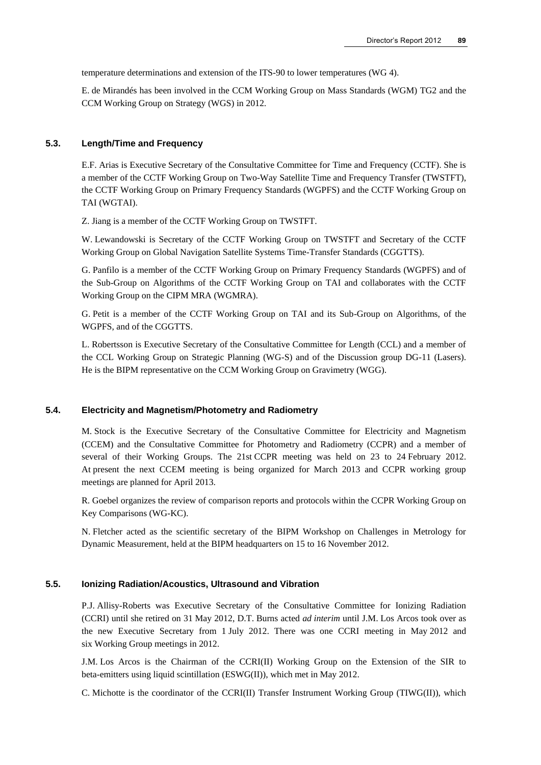temperature determinations and extension of the ITS-90 to lower temperatures (WG 4).

E. de Mirandés has been involved in the CCM Working Group on Mass Standards (WGM) TG2 and the CCM Working Group on Strategy (WGS) in 2012.

### 5.3. Length/Time and Frequency

E.F. Arias is Executive Secretary of the Consultative Committee for Time and Frequency (CCTF). She is a member of the CCTF Working Group on Two-Way Satellite Time and Frequency Transfer (TWSTFT), the CCTF Working Group on Primary Frequency Standards (WGPFS) and the CCTF Working Group on TAI (WGTAI).

Z. Jiang is a member of the CCTF Working Group on TWSTFT.

W. Lewandowski is Secretary of the CCTF Working Group on TWSTFT and Secretary of the CCTF Working Group on Global Navigation Satellite Systems Time-Transfer Standards (CGGTTS).

G. Panfilo is a member of the CCTF Working Group on Primary Frequency Standards (WGPFS) and of the Sub-Group on Algorithms of the CCTF Working Group on TAI and collaborates with the CCTF Working Group on the CIPM MRA (WGMRA).

G. Petit is a member of the CCTF Working Group on TAI and its Sub-Group on Algorithms, of the WGPFS, and of the CGGTTS.

L. Robertsson is Executive Secretary of the Consultative Committee for Length (CCL) and a member of the CCL Working Group on Strategic Planning (WG-S) and of the Discussion group DG-11 (Lasers). He is the BIPM representative on the CCM Working Group on Gravimetry (WGG).

### 5.4. Electricity and Magnetism/Photometry and Radiometry

M. Stock is the Executive Secretary of the Consultative Committee for Electricity and Magnetism (CCEM) and the Consultative Committee for Photometry and Radiometry (CCPR) and a member of several of their Working Groups. The 21st CCPR meeting was held on 23 to 24 February 2012. At present the next CCEM meeting is being organized for March 2013 and CCPR working group meetings are planned for April 2013.

R. Goebel organizes the review of comparison reports and protocols within the CCPR Working Group on Key Comparisons (WG-KC).

N. Fletcher acted as the scientific secretary of the BIPM Workshop on Challenges in Metrology for Dynamic Measurement, held at the BIPM headquarters on 15 to 16 November 2012.

### 5.5. Ionizing Radiation/Acoustics, Ultrasound and Vibration

P.J. Allisy-Roberts was Executive Secretary of the Consultative Committee for Ionizing Radiation (CCRI) until she retired on 31 May 2012, D.T. Burns acted *ad interim* until J.M. Los Arcos took over as the new Executive Secretary from 1 July 2012. There was one CCRI meeting in May 2012 and six Working Group meetings in 2012.

J.M. Los Arcos is the Chairman of the CCRI(II) Working Group on the Extension of the SIR to beta-emitters using liquid scintillation (ESWG(II)), which met in May 2012.

C. Michotte is the coordinator of the CCRI(II) Transfer Instrument Working Group (TIWG(II)), which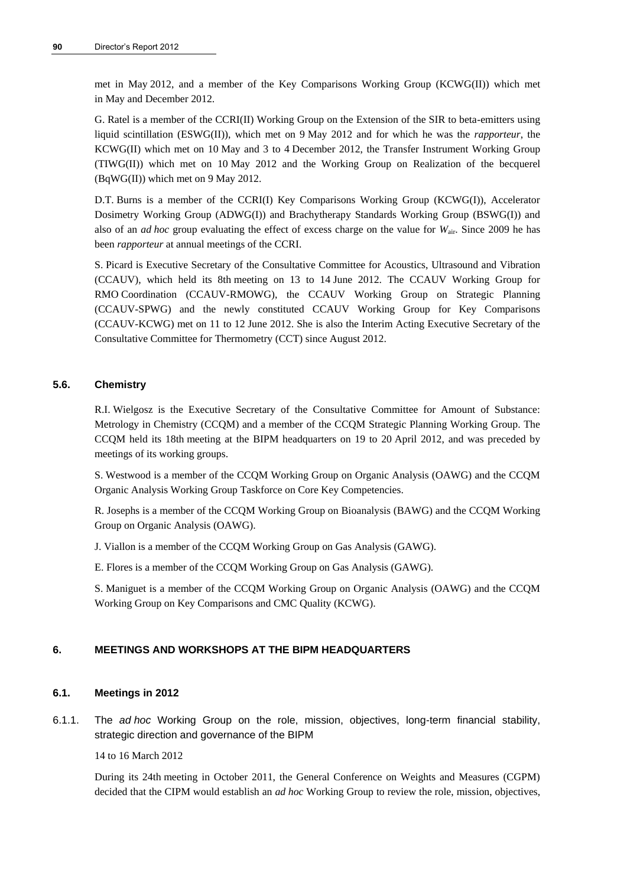met in May 2012, and a member of the Key Comparisons Working Group (KCWG(II)) which met in May and December 2012.

G. Ratel is a member of the CCRI(II) Working Group on the Extension of the SIR to beta-emitters using liquid scintillation (ESWG(II)), which met on 9 May 2012 and for which he was the *rapporteur*, the KCWG(II) which met on 10 May and 3 to 4 December 2012, the Transfer Instrument Working Group (TIWG(II)) which met on 10 May 2012 and the Working Group on Realization of the becquerel (BqWG(II)) which met on 9 May 2012.

D.T. Burns is a member of the CCRI(I) Key Comparisons Working Group (KCWG(I)), Accelerator Dosimetry Working Group (ADWG(I)) and Brachytherapy Standards Working Group (BSWG(I)) and also of an *ad hoc* group evaluating the effect of excess charge on the value for $W_{air}$. Since 2009 he has been *rapporteur* at annual meetings of the CCRI.

S. Picard is Executive Secretary of the Consultative Committee for Acoustics, Ultrasound and Vibration (CCAUV), which held its 8th meeting on 13 to 14 June 2012. The CCAUV Working Group for RMO Coordination (CCAUV-RMOWG), the CCAUV Working Group on Strategic Planning (CCAUV-SPWG) and the newly constituted CCAUV Working Group for Key Comparisons (CCAUV-KCWG) met on 11 to 12 June 2012. She is also the Interim Acting Executive Secretary of the Consultative Committee for Thermometry (CCT) since August 2012.

### 5.6. Chemistry

R.I. Wielgosz is the Executive Secretary of the Consultative Committee for Amount of Substance: Metrology in Chemistry (CCQM) and a member of the CCQM Strategic Planning Working Group. The CCQM held its 18th meeting at the BIPM headquarters on 19 to 20 April 2012, and was preceded by meetings of its working groups.

S. Westwood is a member of the CCQM Working Group on Organic Analysis (OAWG) and the CCQM Organic Analysis Working Group Taskforce on Core Key Competencies.

R. Josephs is a member of the CCQM Working Group on Bioanalysis (BAWG) and the CCQM Working Group on Organic Analysis (OAWG).

J. Viallon is a member of the CCQM Working Group on Gas Analysis (GAWG).

E. Flores is a member of the CCQM Working Group on Gas Analysis (GAWG).

S. Maniguet is a member of the CCQM Working Group on Organic Analysis (OAWG) and the CCQM Working Group on Key Comparisons and CMC Quality (KCWG).

## 6. MEETINGS AND WORKSHOPS AT THE BIPM HEADQUARTERS

### 6.1. Meetings in 2012

#### 6.1.1. The *ad hoc* Working Group on the role, mission, objectives, long-term financial stability, strategic direction and governance of the BIPM

14 to 16 March 2012

During its 24th meeting in October 2011, the General Conference on Weights and Measures (CGPM) decided that the CIPM would establish an *ad hoc* Working Group to review the role, mission, objectives,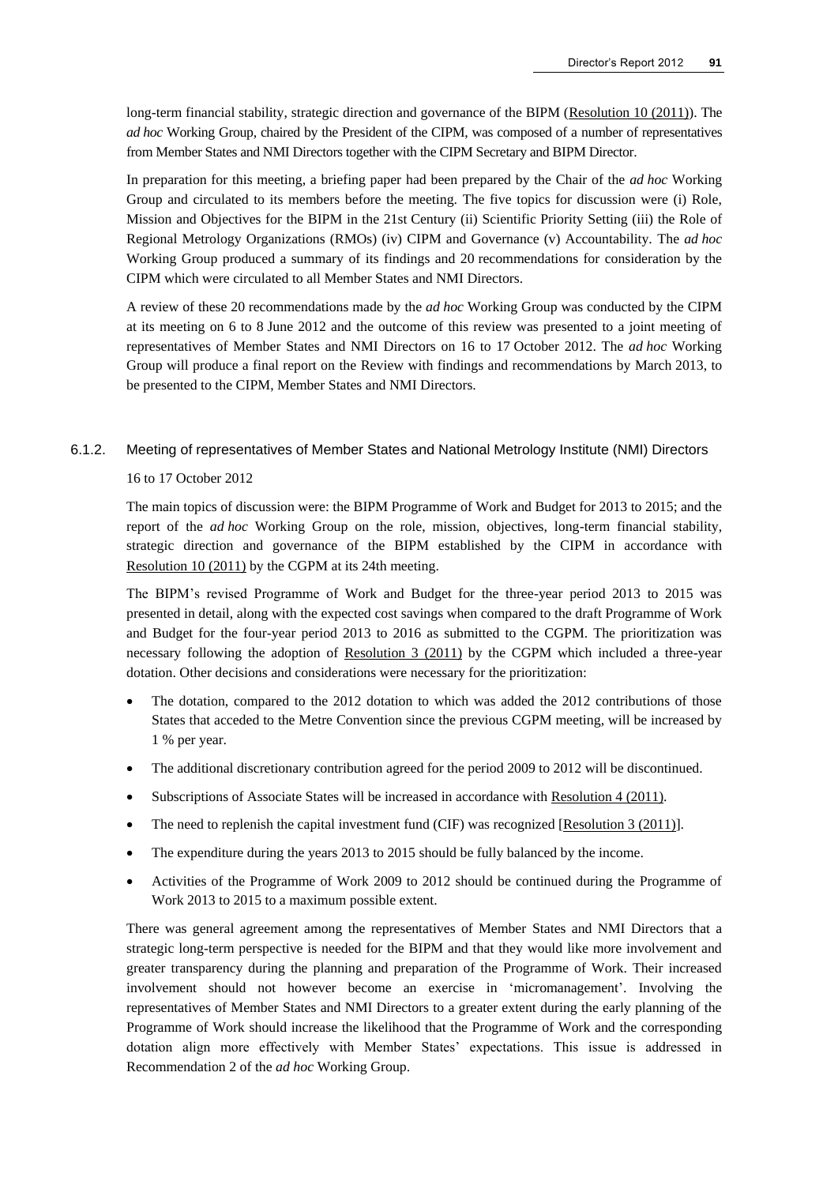long-term financial stability, strategic direction and governance of the BIPM (Resolution 10 (2011)). The *ad hoc* Working Group, chaired by the President of the CIPM, was composed of a number of representatives from Member States and NMI Directors together with the CIPM Secretary and BIPM Director.

In preparation for this meeting, a briefing paper had been prepared by the Chair of the *ad hoc* Working Group and circulated to its members before the meeting. The five topics for discussion were (i) Role, Mission and Objectives for the BIPM in the 21st Century (ii) Scientific Priority Setting (iii) the Role of Regional Metrology Organizations (RMOs) (iv) CIPM and Governance (v) Accountability. The *ad hoc* Working Group produced a summary of its findings and 20 recommendations for consideration by the CIPM which were circulated to all Member States and NMI Directors.

A review of these 20 recommendations made by the *ad hoc* Working Group was conducted by the CIPM at its meeting on 6 to 8 June 2012 and the outcome of this review was presented to a joint meeting of representatives of Member States and NMI Directors on 16 to 17 October 2012. The *ad hoc* Working Group will produce a final report on the Review with findings and recommendations by March 2013, to be presented to the CIPM, Member States and NMI Directors.

### 6.1.2. Meeting of representatives of Member States and National Metrology Institute (NMI) Directors

16 to 17 October 2012

The main topics of discussion were: the BIPM Programme of Work and Budget for 2013 to 2015; and the report of the *ad hoc* Working Group on the role, mission, objectives, long-term financial stability, strategic direction and governance of the BIPM established by the CIPM in accordance with Resolution 10 (2011) by the CGPM at its 24th meeting.

The BIPM's revised Programme of Work and Budget for the three-year period 2013 to 2015 was presented in detail, along with the expected cost savings when compared to the draft Programme of Work and Budget for the four-year period 2013 to 2016 as submitted to the CGPM. The prioritization was necessary following the adoption of Resolution 3 (2011) by the CGPM which included a three-year dotation. Other decisions and considerations were necessary for the prioritization:

- The dotation, compared to the 2012 dotation to which was added the 2012 contributions of those States that acceded to the Metre Convention since the previous CGPM meeting, will be increased by 1 % per year.
- The additional discretionary contribution agreed for the period 2009 to 2012 will be discontinued.
- Subscriptions of Associate States will be increased in accordance with Resolution 4 (2011).
- The need to replenish the capital investment fund (CIF) was recognized [Resolution 3 (2011)].
- The expenditure during the years 2013 to 2015 should be fully balanced by the income.
- Activities of the Programme of Work 2009 to 2012 should be continued during the Programme of Work 2013 to 2015 to a maximum possible extent.

There was general agreement among the representatives of Member States and NMI Directors that a strategic long-term perspective is needed for the BIPM and that they would like more involvement and greater transparency during the planning and preparation of the Programme of Work. Their increased involvement should not however become an exercise in 'micromanagement'. Involving the representatives of Member States and NMI Directors to a greater extent during the early planning of the Programme of Work should increase the likelihood that the Programme of Work and the corresponding dotation align more effectively with Member States' expectations. This issue is addressed in Recommendation 2 of the *ad hoc* Working Group.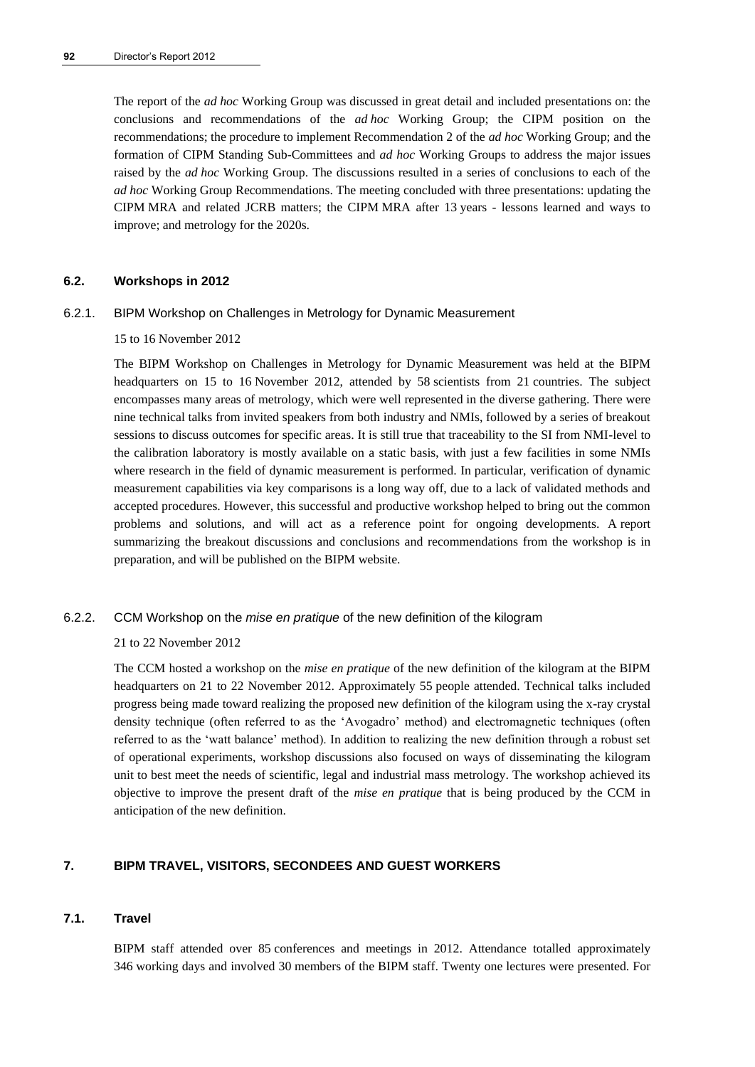The report of the *ad hoc* Working Group was discussed in great detail and included presentations on: the conclusions and recommendations of the *ad hoc* Working Group; the CIPM position on the recommendations; the procedure to implement Recommendation 2 of the *ad hoc* Working Group; and the formation of CIPM Standing Sub-Committees and *ad hoc* Working Groups to address the major issues raised by the *ad hoc* Working Group. The discussions resulted in a series of conclusions to each of the *ad hoc* Working Group Recommendations. The meeting concluded with three presentations: updating the CIPM MRA and related JCRB matters; the CIPM MRA after 13 years - lessons learned and ways to improve; and metrology for the 2020s.

### 6.2. Workshops in 2012

#### 6.2.1. BIPM Workshop on Challenges in Metrology for Dynamic Measurement

15 to 16 November 2012

The BIPM Workshop on Challenges in Metrology for Dynamic Measurement was held at the BIPM headquarters on 15 to 16 November 2012, attended by 58 scientists from 21 countries. The subject encompasses many areas of metrology, which were well represented in the diverse gathering. There were nine technical talks from invited speakers from both industry and NMIs, followed by a series of breakout sessions to discuss outcomes for specific areas. It is still true that traceability to the SI from NMI-level to the calibration laboratory is mostly available on a static basis, with just a few facilities in some NMIs where research in the field of dynamic measurement is performed. In particular, verification of dynamic measurement capabilities via key comparisons is a long way off, due to a lack of validated methods and accepted procedures. However, this successful and productive workshop helped to bring out the common problems and solutions, and will act as a reference point for ongoing developments. A report summarizing the breakout discussions and conclusions and recommendations from the workshop is in preparation, and will be published on the BIPM website.

#### 6.2.2. CCM Workshop on the *mise en pratique* of the new definition of the kilogram

21 to 22 November 2012

The CCM hosted a workshop on the *mise en pratique* of the new definition of the kilogram at the BIPM headquarters on 21 to 22 November 2012. Approximately 55 people attended. Technical talks included progress being made toward realizing the proposed new definition of the kilogram using the x-ray crystal density technique (often referred to as the 'Avogadro' method) and electromagnetic techniques (often referred to as the 'watt balance' method). In addition to realizing the new definition through a robust set of operational experiments, workshop discussions also focused on ways of disseminating the kilogram unit to best meet the needs of scientific, legal and industrial mass metrology. The workshop achieved its objective to improve the present draft of the *mise en pratique* that is being produced by the CCM in anticipation of the new definition.

## 7. BIPM TRAVEL, VISITORS, SECONDEES AND GUEST WORKERS

### 7.1. Travel

BIPM staff attended over 85 conferences and meetings in 2012. Attendance totalled approximately 346 working days and involved 30 members of the BIPM staff. Twenty one lectures were presented. For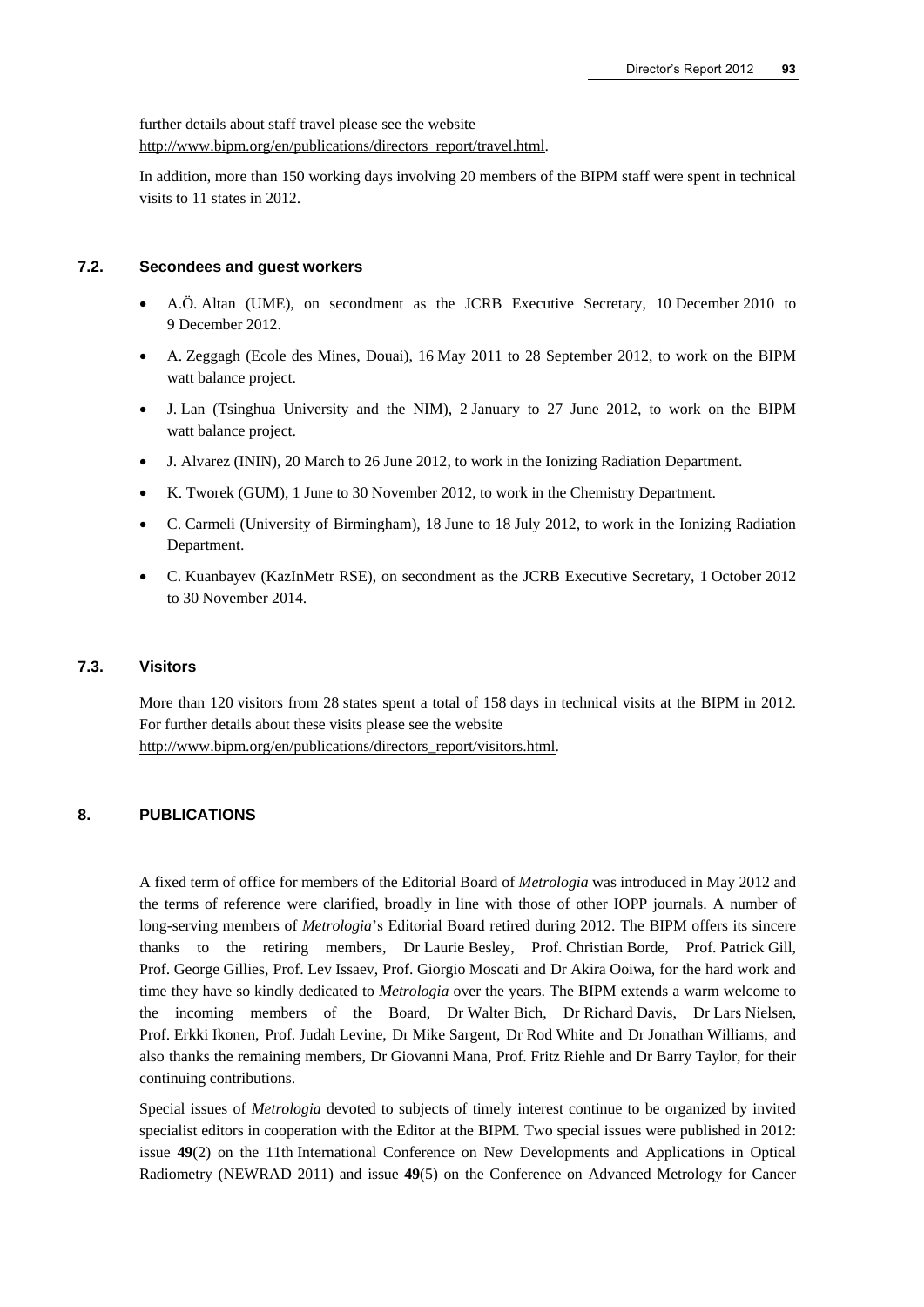further details about staff travel please see the website http://www.bipm.org/en/publications/directors_report/travel.html.

In addition, more than 150 working days involving 20 members of the BIPM staff were spent in technical visits to 11 states in 2012.

### 7.2. Secondees and guest workers

- A.Ö. Altan (UME), on secondment as the JCRB Executive Secretary, 10 December 2010 to 9 December 2012.
- A. Zeggagh (Ecole des Mines, Douai), 16 May 2011 to 28 September 2012, to work on the BIPM watt balance project.
- J. Lan (Tsinghua University and the NIM), 2 January to 27 June 2012, to work on the BIPM watt balance project.
- J. Alvarez (ININ), 20 March to 26 June 2012, to work in the Ionizing Radiation Department.
- K. Tworek (GUM), 1 June to 30 November 2012, to work in the Chemistry Department.
- C. Carmeli (University of Birmingham), 18 June to 18 July 2012, to work in the Ionizing Radiation Department.
- C. Kuanbayev (KazInMetr RSE), on secondment as the JCRB Executive Secretary, 1 October 2012 to 30 November 2014.

### 7.3. Visitors

More than 120 visitors from 28 states spent a total of 158 days in technical visits at the BIPM in 2012. For further details about these visits please see the website http://www.bipm.org/en/publications/directors_report/visitors.html.

## 8. PUBLICATIONS

A fixed term of office for members of the Editorial Board of *Metrologia* was introduced in May 2012 and the terms of reference were clarified, broadly in line with those of other IOPP journals. A number of long-serving members of *Metrologia*'s Editorial Board retired during 2012. The BIPM offers its sincere thanks to the retiring members, Dr Laurie Besley, Prof. Christian Borde, Prof. Patrick Gill, Prof. George Gillies, Prof. Lev Issaev, Prof. Giorgio Moscati and Dr Akira Ooiwa, for the hard work and time they have so kindly dedicated to *Metrologia* over the years. The BIPM extends a warm welcome to the incoming members of the Board, Dr Walter Bich, Dr Richard Davis, Dr Lars Nielsen, Prof. Erkki Ikonen, Prof. Judah Levine, Dr Mike Sargent, Dr Rod White and Dr Jonathan Williams, and also thanks the remaining members, Dr Giovanni Mana, Prof. Fritz Riehle and Dr Barry Taylor, for their continuing contributions.

Special issues of *Metrologia* devoted to subjects of timely interest continue to be organized by invited specialist editors in cooperation with the Editor at the BIPM. Two special issues were published in 2012: issue **49**(2) on the 11th International Conference on New Developments and Applications in Optical Radiometry (NEWRAD 2011) and issue **49**(5) on the Conference on Advanced Metrology for Cancer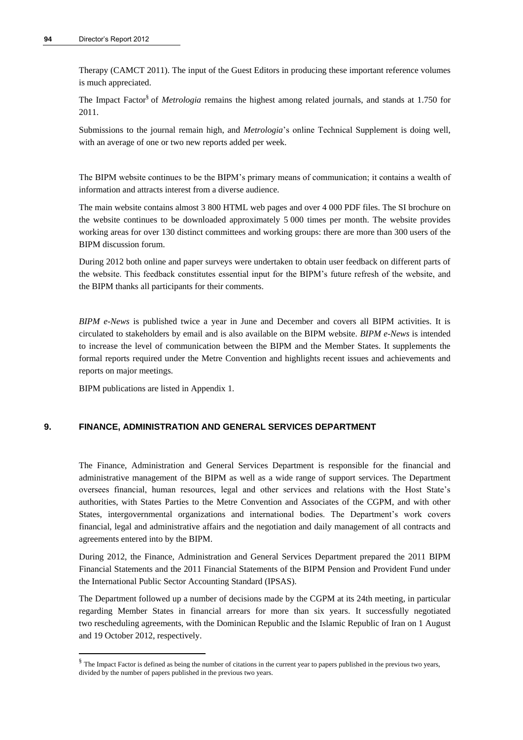Therapy (CAMCT 2011). The input of the Guest Editors in producing these important reference volumes is much appreciated.

The Impact Factor[§] of *Metrologia* remains the highest among related journals, and stands at 1.750 for 2011.

Submissions to the journal remain high, and *Metrologia*'s online Technical Supplement is doing well, with an average of one or two new reports added per week.

The BIPM website continues to be the BIPM's primary means of communication; it contains a wealth of information and attracts interest from a diverse audience.

The main website contains almost 3 800 HTML web pages and over 4 000 PDF files. The SI brochure on the website continues to be downloaded approximately 5 000 times per month. The website provides working areas for over 130 distinct committees and working groups: there are more than 300 users of the BIPM discussion forum.

During 2012 both online and paper surveys were undertaken to obtain user feedback on different parts of the website. This feedback constitutes essential input for the BIPM's future refresh of the website, and the BIPM thanks all participants for their comments.

*BIPM e-News* is published twice a year in June and December and covers all BIPM activities. It is circulated to stakeholders by email and is also available on the BIPM website. *BIPM e-News* is intended to increase the level of communication between the BIPM and the Member States. It supplements the formal reports required under the Metre Convention and highlights recent issues and achievements and reports on major meetings.

BIPM publications are listed in Appendix 1.

## 9. FINANCE, ADMINISTRATION AND GENERAL SERVICES DEPARTMENT

The Finance, Administration and General Services Department is responsible for the financial and administrative management of the BIPM as well as a wide range of support services. The Department oversees financial, human resources, legal and other services and relations with the Host State's authorities, with States Parties to the Metre Convention and Associates of the CGPM, and with other States, intergovernmental organizations and international bodies. The Department's work covers financial, legal and administrative affairs and the negotiation and daily management of all contracts and agreements entered into by the BIPM.

During 2012, the Finance, Administration and General Services Department prepared the 2011 BIPM Financial Statements and the 2011 Financial Statements of the BIPM Pension and Provident Fund under the International Public Sector Accounting Standard (IPSAS).

The Department followed up a number of decisions made by the CGPM at its 24th meeting, in particular regarding Member States in financial arrears for more than six years. It successfully negotiated two rescheduling agreements, with the Dominican Republic and the Islamic Republic of Iran on 1 August and 19 October 2012, respectively.

[§] The Impact Factor is defined as being the number of citations in the current year to papers published in the previous two years, divided by the number of papers published in the previous two years.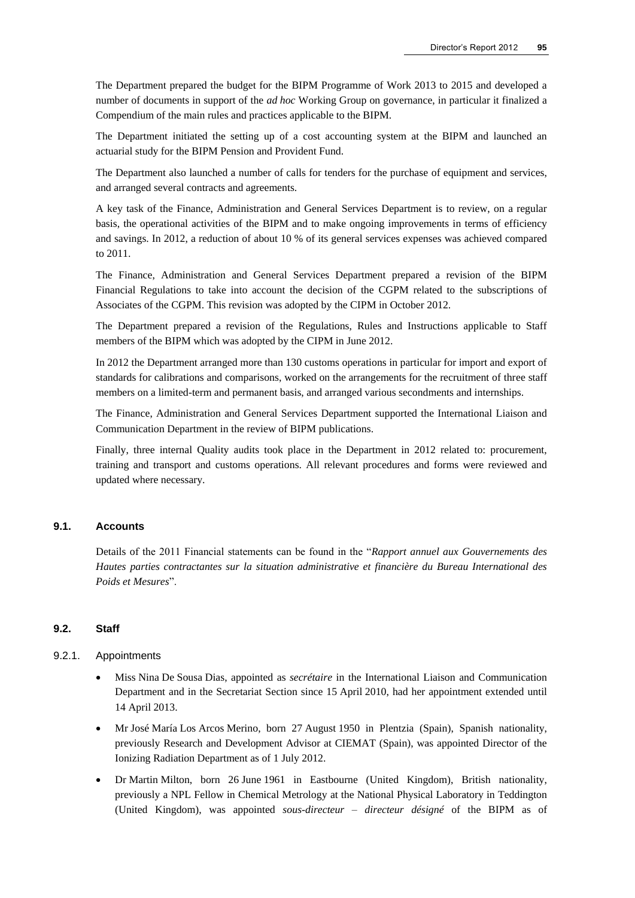The Department prepared the budget for the BIPM Programme of Work 2013 to 2015 and developed a number of documents in support of the *ad hoc* Working Group on governance, in particular it finalized a Compendium of the main rules and practices applicable to the BIPM.

The Department initiated the setting up of a cost accounting system at the BIPM and launched an actuarial study for the BIPM Pension and Provident Fund.

The Department also launched a number of calls for tenders for the purchase of equipment and services, and arranged several contracts and agreements.

A key task of the Finance, Administration and General Services Department is to review, on a regular basis, the operational activities of the BIPM and to make ongoing improvements in terms of efficiency and savings. In 2012, a reduction of about 10 % of its general services expenses was achieved compared to 2011.

The Finance, Administration and General Services Department prepared a revision of the BIPM Financial Regulations to take into account the decision of the CGPM related to the subscriptions of Associates of the CGPM. This revision was adopted by the CIPM in October 2012.

The Department prepared a revision of the Regulations, Rules and Instructions applicable to Staff members of the BIPM which was adopted by the CIPM in June 2012.

In 2012 the Department arranged more than 130 customs operations in particular for import and export of standards for calibrations and comparisons, worked on the arrangements for the recruitment of three staff members on a limited-term and permanent basis, and arranged various secondments and internships.

The Finance, Administration and General Services Department supported the International Liaison and Communication Department in the review of BIPM publications.

Finally, three internal Quality audits took place in the Department in 2012 related to: procurement, training and transport and customs operations. All relevant procedures and forms were reviewed and updated where necessary.

## 9.1. Accounts

Details of the 2011 Financial statements can be found in the "*Rapport annuel aux Gouvernements des Hautes parties contractantes sur la situation administrative et financière du Bureau International des Poids et Mesures*".

## 9.2. Staff

### 9.2.1. Appointments

- Miss Nina De Sousa Dias, appointed as *secrétaire* in the International Liaison and Communication Department and in the Secretariat Section since 15 April 2010, had her appointment extended until 14 April 2013.
- Mr José María Los Arcos Merino, born 27 August 1950 in Plentzia (Spain), Spanish nationality, previously Research and Development Advisor at CIEMAT (Spain), was appointed Director of the Ionizing Radiation Department as of 1 July 2012.
- Dr Martin Milton, born 26 June 1961 in Eastbourne (United Kingdom), British nationality, previously a NPL Fellow in Chemical Metrology at the National Physical Laboratory in Teddington (United Kingdom), was appointed *sous-directeur – directeur désigné* of the BIPM as of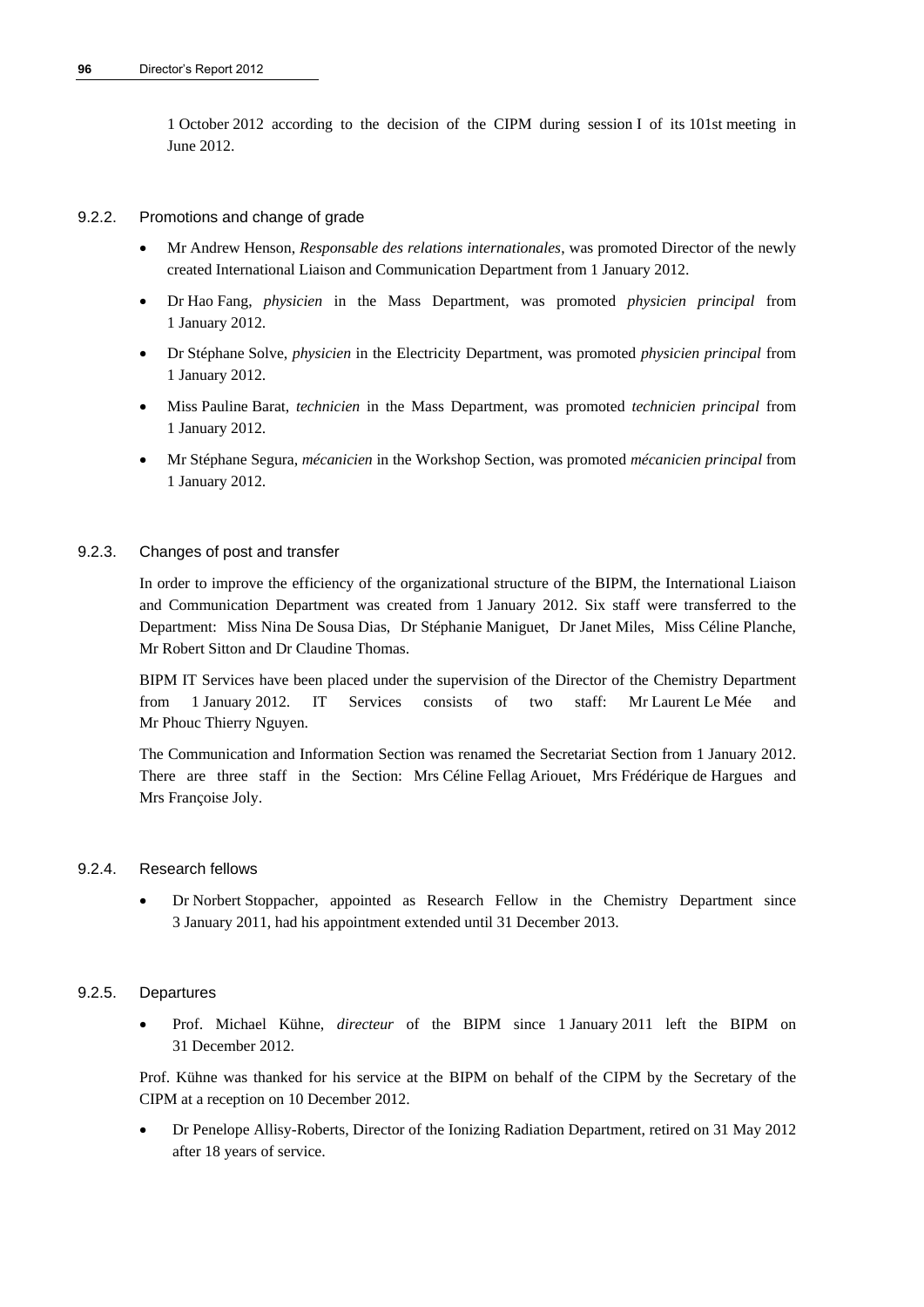1 October 2012 according to the decision of the CIPM during session I of its 101st meeting in June 2012.

### 9.2.2. Promotions and change of grade

- Mr Andrew Henson, *Responsable des relations internationales*, was promoted Director of the newly created International Liaison and Communication Department from 1 January 2012.
- Dr Hao Fang, *physicien* in the Mass Department, was promoted *physicien principal* from 1 January 2012.
- Dr Stéphane Solve, *physicien* in the Electricity Department, was promoted *physicien principal* from 1 January 2012.
- Miss Pauline Barat, *technicien* in the Mass Department, was promoted *technicien principal* from 1 January 2012.
- Mr Stéphane Segura, *mécanicien* in the Workshop Section, was promoted *mécanicien principal* from 1 January 2012.

### 9.2.3. Changes of post and transfer

In order to improve the efficiency of the organizational structure of the BIPM, the International Liaison and Communication Department was created from 1 January 2012. Six staff were transferred to the Department: Miss Nina De Sousa Dias, Dr Stéphanie Maniguet, Dr Janet Miles, Miss Céline Planche, Mr Robert Sitton and Dr Claudine Thomas.

BIPM IT Services have been placed under the supervision of the Director of the Chemistry Department from 1 January 2012. IT Services consists of two staff: Mr Laurent Le Mée and Mr Phouc Thierry Nguyen.

The Communication and Information Section was renamed the Secretariat Section from 1 January 2012. There are three staff in the Section: Mrs Céline Fellag Ariouet, Mrs Frédérique de Hargues and Mrs Françoise Joly.

### 9.2.4. Research fellows

- Dr Norbert Stoppacher, appointed as Research Fellow in the Chemistry Department since 3 January 2011, had his appointment extended until 31 December 2013.

### 9.2.5. Departures

- Prof. Michael Kühne, *directeur* of the BIPM since 1 January 2011 left the BIPM on 31 December 2012.

Prof. Kühne was thanked for his service at the BIPM on behalf of the CIPM by the Secretary of the CIPM at a reception on 10 December 2012.

- Dr Penelope Allisy-Roberts, Director of the Ionizing Radiation Department, retired on 31 May 2012 after 18 years of service.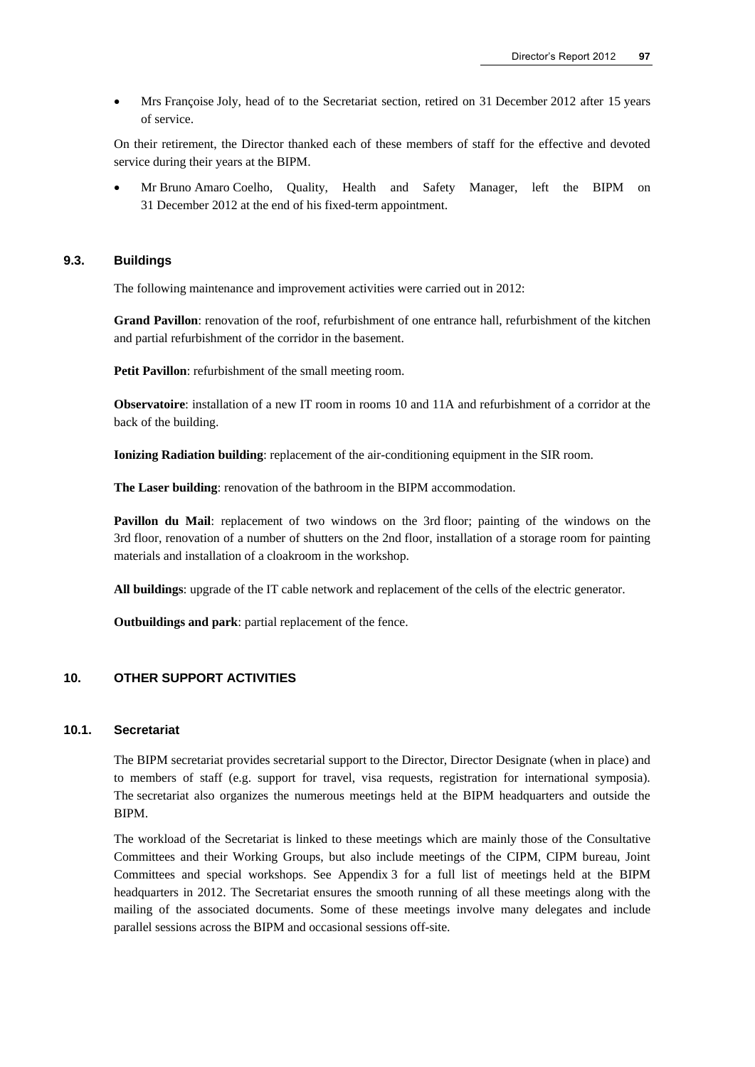- Mrs Françoise Joly, head of to the Secretariat section, retired on 31 December 2012 after 15 years of service.

On their retirement, the Director thanked each of these members of staff for the effective and devoted service during their years at the BIPM.

- Mr Bruno Amaro Coelho, Quality, Health and Safety Manager, left the BIPM on 31 December 2012 at the end of his fixed-term appointment.

### 9.3. Buildings

The following maintenance and improvement activities were carried out in 2012:

**Grand Pavillon**: renovation of the roof, refurbishment of one entrance hall, refurbishment of the kitchen and partial refurbishment of the corridor in the basement.

**Petit Pavillon**: refurbishment of the small meeting room.

**Observatoire**: installation of a new IT room in rooms 10 and 11A and refurbishment of a corridor at the back of the building.

**Ionizing Radiation building**: replacement of the air-conditioning equipment in the SIR room.

**The Laser building**: renovation of the bathroom in the BIPM accommodation.

**Pavillon du Mail**: replacement of two windows on the 3rd floor; painting of the windows on the 3rd floor, renovation of a number of shutters on the 2nd floor, installation of a storage room for painting materials and installation of a cloakroom in the workshop.

**All buildings**: upgrade of the IT cable network and replacement of the cells of the electric generator.

**Outbuildings and park**: partial replacement of the fence.

## 10. OTHER SUPPORT ACTIVITIES

### 10.1. Secretariat

The BIPM secretariat provides secretarial support to the Director, Director Designate (when in place) and to members of staff (e.g. support for travel, visa requests, registration for international symposia). The secretariat also organizes the numerous meetings held at the BIPM headquarters and outside the BIPM.

The workload of the Secretariat is linked to these meetings which are mainly those of the Consultative Committees and their Working Groups, but also include meetings of the CIPM, CIPM bureau, Joint Committees and special workshops. See Appendix 3 for a full list of meetings held at the BIPM headquarters in 2012. The Secretariat ensures the smooth running of all these meetings along with the mailing of the associated documents. Some of these meetings involve many delegates and include parallel sessions across the BIPM and occasional sessions off-site.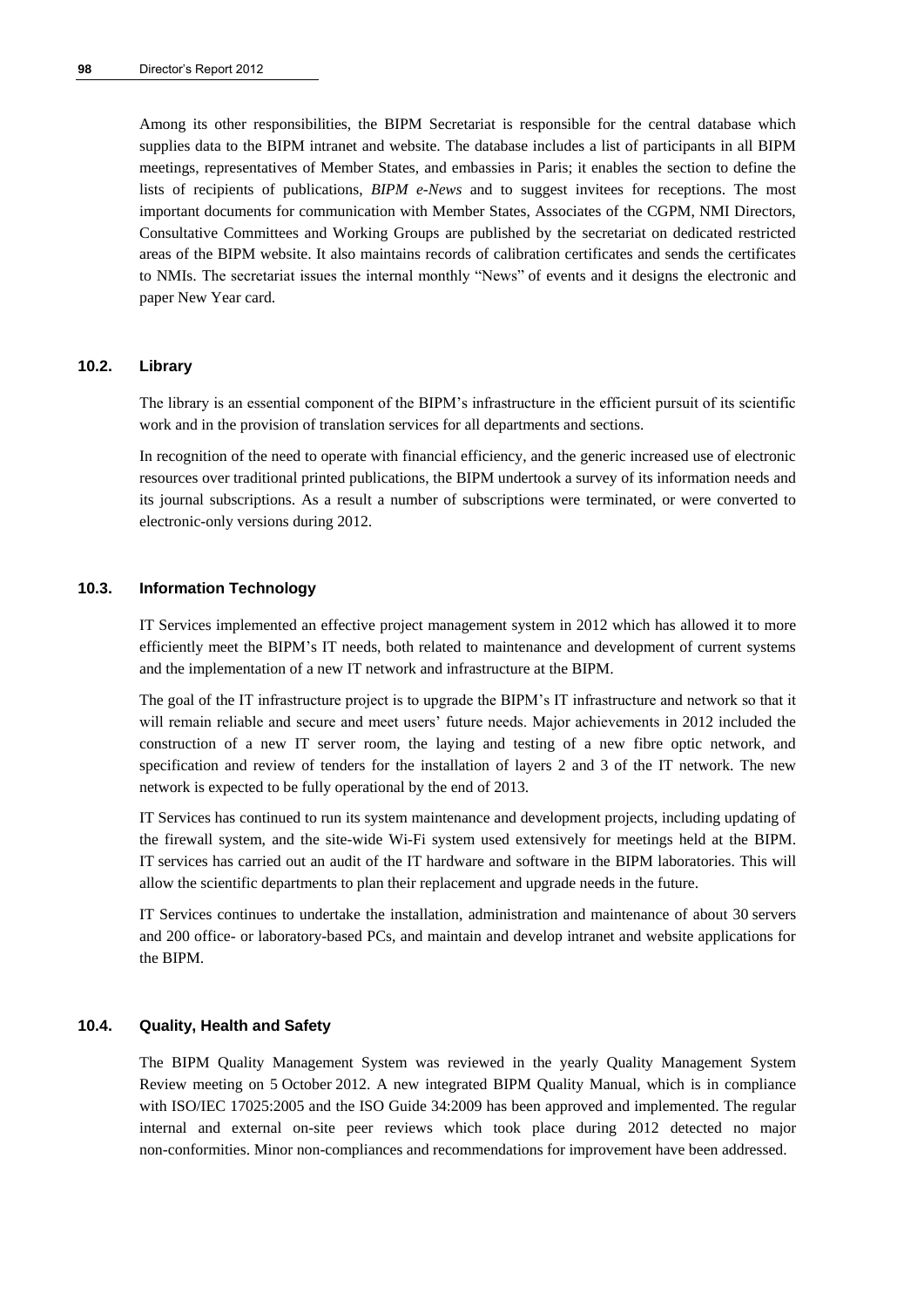Among its other responsibilities, the BIPM Secretariat is responsible for the central database which supplies data to the BIPM intranet and website. The database includes a list of participants in all BIPM meetings, representatives of Member States, and embassies in Paris; it enables the section to define the lists of recipients of publications, *BIPM e-News* and to suggest invitees for receptions. The most important documents for communication with Member States, Associates of the CGPM, NMI Directors, Consultative Committees and Working Groups are published by the secretariat on dedicated restricted areas of the BIPM website. It also maintains records of calibration certificates and sends the certificates to NMIs. The secretariat issues the internal monthly "News" of events and it designs the electronic and paper New Year card.

### 10.2. Library

The library is an essential component of the BIPM's infrastructure in the efficient pursuit of its scientific work and in the provision of translation services for all departments and sections.

In recognition of the need to operate with financial efficiency, and the generic increased use of electronic resources over traditional printed publications, the BIPM undertook a survey of its information needs and its journal subscriptions. As a result a number of subscriptions were terminated, or were converted to electronic-only versions during 2012.

### 10.3. Information Technology

IT Services implemented an effective project management system in 2012 which has allowed it to more efficiently meet the BIPM's IT needs, both related to maintenance and development of current systems and the implementation of a new IT network and infrastructure at the BIPM.

The goal of the IT infrastructure project is to upgrade the BIPM's IT infrastructure and network so that it will remain reliable and secure and meet users' future needs. Major achievements in 2012 included the construction of a new IT server room, the laying and testing of a new fibre optic network, and specification and review of tenders for the installation of layers 2 and 3 of the IT network. The new network is expected to be fully operational by the end of 2013.

IT Services has continued to run its system maintenance and development projects, including updating of the firewall system, and the site-wide Wi-Fi system used extensively for meetings held at the BIPM. IT services has carried out an audit of the IT hardware and software in the BIPM laboratories. This will allow the scientific departments to plan their replacement and upgrade needs in the future.

IT Services continues to undertake the installation, administration and maintenance of about 30 servers and 200 office- or laboratory-based PCs, and maintain and develop intranet and website applications for the BIPM.

### 10.4. Quality, Health and Safety

The BIPM Quality Management System was reviewed in the yearly Quality Management System Review meeting on 5 October 2012. A new integrated BIPM Quality Manual, which is in compliance with ISO/IEC 17025:2005 and the ISO Guide 34:2009 has been approved and implemented. The regular internal and external on-site peer reviews which took place during 2012 detected no major non-conformities. Minor non-compliances and recommendations for improvement have been addressed.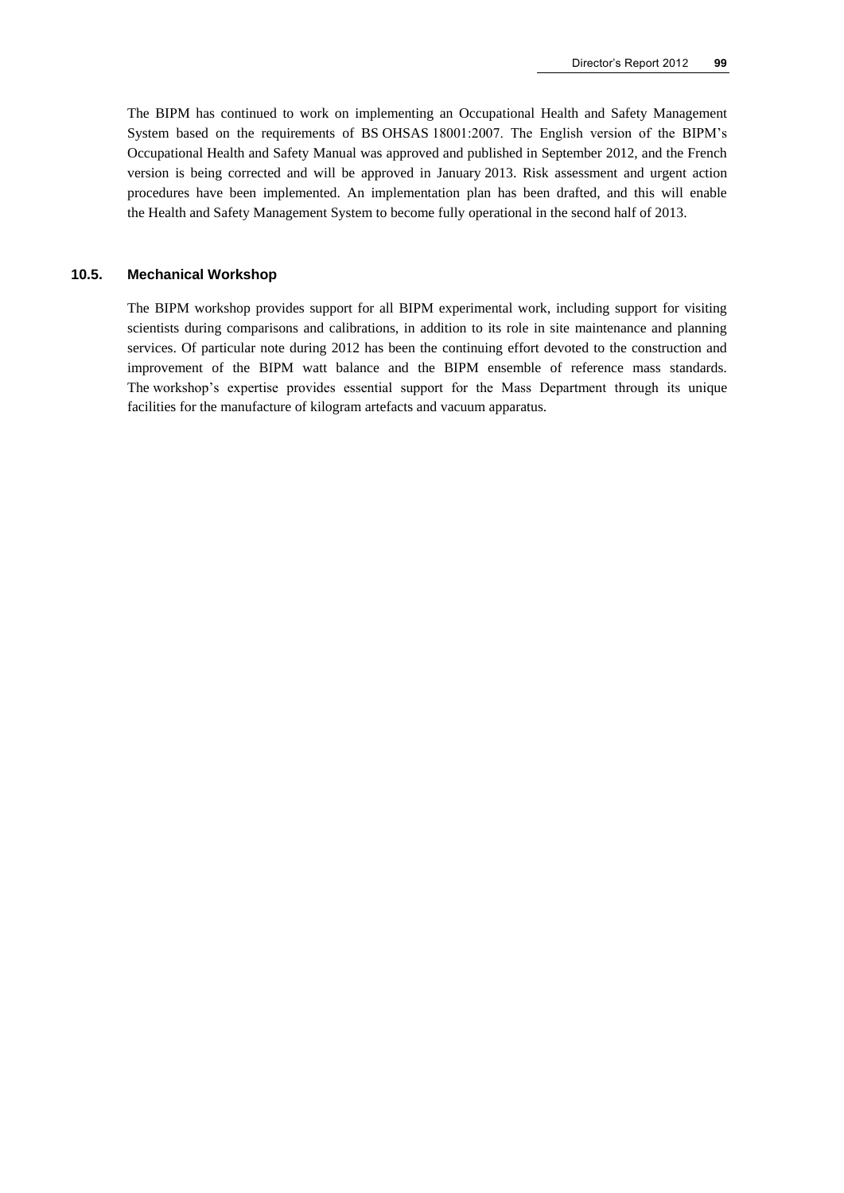The BIPM has continued to work on implementing an Occupational Health and Safety Management System based on the requirements of BS OHSAS 18001:2007. The English version of the BIPM's Occupational Health and Safety Manual was approved and published in September 2012, and the French version is being corrected and will be approved in January 2013. Risk assessment and urgent action procedures have been implemented. An implementation plan has been drafted, and this will enable the Health and Safety Management System to become fully operational in the second half of 2013.

### 10.5. Mechanical Workshop

The BIPM workshop provides support for all BIPM experimental work, including support for visiting scientists during comparisons and calibrations, in addition to its role in site maintenance and planning services. Of particular note during 2012 has been the continuing effort devoted to the construction and improvement of the BIPM watt balance and the BIPM ensemble of reference mass standards. The workshop's expertise provides essential support for the Mass Department through its unique facilities for the manufacture of kilogram artefacts and vacuum apparatus.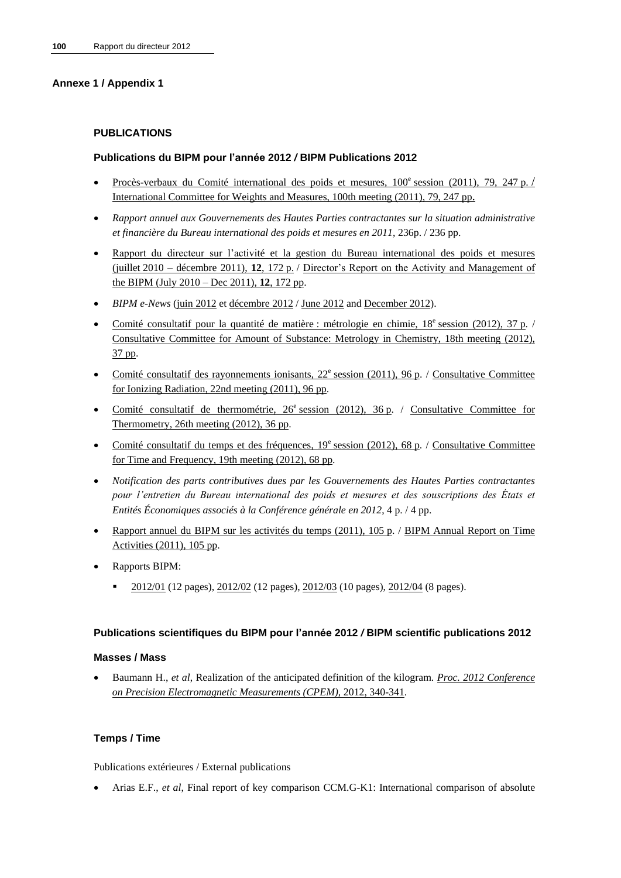## Annexe 1 / Appendix 1

### PUBLICATIONS

#### Publications du BIPM pour l'année 2012 / BIPM Publications 2012

- Procès-verbaux du Comité international des poids et mesures, 100e session (2011), 79, 247 p. / International Committee for Weights and Measures, 100th meeting (2011), 79, 247 pp.
- *Rapport annuel aux Gouvernements des Hautes Parties contractantes sur la situation administrative et financière du Bureau international des poids et mesures en 2011*, 236p. / 236 pp.
- Rapport du directeur sur l'activité et la gestion du Bureau international des poids et mesures (juillet 2010 – décembre 2011), **12**, 172 p. / Director's Report on the Activity and Management of the BIPM (July 2010 – Dec 2011), **12**, 172 pp.
- *BIPM e-News* (juin 2012 et décembre 2012 / June 2012 and December 2012).
- Comité consultatif pour la quantité de matière : métrologie en chimie, 18e session (2012), 37 p. / Consultative Committee for Amount of Substance: Metrology in Chemistry, 18th meeting (2012), 37 pp.
- Comité consultatif des rayonnements ionisants, 22e session (2011), 96 p. / Consultative Committee for Ionizing Radiation, 22nd meeting (2011), 96 pp.
- Comité consultatif de thermométrie, 26e session (2012), 36 p. / Consultative Committee for Thermometry, 26th meeting (2012), 36 pp.
- Comité consultatif du temps et des fréquences, 19e session (2012), 68 p. / Consultative Committee for Time and Frequency, 19th meeting (2012), 68 pp.
- *Notification des parts contributives dues par les Gouvernements des Hautes Parties contractantes pour l'entretien du Bureau international des poids et mesures et des souscriptions des États et Entités Économiques associés à la Conférence générale en 2012*, 4 p. / 4 pp.
- Rapport annuel du BIPM sur les activités du temps (2011), 105 p. / BIPM Annual Report on Time Activities (2011), 105 pp.
- Rapports BIPM:
  - 2012/01 (12 pages), 2012/02 (12 pages), 2012/03 (10 pages), 2012/04 (8 pages).

#### Publications scientifiques du BIPM pour l'année 2012 / BIPM scientific publications 2012

#### Masses / Mass

- Baumann H., *et al*, Realization of the anticipated definition of the kilogram. *Proc. 2012 Conference on Precision Electromagnetic Measurements (CPEM),* 2012, 340-341.

#### Temps / Time

Publications extérieures / External publications

- Arias E.F., *et al*, Final report of key comparison CCM.G-K1: International comparison of absolute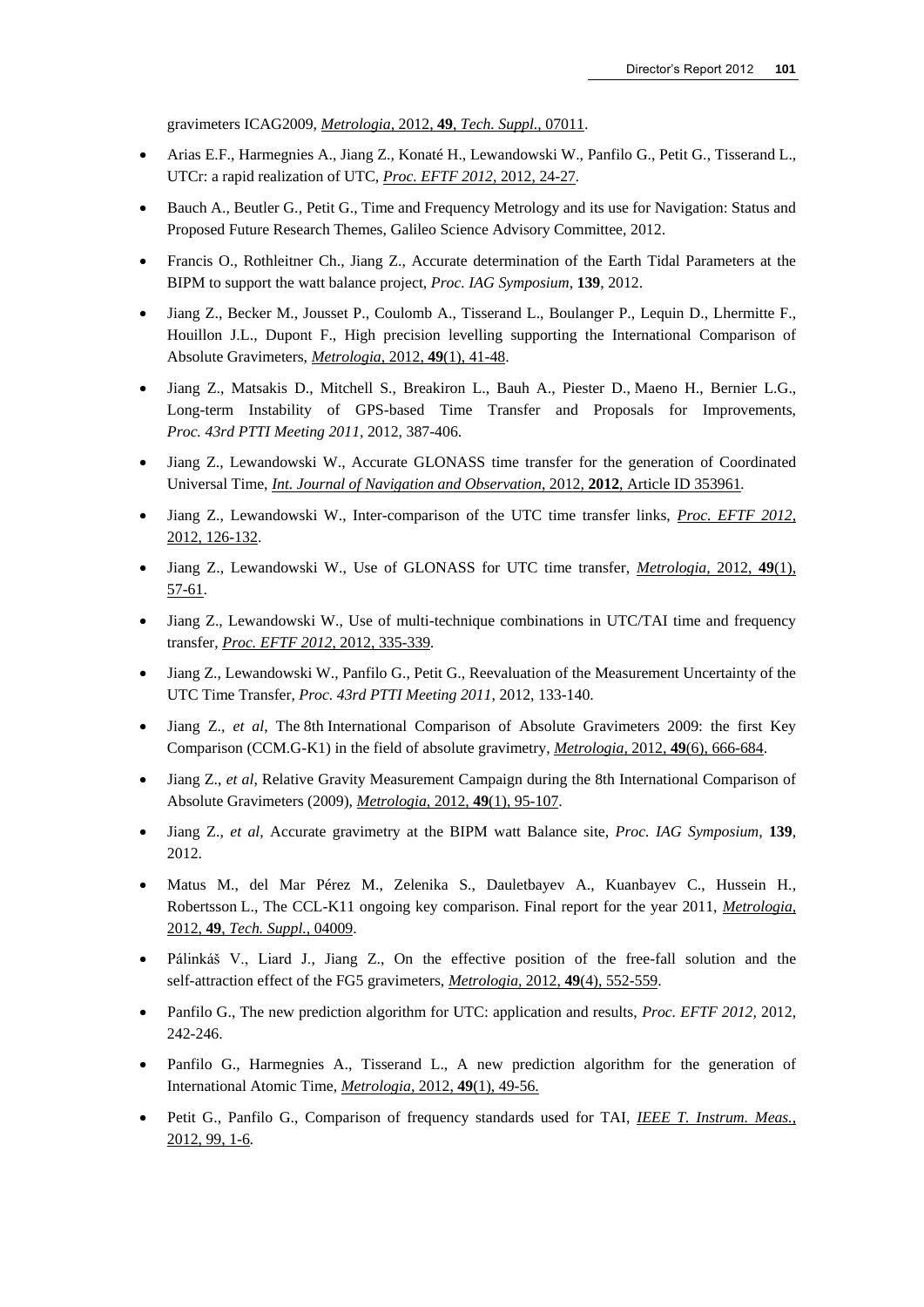gravimeters ICAG2009, *Metrologia*, 2012, **49**, *Tech. Suppl.*, 07011.

- Arias E.F., Harmegnies A., Jiang Z., Konaté H., Lewandowski W., Panfilo G., Petit G., Tisserand L., UTCr: a rapid realization of UTC, *Proc. EFTF 2012*, 2012, 24-27.
- Bauch A., Beutler G., Petit G., Time and Frequency Metrology and its use for Navigation: Status and Proposed Future Research Themes, Galileo Science Advisory Committee, 2012.
- Francis O., Rothleitner Ch., Jiang Z., Accurate determination of the Earth Tidal Parameters at the BIPM to support the watt balance project, *Proc. IAG Symposium*, **139**, 2012.
- Jiang Z., Becker M., Jousset P., Coulomb A., Tisserand L., Boulanger P., Lequin D., Lhermitte F., Houillon J.L., Dupont F., High precision levelling supporting the International Comparison of Absolute Gravimeters, *Metrologia*, 2012, **49**(1), 41-48.
- Jiang Z., Matsakis D., Mitchell S., Breakiron L., Bauh A., Piester D., Maeno H., Bernier L.G., Long-term Instability of GPS-based Time Transfer and Proposals for Improvements, *Proc. 43rd PTTI Meeting 2011*, 2012, 387-406.
- Jiang Z., Lewandowski W., Accurate GLONASS time transfer for the generation of Coordinated Universal Time, *Int. Journal of Navigation and Observation*, 2012, **2012**, Article ID 353961.
- Jiang Z., Lewandowski W., Inter-comparison of the UTC time transfer links, *Proc. EFTF 2012*, 2012, 126-132.
- Jiang Z., Lewandowski W., Use of GLONASS for UTC time transfer, *Metrologia*, 2012, **49**(1), 57-61.
- Jiang Z., Lewandowski W., Use of multi-technique combinations in UTC/TAI time and frequency transfer, *Proc. EFTF 2012*, 2012, 335-339.
- Jiang Z., Lewandowski W., Panfilo G., Petit G., Reevaluation of the Measurement Uncertainty of the UTC Time Transfer, *Proc. 43rd PTTI Meeting 2011*, 2012, 133-140.
- Jiang Z., *et al*, The 8th International Comparison of Absolute Gravimeters 2009: the first Key Comparison (CCM.G-K1) in the field of absolute gravimetry, *Metrologia*, 2012, **49**(6), 666-684.
- Jiang Z., *et al*, Relative Gravity Measurement Campaign during the 8th International Comparison of Absolute Gravimeters (2009), *Metrologia*, 2012, **49**(1), 95-107.
- Jiang Z., *et al*, Accurate gravimetry at the BIPM watt Balance site, *Proc. IAG Symposium*, **139**, 2012.
- Matus M., del Mar Pérez M., Zelenika S., Dauletbayev A., Kuanbayev C., Hussein H., Robertsson L., The CCL-K11 ongoing key comparison. Final report for the year 2011, *Metrologia*, 2012, **49**, *Tech. Suppl.*, 04009.
- Pálinkáš V., Liard J., Jiang Z., On the effective position of the free-fall solution and the self-attraction effect of the FG5 gravimeters, *Metrologia*, 2012, **49**(4), 552-559.
- Panfilo G., The new prediction algorithm for UTC: application and results, *Proc. EFTF 2012*, 2012, 242-246.
- Panfilo G., Harmegnies A., Tisserand L., A new prediction algorithm for the generation of International Atomic Time, *Metrologia*, 2012, **49**(1), 49-56.
- Petit G., Panfilo G., Comparison of frequency standards used for TAI, *IEEE T. Instrum. Meas.*, 2012, 99, 1-6.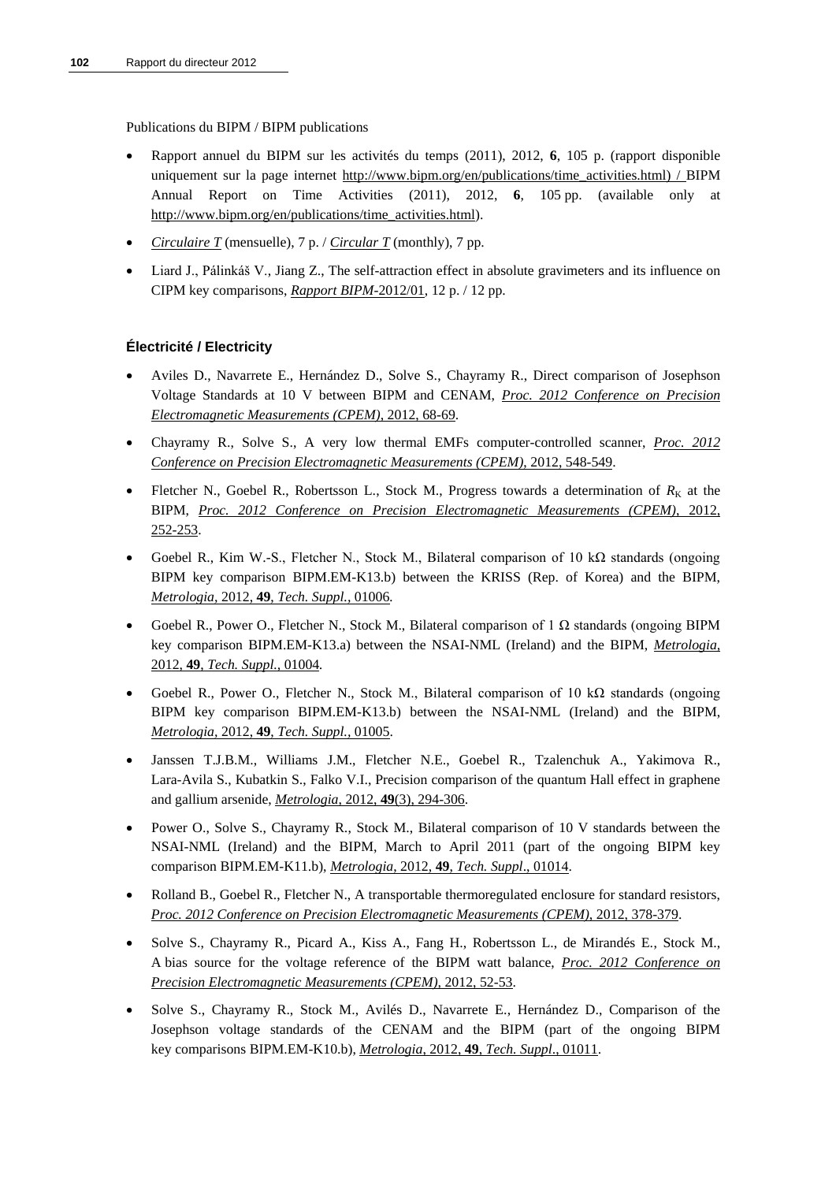Publications du BIPM / BIPM publications

- Rapport annuel du BIPM sur les activités du temps (2011), 2012, **6**, 105 p. (rapport disponible uniquement sur la page internet http://www.bipm.org/en/publications/time_activities.html) / BIPM Annual Report on Time Activities (2011), 2012, **6**, 105 pp. (available only at http://www.bipm.org/en/publications/time_activities.html).
- *Circulaire T* (mensuelle), 7 p. / *Circular T* (monthly), 7 pp.
- Liard J., Pálinkáš V., Jiang Z., The self-attraction effect in absolute gravimeters and its influence on CIPM key comparisons, *Rapport BIPM*-2012/01, 12 p. / 12 pp.

### Électricité / Electricity

- Aviles D., Navarrete E., Hernández D., Solve S., Chayramy R., Direct comparison of Josephson Voltage Standards at 10 V between BIPM and CENAM, *Proc. 2012 Conference on Precision Electromagnetic Measurements (CPEM)*, 2012, 68-69.
- Chayramy R., Solve S., A very low thermal EMFs computer-controlled scanner, *Proc. 2012 Conference on Precision Electromagnetic Measurements (CPEM)*, 2012, 548-549.
- Fletcher N., Goebel R., Robertsson L., Stock M., Progress towards a determination of $R_K$ at the BIPM, *Proc. 2012 Conference on Precision Electromagnetic Measurements (CPEM)*, 2012, 252-253.
- Goebel R., Kim W.-S., Fletcher N., Stock M., Bilateral comparison of 10 kΩ standards (ongoing BIPM key comparison BIPM.EM-K13.b) between the KRISS (Rep. of Korea) and the BIPM, *Metrologia*, 2012, **49**, *Tech. Suppl.*, 01006.
- Goebel R., Power O., Fletcher N., Stock M., Bilateral comparison of 1 Ω standards (ongoing BIPM key comparison BIPM.EM-K13.a) between the NSAI-NML (Ireland) and the BIPM, *Metrologia*, 2012, **49**, *Tech. Suppl.*, 01004.
- Goebel R., Power O., Fletcher N., Stock M., Bilateral comparison of 10 kΩ standards (ongoing BIPM key comparison BIPM.EM-K13.b) between the NSAI-NML (Ireland) and the BIPM, *Metrologia*, 2012, **49**, *Tech. Suppl.*, 01005.
- Janssen T.J.B.M., Williams J.M., Fletcher N.E., Goebel R., Tzalenchuk A., Yakimova R., Lara-Avila S., Kubatkin S., Falko V.I., Precision comparison of the quantum Hall effect in graphene and gallium arsenide, *Metrologia*, 2012, **49**(3), 294-306.
- Power O., Solve S., Chayramy R., Stock M., Bilateral comparison of 10 V standards between the NSAI-NML (Ireland) and the BIPM, March to April 2011 (part of the ongoing BIPM key comparison BIPM.EM-K11.b), *Metrologia*, 2012, **49**, *Tech. Suppl*., 01014.
- Rolland B., Goebel R., Fletcher N., A transportable thermoregulated enclosure for standard resistors, *Proc. 2012 Conference on Precision Electromagnetic Measurements (CPEM)*, 2012, 378-379.
- Solve S., Chayramy R., Picard A., Kiss A., Fang H., Robertsson L., de Mirandés E., Stock M., A bias source for the voltage reference of the BIPM watt balance, *Proc. 2012 Conference on Precision Electromagnetic Measurements (CPEM)*, 2012, 52-53.
- Solve S., Chayramy R., Stock M., Avilés D., Navarrete E., Hernández D., Comparison of the Josephson voltage standards of the CENAM and the BIPM (part of the ongoing BIPM key comparisons BIPM.EM-K10.b), *Metrologia*, 2012, **49**, *Tech. Suppl*., 01011.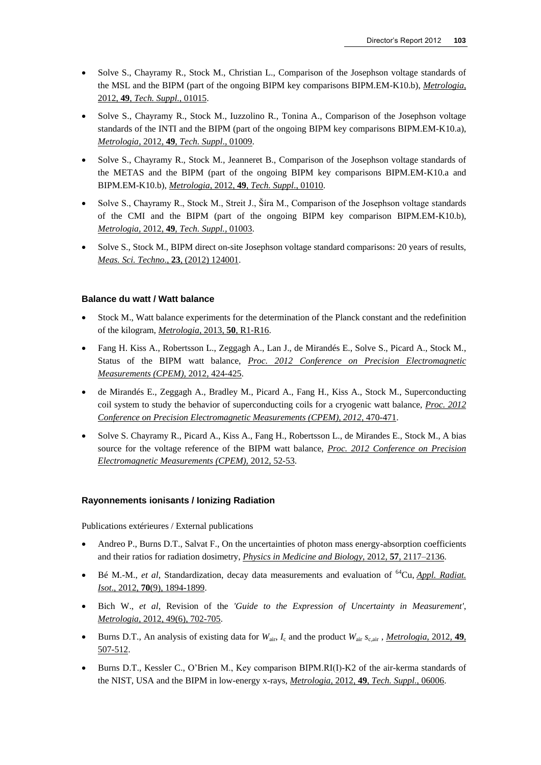- Solve S., Chayramy R., Stock M., Christian L., Comparison of the Josephson voltage standards of the MSL and the BIPM (part of the ongoing BIPM key comparisons BIPM.EM-K10.b), *Metrologia*, 2012, **49**, *Tech. Suppl.*, 01015.
- Solve S., Chayramy R., Stock M., Iuzzolino R., Tonina A., Comparison of the Josephson voltage standards of the INTI and the BIPM (part of the ongoing BIPM key comparisons BIPM.EM-K10.a), *Metrologia*, 2012, **49**, *Tech. Suppl*., 01009.
- Solve S., Chayramy R., Stock M., Jeanneret B., Comparison of the Josephson voltage standards of the METAS and the BIPM (part of the ongoing BIPM key comparisons BIPM.EM-K10.a and BIPM.EM-K10.b), *Metrologia*, 2012, **49**, *Tech. Suppl*., 01010.
- Solve S., Chayramy R., Stock M., Streit J., Šíra M., Comparison of the Josephson voltage standards of the CMI and the BIPM (part of the ongoing BIPM key comparison BIPM.EM-K10.b), *Metrologia*, 2012, **49**, *Tech. Suppl.*, 01003.
- Solve S., Stock M., BIPM direct on-site Josephson voltage standard comparisons: 20 years of results, *Meas. Sci. Techno*., **23**, (2012) 124001.

### Balance du watt / Watt balance

- Stock M., Watt balance experiments for the determination of the Planck constant and the redefinition of the kilogram, *Metrologia*, 2013, **50**, R1-R16.
- Fang H. Kiss A., Robertsson L., Zeggagh A., Lan J., de Mirandés E., Solve S., Picard A., Stock M., Status of the BIPM watt balance, *Proc. 2012 Conference on Precision Electromagnetic Measurements (CPEM)*, 2012, 424-425.
- de Mirandés E., Zeggagh A., Bradley M., Picard A., Fang H., Kiss A., Stock M., Superconducting coil system to study the behavior of superconducting coils for a cryogenic watt balance, *Proc. 2012 Conference on Precision Electromagnetic Measurements (CPEM), 2012*, 470-471.
- Solve S. Chayramy R., Picard A., Kiss A., Fang H., Robertsson L., de Mirandes E., Stock M., A bias source for the voltage reference of the BIPM watt balance, *Proc. 2012 Conference on Precision Electromagnetic Measurements (CPEM)*, 2012, 52-53.

### Rayonnements ionisants / Ionizing Radiation

Publications extérieures / External publications

- Andreo P., Burns D.T., Salvat F., On the uncertainties of photon mass energy-absorption coefficients and their ratios for radiation dosimetry, *Physics in Medicine and Biology*, 2012, **57**, 2117–2136.
- Bé M.-M., *et al*, Standardization, decay data measurements and evaluation of $^{64}$Cu, *Appl. Radiat. Isot*., 2012, **70**(9), 1894-1899.
- Bich W., *et al*, Revision of the *'Guide to the Expression of Uncertainty in Measurement'*, *Metrologia*, 2012, 49(6), 702-705.
- Burns D.T., An analysis of existing data for $W_{air}$, $I_c$ and the product $W_{air}\, s_{c,air}$ , *Metrologia*, 2012, **49**, 507-512.
- Burns D.T., Kessler C., O'Brien M., Key comparison BIPM.RI(I)-K2 of the air-kerma standards of the NIST, USA and the BIPM in low-energy x-rays, *Metrologia*, 2012, **49**, *Tech. Suppl.*, 06006.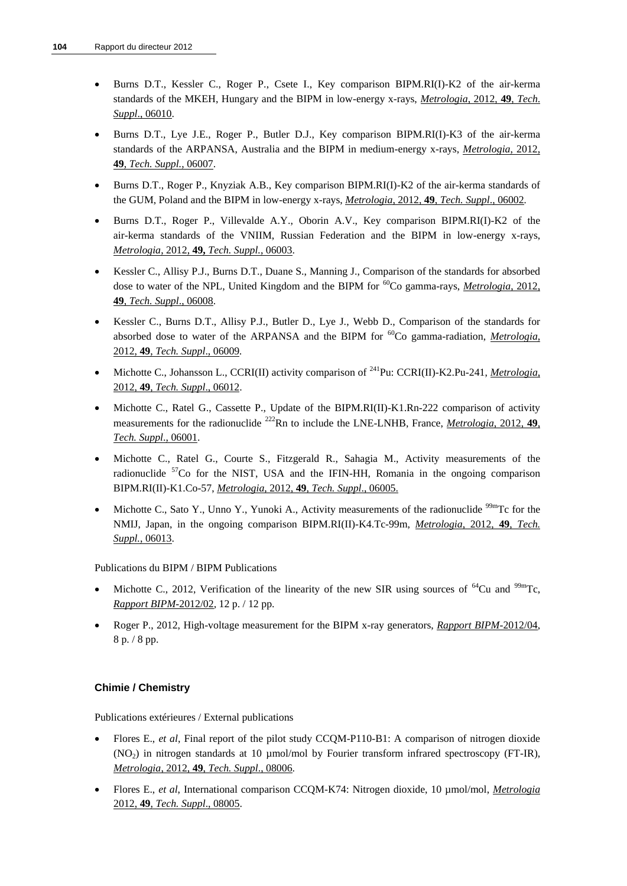- Burns D.T., Kessler C., Roger P., Csete I., Key comparison BIPM.RI(I)-K2 of the air-kerma standards of the MKEH, Hungary and the BIPM in low-energy x-rays, *Metrologia*, 2012, **49**, *Tech. Suppl.*, 06010.

- Burns D.T., Lye J.E., Roger P., Butler D.J., Key comparison BIPM.RI(I)-K3 of the air-kerma standards of the ARPANSA, Australia and the BIPM in medium-energy x-rays, *Metrologia*, 2012, **49**, *Tech. Suppl.*, 06007.

- Burns D.T., Roger P., Knyziak A.B., Key comparison BIPM.RI(I)-K2 of the air-kerma standards of the GUM, Poland and the BIPM in low-energy x-rays, *Metrologia*, 2012, **49**, *Tech. Suppl.*, 06002.

- Burns D.T., Roger P., Villevalde A.Y., Oborin A.V., Key comparison BIPM.RI(I)-K2 of the air-kerma standards of the VNIIM, Russian Federation and the BIPM in low-energy x-rays, *Metrologia*, 2012, **49,** *Tech. Suppl.*, 06003.

- Kessler C., Allisy P.J., Burns D.T., Duane S., Manning J., Comparison of the standards for absorbed dose to water of the NPL, United Kingdom and the BIPM for $^{60}$Co gamma-rays, *Metrologia*, 2012, **49**, *Tech. Suppl.*, 06008.

- Kessler C., Burns D.T., Allisy P.J., Butler D., Lye J., Webb D., Comparison of the standards for absorbed dose to water of the ARPANSA and the BIPM for $^{60}$Co gamma-radiation, *Metrologia*, 2012, **49**, *Tech. Suppl.*, 06009.

- Michotte C., Johansson L., CCRI(II) activity comparison of $^{241}$Pu: CCRI(II)-K2.Pu-241, *Metrologia*, 2012, **49**, *Tech. Suppl.*, 06012.

- Michotte C., Ratel G., Cassette P., Update of the BIPM.RI(II)-K1.Rn-222 comparison of activity measurements for the radionuclide $^{222}$Rn to include the LNE-LNHB, France, *Metrologia*, 2012, **49**, *Tech. Suppl.*, 06001.

- Michotte C., Ratel G., Courte S., Fitzgerald R., Sahagia M., Activity measurements of the radionuclide $^{57}$Co for the NIST, USA and the IFIN-HH, Romania in the ongoing comparison BIPM.RI(II)-K1.Co-57, *Metrologia*, 2012, **49**, *Tech. Suppl.*, 06005.

- Michotte C., Sato Y., Unno Y., Yunoki A., Activity measurements of the radionuclide $^{99m}$Tc for the NMIJ, Japan, in the ongoing comparison BIPM.RI(II)-K4.Tc-99m, *Metrologia*, 2012, **49**, *Tech. Suppl.*, 06013.

Publications du BIPM / BIPM Publications

- Michotte C., 2012, Verification of the linearity of the new SIR using sources of $^{64}$Cu and $^{99m}$Tc, *Rapport BIPM*-2012/02, 12 p. / 12 pp.

- Roger P., 2012, High-voltage measurement for the BIPM x-ray generators, *Rapport BIPM*-2012/04, 8 p. / 8 pp.

### Chimie / Chemistry

Publications extérieures / External publications

- Flores E., *et al*, Final report of the pilot study CCQM-P110-B1: A comparison of nitrogen dioxide ($NO_2$) in nitrogen standards at 10 µmol/mol by Fourier transform infrared spectroscopy (FT-IR), *Metrologia*, 2012, **49**, *Tech. Suppl.*, 08006.

- Flores E., *et al*, International comparison CCQM-K74: Nitrogen dioxide, 10 µmol/mol, *Metrologia* 2012, **49**, *Tech. Suppl.*, 08005.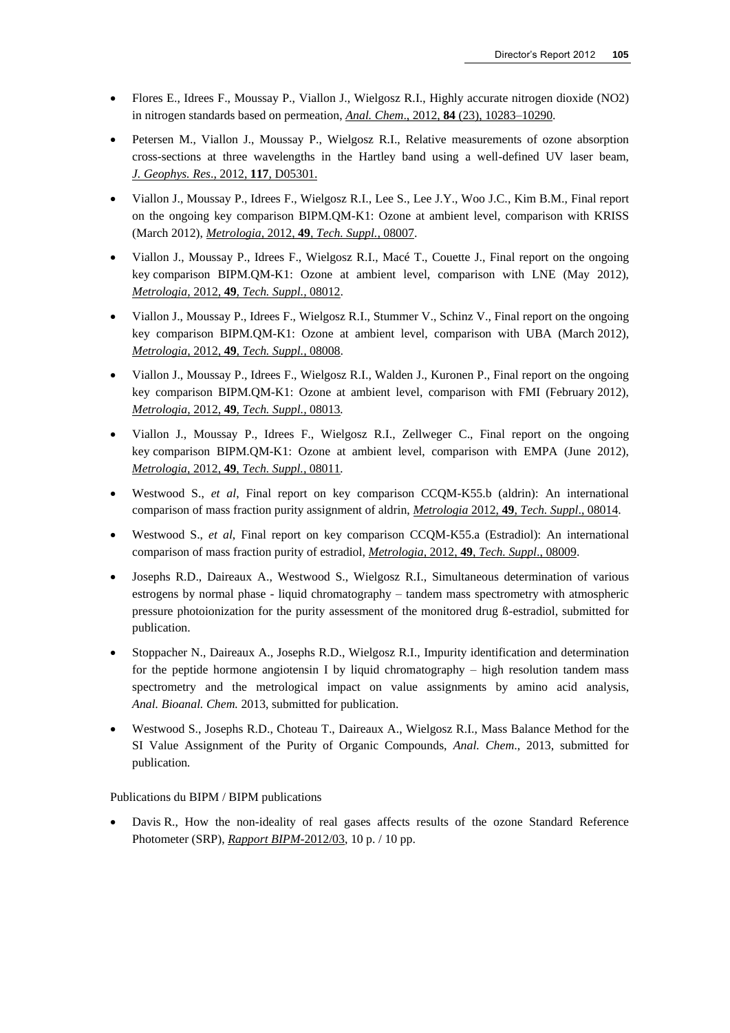- Flores E., Idrees F., Moussay P., Viallon J., Wielgosz R.I., Highly accurate nitrogen dioxide (NO2) in nitrogen standards based on permeation, *Anal. Chem*., 2012, **84** (23), 10283–10290.

- Petersen M., Viallon J., Moussay P., Wielgosz R.I., Relative measurements of ozone absorption cross-sections at three wavelengths in the Hartley band using a well-defined UV laser beam, *J. Geophys. Res*., 2012, **117**, D05301.

- Viallon J., Moussay P., Idrees F., Wielgosz R.I., Lee S., Lee J.Y., Woo J.C., Kim B.M., Final report on the ongoing key comparison BIPM.QM-K1: Ozone at ambient level, comparison with KRISS (March 2012), *Metrologia*, 2012, **49**, *Tech. Suppl.*, 08007.

- Viallon J., Moussay P., Idrees F., Wielgosz R.I., Macé T., Couette J., Final report on the ongoing key comparison BIPM.QM-K1: Ozone at ambient level, comparison with LNE (May 2012), *Metrologia*, 2012, **49**, *Tech. Suppl.*, 08012.

- Viallon J., Moussay P., Idrees F., Wielgosz R.I., Stummer V., Schinz V., Final report on the ongoing key comparison BIPM.QM-K1: Ozone at ambient level, comparison with UBA (March 2012), *Metrologia*, 2012, **49**, *Tech. Suppl.*, 08008.

- Viallon J., Moussay P., Idrees F., Wielgosz R.I., Walden J., Kuronen P., Final report on the ongoing key comparison BIPM.QM-K1: Ozone at ambient level, comparison with FMI (February 2012), *Metrologia*, 2012, **49**, *Tech. Suppl.*, 08013.

- Viallon J., Moussay P., Idrees F., Wielgosz R.I., Zellweger C., Final report on the ongoing key comparison BIPM.QM-K1: Ozone at ambient level, comparison with EMPA (June 2012), *Metrologia*, 2012, **49**, *Tech. Suppl.*, 08011.

- Westwood S., *et al*, Final report on key comparison CCQM-K55.b (aldrin): An international comparison of mass fraction purity assignment of aldrin, *Metrologia* 2012, **49**, *Tech. Suppl*., 08014.

- Westwood S., *et al*, Final report on key comparison CCQM-K55.a (Estradiol): An international comparison of mass fraction purity of estradiol, *Metrologia*, 2012, **49**, *Tech. Suppl*., 08009.

- Josephs R.D., Daireaux A., Westwood S., Wielgosz R.I., Simultaneous determination of various estrogens by normal phase - liquid chromatography – tandem mass spectrometry with atmospheric pressure photoionization for the purity assessment of the monitored drug ß-estradiol, submitted for publication.

- Stoppacher N., Daireaux A., Josephs R.D., Wielgosz R.I., Impurity identification and determination for the peptide hormone angiotensin I by liquid chromatography – high resolution tandem mass spectrometry and the metrological impact on value assignments by amino acid analysis, *Anal. Bioanal. Chem.* 2013, submitted for publication.

- Westwood S., Josephs R.D., Choteau T., Daireaux A., Wielgosz R.I., Mass Balance Method for the SI Value Assignment of the Purity of Organic Compounds, *Anal. Chem*., 2013, submitted for publication.

Publications du BIPM / BIPM publications

- Davis R., How the non-ideality of real gases affects results of the ozone Standard Reference Photometer (SRP), *Rapport BIPM*-2012/03, 10 p. / 10 pp.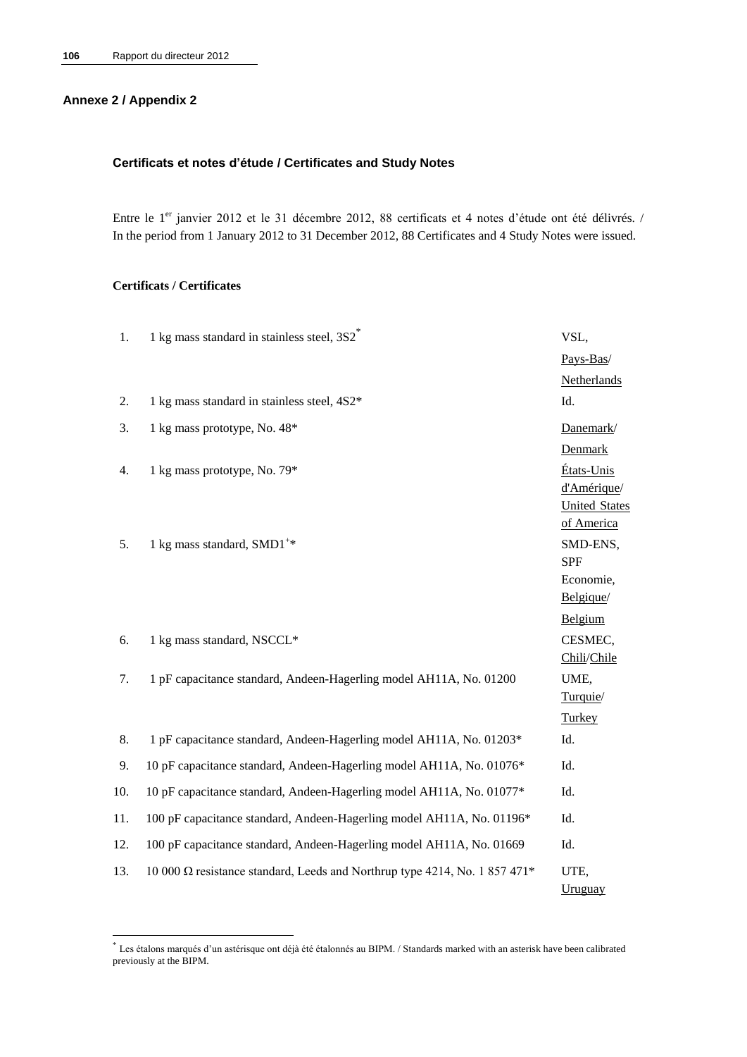## Annexe 2 / Appendix 2

### Certificats et notes d'étude / Certificates and Study Notes

Entre le 1er janvier 2012 et le 31 décembre 2012, 88 certificats et 4 notes d'étude ont été délivrés. / In the period from 1 January 2012 to 31 December 2012, 88 Certificates and 4 Study Notes were issued.

**Certificats / Certificates**

| | | |
|---|---|---|
| 1. | 1 kg mass standard in stainless steel, 3S2* | VSL, Pays-Bas/ Netherlands |
| 2. | 1 kg mass standard in stainless steel, 4S2* | Id. |
| 3. | 1 kg mass prototype, No. 48* | Danemark/ Denmark |
| 4. | 1 kg mass prototype, No. 79* | États-Unis d'Amérique/ United States of America |
| 5. | 1 kg mass standard, SMD1+* | SMD-ENS, SPF Economie, Belgique/ Belgium |
| 6. | 1 kg mass standard, NSCCL* | CESMEC, Chili/Chile |
| 7. | 1 pF capacitance standard, Andeen-Hagerling model AH11A, No. 01200 | UME, Turquie/ Turkey |
| 8. | 1 pF capacitance standard, Andeen-Hagerling model AH11A, No. 01203* | Id. |
| 9. | 10 pF capacitance standard, Andeen-Hagerling model AH11A, No. 01076* | Id. |
| 10. | 10 pF capacitance standard, Andeen-Hagerling model AH11A, No. 01077* | Id. |
| 11. | 100 pF capacitance standard, Andeen-Hagerling model AH11A, No. 01196* | Id. |
| 12. | 100 pF capacitance standard, Andeen-Hagerling model AH11A, No. 01669 | Id. |
| 13. | 10 000 Ω resistance standard, Leeds and Northrup type 4214, No. 1 857 471* | UTE, Uruguay |

* Les étalons marqués d'un astérisque ont déjà été étalonnés au BIPM. / Standards marked with an asterisk have been calibrated previously at the BIPM.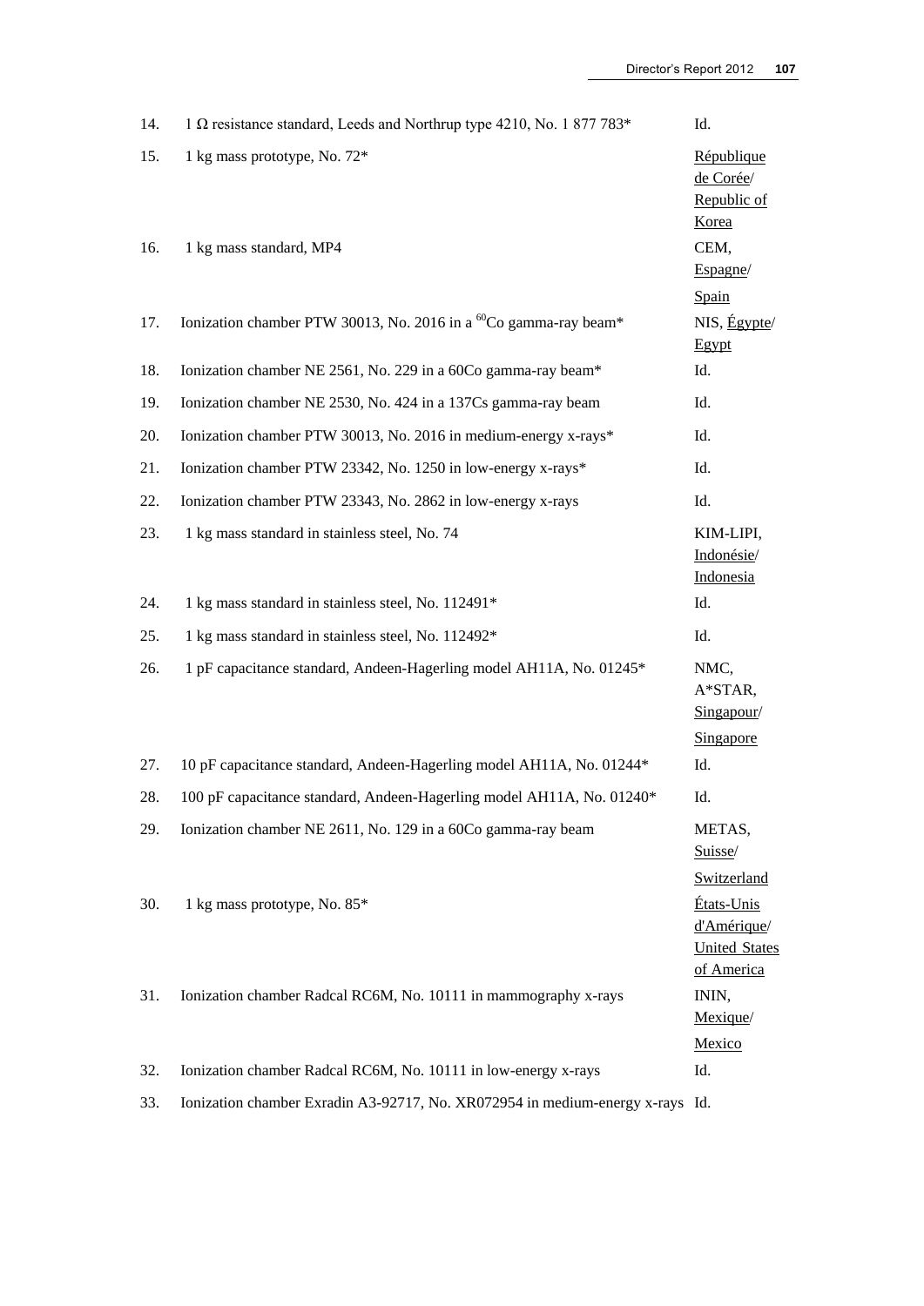| | | |
|---|---|---|
| 14. | 1 Ω resistance standard, Leeds and Northrup type 4210, No. 1 877 783* | Id. |
| 15. | 1 kg mass prototype, No. 72* | République de Corée/ Republic of Korea |
| 16. | 1 kg mass standard, MP4 | CEM, Espagne/ Spain |
| 17. | Ionization chamber PTW 30013, No. 2016 in a $^{60}$Co gamma-ray beam* | NIS, Égypte/ Egypt |
| 18. | Ionization chamber NE 2561, No. 229 in a 60Co gamma-ray beam* | Id. |
| 19. | Ionization chamber NE 2530, No. 424 in a 137Cs gamma-ray beam | Id. |
| 20. | Ionization chamber PTW 30013, No. 2016 in medium-energy x-rays* | Id. |
| 21. | Ionization chamber PTW 23342, No. 1250 in low-energy x-rays* | Id. |
| 22. | Ionization chamber PTW 23343, No. 2862 in low-energy x-rays | Id. |
| 23. | 1 kg mass standard in stainless steel, No. 74 | KIM-LIPI, Indonésie/ Indonesia |
| 24. | 1 kg mass standard in stainless steel, No. 112491* | Id. |
| 25. | 1 kg mass standard in stainless steel, No. 112492* | Id. |
| 26. | 1 pF capacitance standard, Andeen-Hagerling model AH11A, No. 01245* | NMC, A*STAR, Singapour/ Singapore |
| 27. | 10 pF capacitance standard, Andeen-Hagerling model AH11A, No. 01244* | Id. |
| 28. | 100 pF capacitance standard, Andeen-Hagerling model AH11A, No. 01240* | Id. |
| 29. | Ionization chamber NE 2611, No. 129 in a 60Co gamma-ray beam | METAS, Suisse/ Switzerland |
| 30. | 1 kg mass prototype, No. 85* | États-Unis d'Amérique/ United States of America |
| 31. | Ionization chamber Radcal RC6M, No. 10111 in mammography x-rays | ININ, Mexique/ Mexico |
| 32. | Ionization chamber Radcal RC6M, No. 10111 in low-energy x-rays | Id. |
| 33. | Ionization chamber Exradin A3-92717, No. XR072954 in medium-energy x-rays | Id. |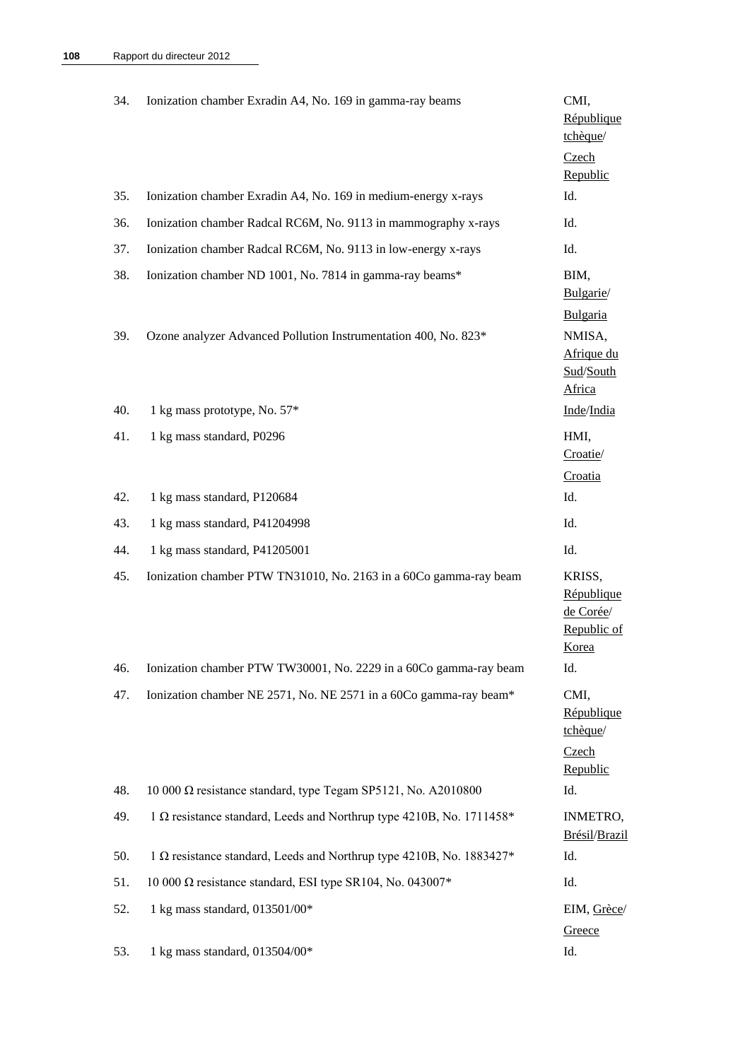| | | |
|---|---|---|
| 34. | Ionization chamber Exradin A4, No. 169 in gamma-ray beams | CMI, République tchèque/ Czech Republic |
| 35. | Ionization chamber Exradin A4, No. 169 in medium-energy x-rays | Id. |
| 36. | Ionization chamber Radcal RC6M, No. 9113 in mammography x-rays | Id. |
| 37. | Ionization chamber Radcal RC6M, No. 9113 in low-energy x-rays | Id. |
| 38. | Ionization chamber ND 1001, No. 7814 in gamma-ray beams* | BIM, Bulgarie/ Bulgaria |
| 39. | Ozone analyzer Advanced Pollution Instrumentation 400, No. 823* | NMISA, Afrique du Sud/South Africa |
| 40. | 1 kg mass prototype, No. 57* | Inde/India |
| 41. | 1 kg mass standard, P0296 | HMI, Croatie/ Croatia |
| 42. | 1 kg mass standard, P120684 | Id. |
| 43. | 1 kg mass standard, P41204998 | Id. |
| 44. | 1 kg mass standard, P41205001 | Id. |
| 45. | Ionization chamber PTW TN31010, No. 2163 in a 60Co gamma-ray beam | KRISS, République de Corée/ Republic of Korea |
| 46. | Ionization chamber PTW TW30001, No. 2229 in a 60Co gamma-ray beam | Id. |
| 47. | Ionization chamber NE 2571, No. NE 2571 in a 60Co gamma-ray beam* | CMI, République tchèque/ Czech Republic |
| 48. | 10 000 Ω resistance standard, type Tegam SP5121, No. A2010800 | Id. |
| 49. | 1 Ω resistance standard, Leeds and Northrup type 4210B, No. 1711458* | INMETRO, Brésil/Brazil |
| 50. | 1 Ω resistance standard, Leeds and Northrup type 4210B, No. 1883427* | Id. |
| 51. | 10 000 Ω resistance standard, ESI type SR104, No. 043007* | Id. |
| 52. | 1 kg mass standard, 013501/00* | EIM, Grèce/ Greece |
| 53. | 1 kg mass standard, 013504/00* | Id. |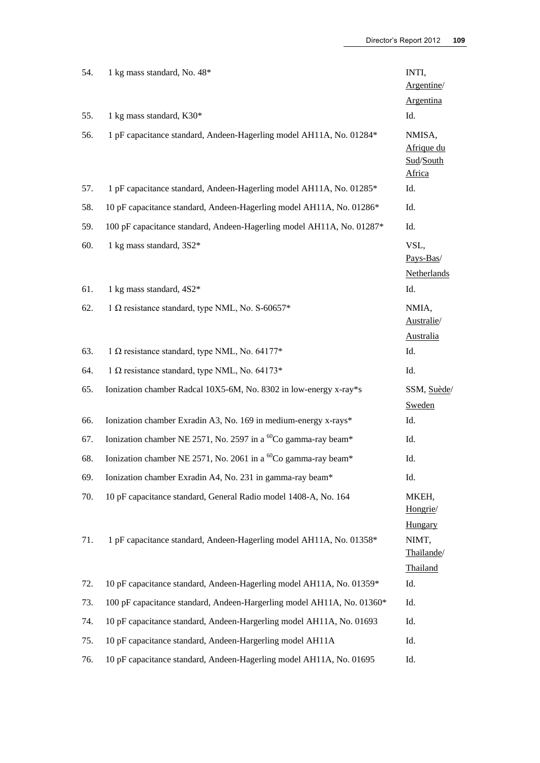| | | |
|---|---|---|
| 54. | 1 kg mass standard, No. 48* | INTI, Argentine/ Argentina |
| 55. | 1 kg mass standard, K30* | Id. |
| 56. | 1 pF capacitance standard, Andeen-Hagerling model AH11A, No. 01284* | NMISA, Afrique du Sud/South Africa |
| 57. | 1 pF capacitance standard, Andeen-Hagerling model AH11A, No. 01285* | Id. |
| 58. | 10 pF capacitance standard, Andeen-Hagerling model AH11A, No. 01286* | Id. |
| 59. | 100 pF capacitance standard, Andeen-Hagerling model AH11A, No. 01287* | Id. |
| 60. | 1 kg mass standard, 3S2* | VSL, Pays-Bas/ Netherlands |
| 61. | 1 kg mass standard, 4S2* | Id. |
| 62. | 1 Ω resistance standard, type NML, No. S-60657* | NMIA, Australie/ Australia |
| 63. | 1 Ω resistance standard, type NML, No. 64177* | Id. |
| 64. | 1 Ω resistance standard, type NML, No. 64173* | Id. |
| 65. | Ionization chamber Radcal 10X5-6M, No. 8302 in low-energy x-ray*s | SSM, Suède/ Sweden |
| 66. | Ionization chamber Exradin A3, No. 169 in medium-energy x-rays* | Id. |
| 67. | Ionization chamber NE 2571, No. 2597 in a $^{60}$Co gamma-ray beam* | Id. |
| 68. | Ionization chamber NE 2571, No. 2061 in a $^{60}$Co gamma-ray beam* | Id. |
| 69. | Ionization chamber Exradin A4, No. 231 in gamma-ray beam* | Id. |
| 70. | 10 pF capacitance standard, General Radio model 1408-A, No. 164 | MKEH, Hongrie/ Hungary |
| 71. | 1 pF capacitance standard, Andeen-Hagerling model AH11A, No. 01358* | NIMT, Thaïlande/ Thailand |
| 72. | 10 pF capacitance standard, Andeen-Hagerling model AH11A, No. 01359* | Id. |
| 73. | 100 pF capacitance standard, Andeen-Hargerling model AH11A, No. 01360* | Id. |
| 74. | 10 pF capacitance standard, Andeen-Hargerling model AH11A, No. 01693 | Id. |
| 75. | 10 pF capacitance standard, Andeen-Hargerling model AH11A | Id. |
| 76. | 10 pF capacitance standard, Andeen-Hagerling model AH11A, No. 01695 | Id. |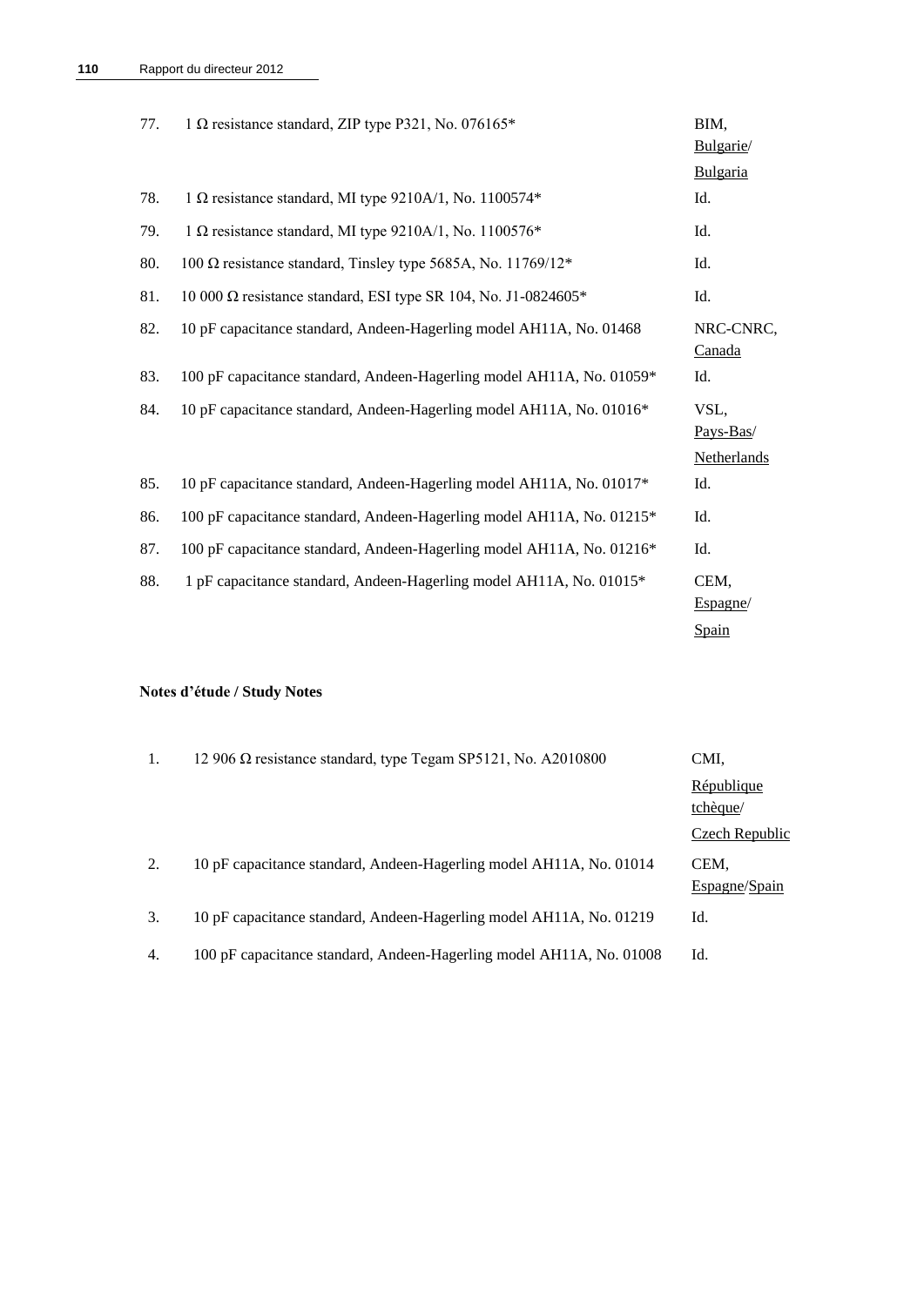| | | |
|---|---|---|
| 77. | 1 Ω resistance standard, ZIP type P321, No. 076165* | BIM, Bulgarie/ Bulgaria |
| 78. | 1 Ω resistance standard, MI type 9210A/1, No. 1100574* | Id. |
| 79. | 1 Ω resistance standard, MI type 9210A/1, No. 1100576* | Id. |
| 80. | 100 Ω resistance standard, Tinsley type 5685A, No. 11769/12* | Id. |
| 81. | 10 000 Ω resistance standard, ESI type SR 104, No. J1-0824605* | Id. |
| 82. | 10 pF capacitance standard, Andeen-Hagerling model AH11A, No. 01468 | NRC-CNRC, Canada |
| 83. | 100 pF capacitance standard, Andeen-Hagerling model AH11A, No. 01059* | Id. |
| 84. | 10 pF capacitance standard, Andeen-Hagerling model AH11A, No. 01016* | VSL, Pays-Bas/ Netherlands |
| 85. | 10 pF capacitance standard, Andeen-Hagerling model AH11A, No. 01017* | Id. |
| 86. | 100 pF capacitance standard, Andeen-Hagerling model AH11A, No. 01215* | Id. |
| 87. | 100 pF capacitance standard, Andeen-Hagerling model AH11A, No. 01216* | Id. |
| 88. | 1 pF capacitance standard, Andeen-Hagerling model AH11A, No. 01015* | CEM, Espagne/ Spain |

**Notes d'étude / Study Notes**

| | | |
|---|---|---|
| 1. | 12 906 Ω resistance standard, type Tegam SP5121, No. A2010800 | CMI, République tchèque/ Czech Republic |
| 2. | 10 pF capacitance standard, Andeen-Hagerling model AH11A, No. 01014 | CEM, Espagne/Spain |
| 3. | 10 pF capacitance standard, Andeen-Hagerling model AH11A, No. 01219 | Id. |
| 4. | 100 pF capacitance standard, Andeen-Hagerling model AH11A, No. 01008 | Id. |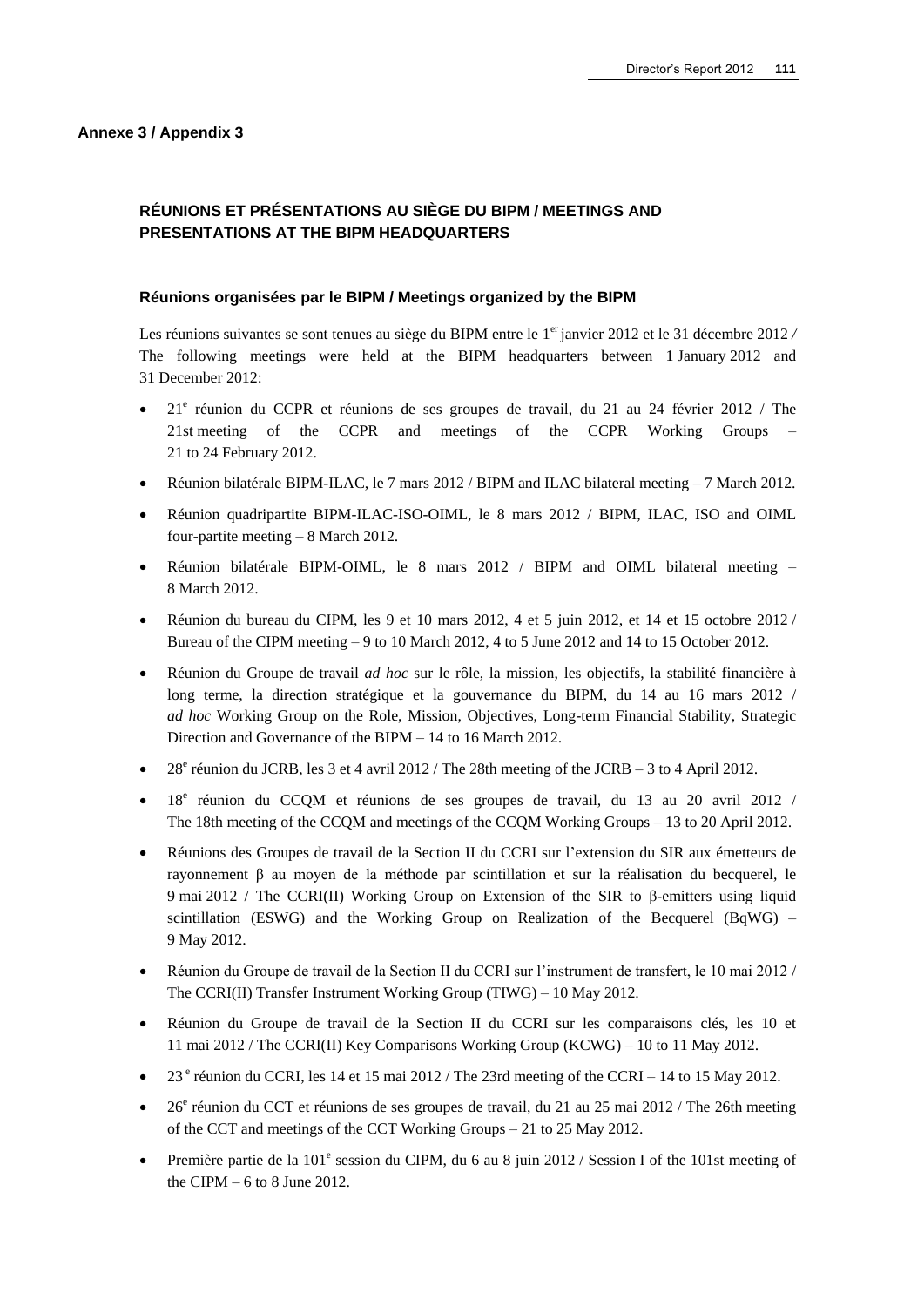**Annexe 3 / Appendix 3**

## RÉUNIONS ET PRÉSENTATIONS AU SIÈGE DU BIPM / MEETINGS AND PRESENTATIONS AT THE BIPM HEADQUARTERS

### Réunions organisées par le BIPM / Meetings organized by the BIPM

Les réunions suivantes se sont tenues au siège du BIPM entre le 1er janvier 2012 et le 31 décembre 2012 / The following meetings were held at the BIPM headquarters between 1 January 2012 and 31 December 2012:

- 21e réunion du CCPR et réunions de ses groupes de travail, du 21 au 24 février 2012 / The 21st meeting of the CCPR and meetings of the CCPR Working Groups – 21 to 24 February 2012.
- Réunion bilatérale BIPM-ILAC, le 7 mars 2012 / BIPM and ILAC bilateral meeting – 7 March 2012.
- Réunion quadripartite BIPM-ILAC-ISO-OIML, le 8 mars 2012 / BIPM, ILAC, ISO and OIML four-partite meeting – 8 March 2012.
- Réunion bilatérale BIPM-OIML, le 8 mars 2012 / BIPM and OIML bilateral meeting – 8 March 2012.
- Réunion du bureau du CIPM, les 9 et 10 mars 2012, 4 et 5 juin 2012, et 14 et 15 octobre 2012 / Bureau of the CIPM meeting – 9 to 10 March 2012, 4 to 5 June 2012 and 14 to 15 October 2012.
- Réunion du Groupe de travail *ad hoc* sur le rôle, la mission, les objectifs, la stabilité financière à long terme, la direction stratégique et la gouvernance du BIPM, du 14 au 16 mars 2012 / *ad hoc* Working Group on the Role, Mission, Objectives, Long-term Financial Stability, Strategic Direction and Governance of the BIPM – 14 to 16 March 2012.
- 28e réunion du JCRB, les 3 et 4 avril 2012 / The 28th meeting of the JCRB – 3 to 4 April 2012.
- 18e réunion du CCQM et réunions de ses groupes de travail, du 13 au 20 avril 2012 / The 18th meeting of the CCQM and meetings of the CCQM Working Groups – 13 to 20 April 2012.
- Réunions des Groupes de travail de la Section II du CCRI sur l'extension du SIR aux émetteurs de rayonnement β au moyen de la méthode par scintillation et sur la réalisation du becquerel, le 9 mai 2012 / The CCRI(II) Working Group on Extension of the SIR to β-emitters using liquid scintillation (ESWG) and the Working Group on Realization of the Becquerel (BqWG) – 9 May 2012.
- Réunion du Groupe de travail de la Section II du CCRI sur l'instrument de transfert, le 10 mai 2012 / The CCRI(II) Transfer Instrument Working Group (TIWG) – 10 May 2012.
- Réunion du Groupe de travail de la Section II du CCRI sur les comparaisons clés, les 10 et 11 mai 2012 / The CCRI(II) Key Comparisons Working Group (KCWG) – 10 to 11 May 2012.
- 23e réunion du CCRI, les 14 et 15 mai 2012 / The 23rd meeting of the CCRI – 14 to 15 May 2012.
- 26e réunion du CCT et réunions de ses groupes de travail, du 21 au 25 mai 2012 / The 26th meeting of the CCT and meetings of the CCT Working Groups – 21 to 25 May 2012.
- Première partie de la 101e session du CIPM, du 6 au 8 juin 2012 / Session I of the 101st meeting of the CIPM – 6 to 8 June 2012.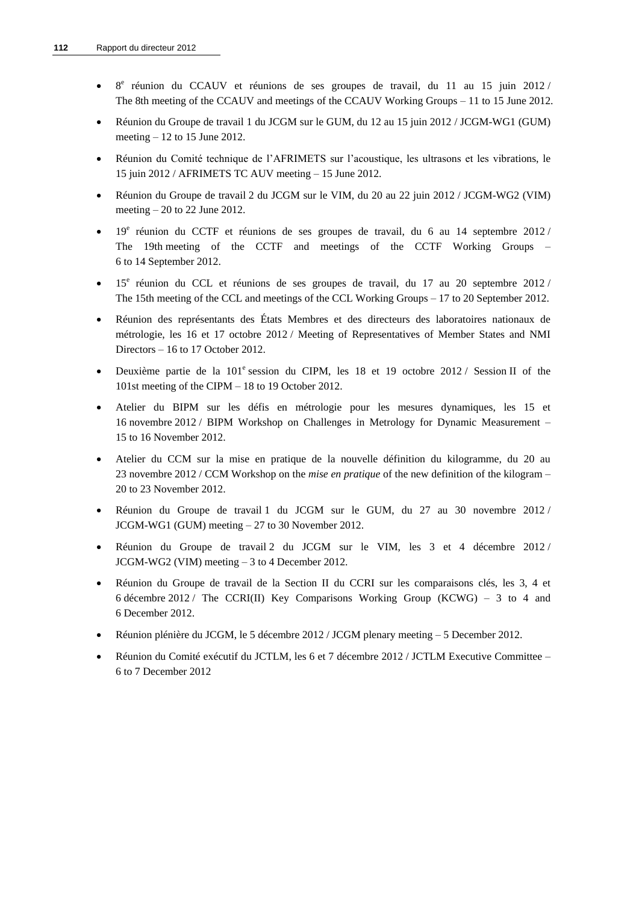- 8[e] réunion du CCAUV et réunions de ses groupes de travail, du 11 au 15 juin 2012 / The 8th meeting of the CCAUV and meetings of the CCAUV Working Groups – 11 to 15 June 2012.
- Réunion du Groupe de travail 1 du JCGM sur le GUM, du 12 au 15 juin 2012 / JCGM-WG1 (GUM) meeting – 12 to 15 June 2012.
- Réunion du Comité technique de l'AFRIMETS sur l'acoustique, les ultrasons et les vibrations, le 15 juin 2012 / AFRIMETS TC AUV meeting – 15 June 2012.
- Réunion du Groupe de travail 2 du JCGM sur le VIM, du 20 au 22 juin 2012 / JCGM-WG2 (VIM) meeting – 20 to 22 June 2012.
- 19[e] réunion du CCTF et réunions de ses groupes de travail, du 6 au 14 septembre 2012 / The 19th meeting of the CCTF and meetings of the CCTF Working Groups – 6 to 14 September 2012.
- 15[e] réunion du CCL et réunions de ses groupes de travail, du 17 au 20 septembre 2012 / The 15th meeting of the CCL and meetings of the CCL Working Groups – 17 to 20 September 2012.
- Réunion des représentants des États Membres et des directeurs des laboratoires nationaux de métrologie, les 16 et 17 octobre 2012 / Meeting of Representatives of Member States and NMI Directors – 16 to 17 October 2012.
- Deuxième partie de la 101[e] session du CIPM, les 18 et 19 octobre 2012 / Session II of the 101st meeting of the CIPM – 18 to 19 October 2012.
- Atelier du BIPM sur les défis en métrologie pour les mesures dynamiques, les 15 et 16 novembre 2012 / BIPM Workshop on Challenges in Metrology for Dynamic Measurement – 15 to 16 November 2012.
- Atelier du CCM sur la mise en pratique de la nouvelle définition du kilogramme, du 20 au 23 novembre 2012 / CCM Workshop on the *mise en pratique* of the new definition of the kilogram – 20 to 23 November 2012.
- Réunion du Groupe de travail 1 du JCGM sur le GUM, du 27 au 30 novembre 2012 / JCGM-WG1 (GUM) meeting – 27 to 30 November 2012.
- Réunion du Groupe de travail 2 du JCGM sur le VIM, les 3 et 4 décembre 2012 / JCGM-WG2 (VIM) meeting – 3 to 4 December 2012.
- Réunion du Groupe de travail de la Section II du CCRI sur les comparaisons clés, les 3, 4 et 6 décembre 2012 / The CCRI(II) Key Comparisons Working Group (KCWG) – 3 to 4 and 6 December 2012.
- Réunion plénière du JCGM, le 5 décembre 2012 / JCGM plenary meeting – 5 December 2012.
- Réunion du Comité exécutif du JCTLM, les 6 et 7 décembre 2012 / JCTLM Executive Committee – 6 to 7 December 2012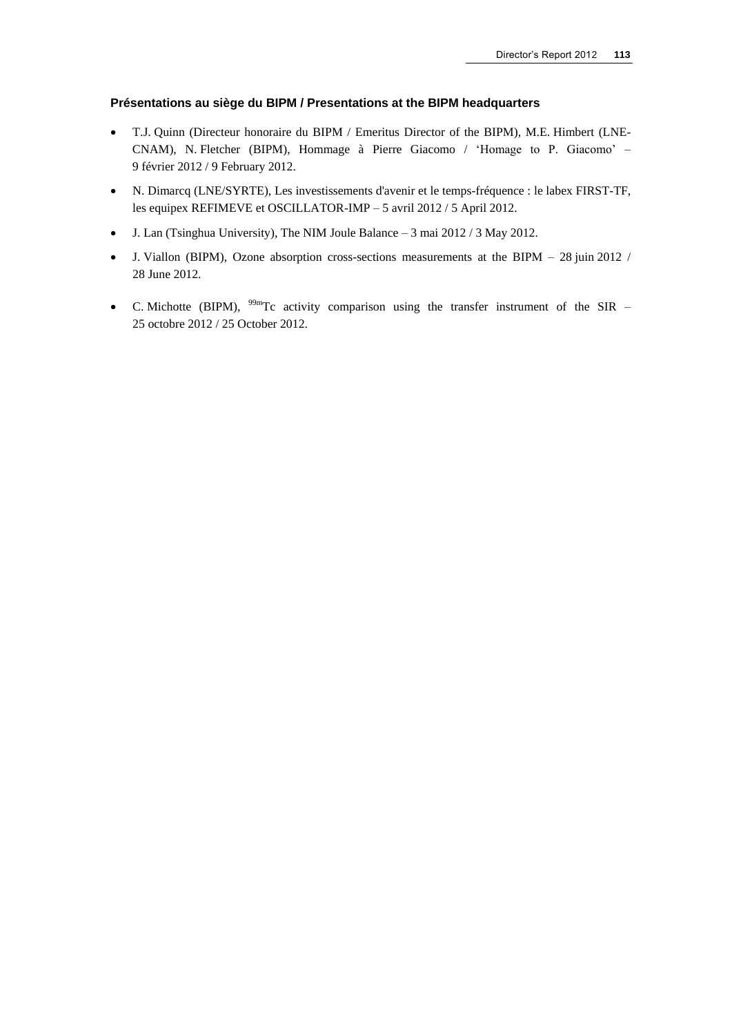### Présentations au siège du BIPM / Presentations at the BIPM headquarters

- T.J. Quinn (Directeur honoraire du BIPM / Emeritus Director of the BIPM), M.E. Himbert (LNE-CNAM), N. Fletcher (BIPM), Hommage à Pierre Giacomo / 'Homage to P. Giacomo' – 9 février 2012 / 9 February 2012.
- N. Dimarcq (LNE/SYRTE), Les investissements d'avenir et le temps-fréquence : le labex FIRST-TF, les equipex REFIMEVE et OSCILLATOR-IMP – 5 avril 2012 / 5 April 2012.
- J. Lan (Tsinghua University), The NIM Joule Balance – 3 mai 2012 / 3 May 2012.
- J. Viallon (BIPM), Ozone absorption cross-sections measurements at the BIPM – 28 juin 2012 / 28 June 2012.
- C. Michotte (BIPM), $^{99m}$Tc activity comparison using the transfer instrument of the SIR – 25 octobre 2012 / 25 October 2012.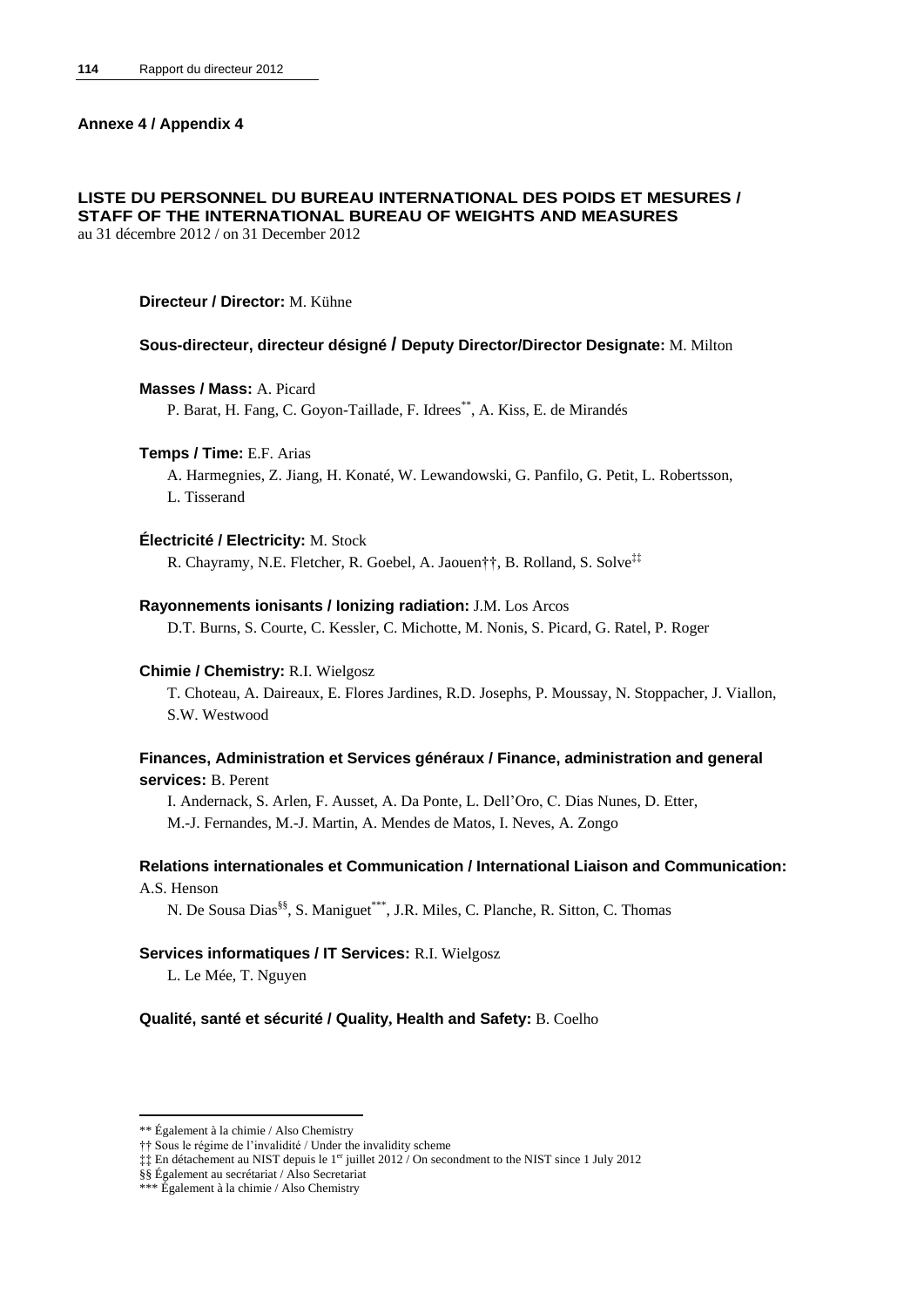**Annexe 4 / Appendix 4**

## LISTE DU PERSONNEL DU BUREAU INTERNATIONAL DES POIDS ET MESURES / STAFF OF THE INTERNATIONAL BUREAU OF WEIGHTS AND MEASURES

au 31 décembre 2012 / on 31 December 2012

**Directeur / Director:** M. Kühne

**Sous-directeur, directeur désigné / Deputy Director/Director Designate:** M. Milton

**Masses / Mass:** A. Picard

P. Barat, H. Fang, C. Goyon-Taillade, F. Idrees**, A. Kiss, E. de Mirandés

**Temps / Time:** E.F. Arias

A. Harmegnies, Z. Jiang, H. Konaté, W. Lewandowski, G. Panfilo, G. Petit, L. Robertsson, L. Tisserand

**Électricité / Electricity:** M. Stock

R. Chayramy, N.E. Fletcher, R. Goebel, A. Jaouen††, B. Rolland, S. Solve‡‡

**Rayonnements ionisants / Ionizing radiation:** J.M. Los Arcos

D.T. Burns, S. Courte, C. Kessler, C. Michotte, M. Nonis, S. Picard, G. Ratel, P. Roger

**Chimie / Chemistry:** R.I. Wielgosz

T. Choteau, A. Daireaux, E. Flores Jardines, R.D. Josephs, P. Moussay, N. Stoppacher, J. Viallon, S.W. Westwood

**Finances, Administration et Services généraux / Finance, administration and general services:** B. Perent

I. Andernack, S. Arlen, F. Ausset, A. Da Ponte, L. Dell'Oro, C. Dias Nunes, D. Etter, M.-J. Fernandes, M.-J. Martin, A. Mendes de Matos, I. Neves, A. Zongo

**Relations internationales et Communication / International Liaison and Communication:** A.S. Henson

N. De Sousa Dias§§, S. Maniguet***, J.R. Miles, C. Planche, R. Sitton, C. Thomas

**Services informatiques / IT Services:** R.I. Wielgosz

L. Le Mée, T. Nguyen

**Qualité, santé et sécurité / Quality, Health and Safety:** B. Coelho

---

** Également à la chimie / Also Chemistry

†† Sous le régime de l'invalidité / Under the invalidity scheme

‡‡ En détachement au NIST depuis le 1er juillet 2012 / On secondment to the NIST since 1 July 2012

§§ Également au secrétariat / Also Secretariat

*** Également à la chimie / Also Chemistry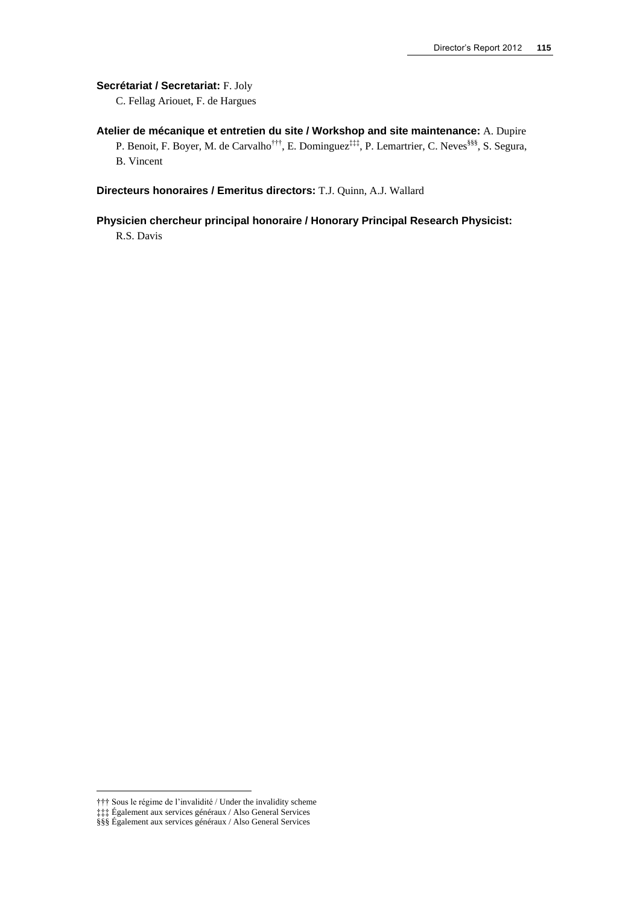**Secrétariat / Secretariat:** F. Joly

C. Fellag Ariouet, F. de Hargues

**Atelier de mécanique et entretien du site / Workshop and site maintenance:** A. Dupire

P. Benoit, F. Boyer, M. de Carvalho[†††], E. Dominguez[‡‡‡], P. Lemartrier, C. Neves[§§§], S. Segura, B. Vincent

**Directeurs honoraires / Emeritus directors:** T.J. Quinn, A.J. Wallard

**Physicien chercheur principal honoraire / Honorary Principal Research Physicist:**

R.S. Davis

---

††† Sous le régime de l'invalidité / Under the invalidity scheme

‡‡‡ Également aux services généraux / Also General Services

§§§ Également aux services généraux / Also General Services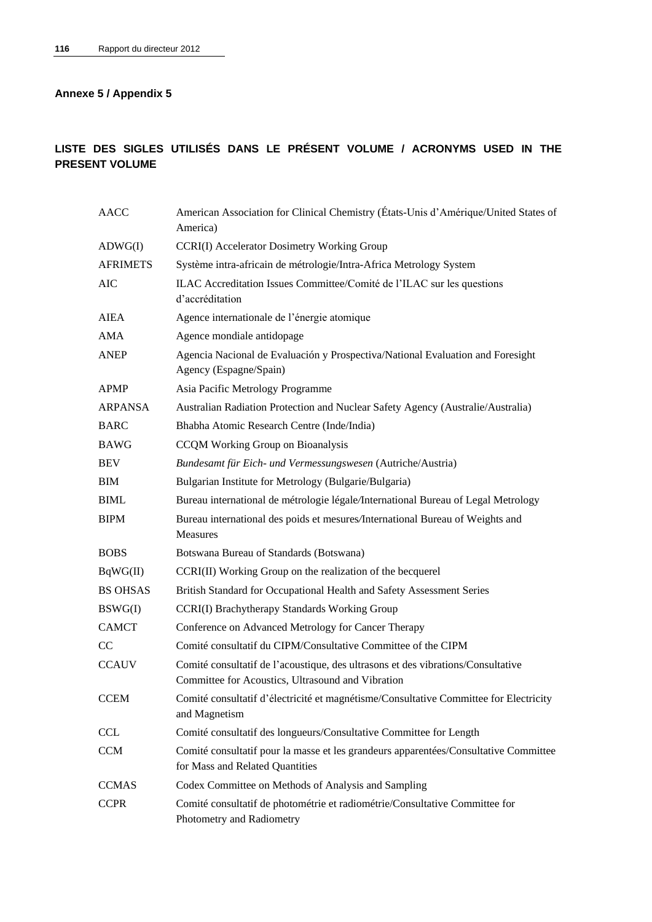## Annexe 5 / Appendix 5

### LISTE DES SIGLES UTILISÉS DANS LE PRÉSENT VOLUME / ACRONYMS USED IN THE PRESENT VOLUME

| | |
|---|---|
| AACC | American Association for Clinical Chemistry (États-Unis d'Amérique/United States of America) |
| ADWG(I) | CCRI(I) Accelerator Dosimetry Working Group |
| AFRIMETS | Système intra-africain de métrologie/Intra-Africa Metrology System |
| AIC | ILAC Accreditation Issues Committee/Comité de l'ILAC sur les questions d'accréditation |
| AIEA | Agence internationale de l'énergie atomique |
| AMA | Agence mondiale antidopage |
| ANEP | Agencia Nacional de Evaluación y Prospectiva/National Evaluation and Foresight Agency (Espagne/Spain) |
| APMP | Asia Pacific Metrology Programme |
| ARPANSA | Australian Radiation Protection and Nuclear Safety Agency (Australie/Australia) |
| BARC | Bhabha Atomic Research Centre (Inde/India) |
| BAWG | CCQM Working Group on Bioanalysis |
| BEV | *Bundesamt für Eich- und Vermessungswesen* (Autriche/Austria) |
| BIM | Bulgarian Institute for Metrology (Bulgarie/Bulgaria) |
| BIML | Bureau international de métrologie légale/International Bureau of Legal Metrology |
| BIPM | Bureau international des poids et mesures/International Bureau of Weights and Measures |
| BOBS | Botswana Bureau of Standards (Botswana) |
| BqWG(II) | CCRI(II) Working Group on the realization of the becquerel |
| BS OHSAS | British Standard for Occupational Health and Safety Assessment Series |
| BSWG(I) | CCRI(I) Brachytherapy Standards Working Group |
| CAMCT | Conference on Advanced Metrology for Cancer Therapy |
| CC | Comité consultatif du CIPM/Consultative Committee of the CIPM |
| CCAUV | Comité consultatif de l'acoustique, des ultrasons et des vibrations/Consultative Committee for Acoustics, Ultrasound and Vibration |
| CCEM | Comité consultatif d'électricité et magnétisme/Consultative Committee for Electricity and Magnetism |
| CCL | Comité consultatif des longueurs/Consultative Committee for Length |
| CCM | Comité consultatif pour la masse et les grandeurs apparentées/Consultative Committee for Mass and Related Quantities |
| CCMAS | Codex Committee on Methods of Analysis and Sampling |
| CCPR | Comité consultatif de photométrie et radiométrie/Consultative Committee for Photometry and Radiometry |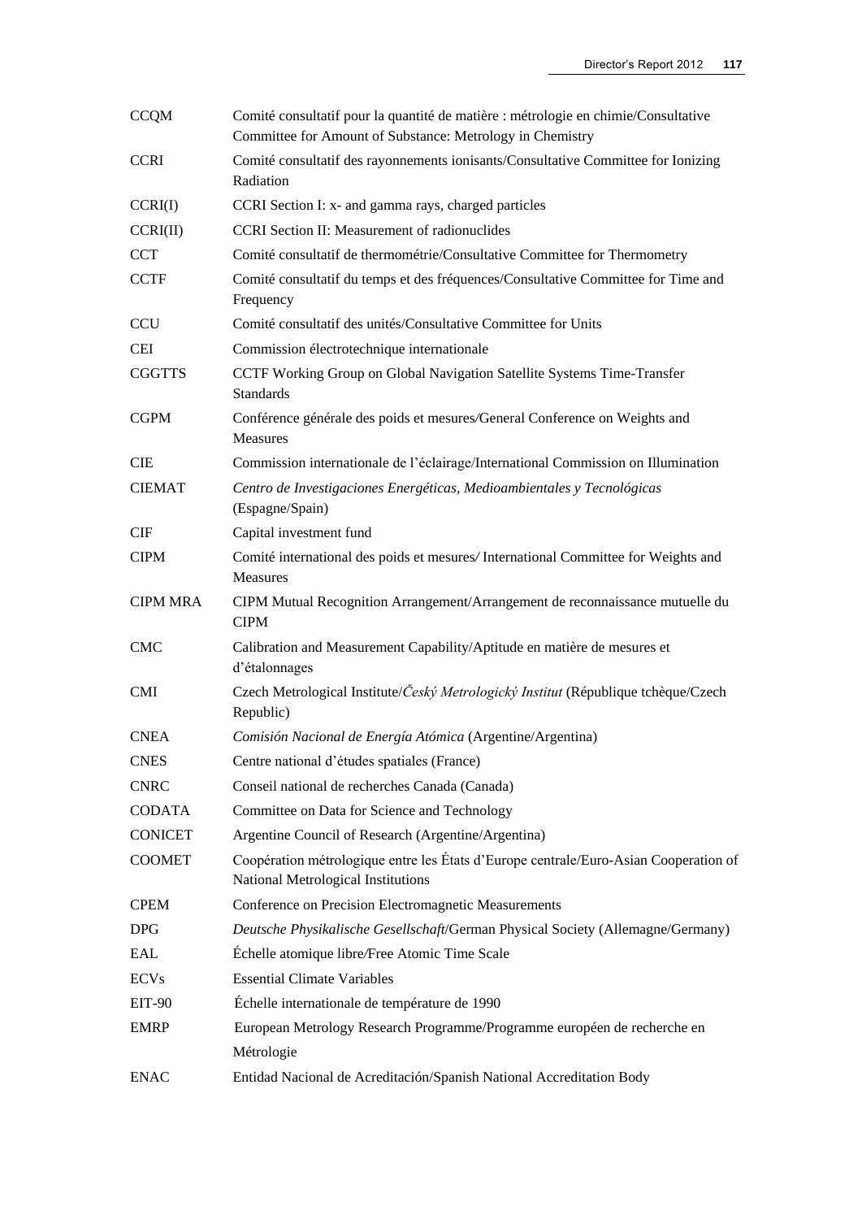| | |
|---|---|
| CCQM | Comité consultatif pour la quantité de matière : métrologie en chimie/Consultative Committee for Amount of Substance: Metrology in Chemistry |
| CCRI | Comité consultatif des rayonnements ionisants/Consultative Committee for Ionizing Radiation |
| CCRI(I) | CCRI Section I: x- and gamma rays, charged particles |
| CCRI(II) | CCRI Section II: Measurement of radionuclides |
| CCT | Comité consultatif de thermométrie/Consultative Committee for Thermometry |
| CCTF | Comité consultatif du temps et des fréquences/Consultative Committee for Time and Frequency |
| CCU | Comité consultatif des unités/Consultative Committee for Units |
| CEI | Commission électrotechnique internationale |
| CGGTTS | CCTF Working Group on Global Navigation Satellite Systems Time-Transfer Standards |
| CGPM | Conférence générale des poids et mesures/General Conference on Weights and Measures |
| CIE | Commission internationale de l'éclairage/International Commission on Illumination |
| CIEMAT | *Centro de Investigaciones Energéticas, Medioambientales y Tecnológicas* (Espagne/Spain) |
| CIF | Capital investment fund |
| CIPM | Comité international des poids et mesures/ International Committee for Weights and Measures |
| CIPM MRA | CIPM Mutual Recognition Arrangement/Arrangement de reconnaissance mutuelle du CIPM |
| CMC | Calibration and Measurement Capability/Aptitude en matière de mesures et d'étalonnages |
| CMI | Czech Metrological Institute/*Český Metrologický Institut* (République tchèque/Czech Republic) |
| CNEA | *Comisión Nacional de Energía Atómica* (Argentine/Argentina) |
| CNES | Centre national d'études spatiales (France) |
| CNRC | Conseil national de recherches Canada (Canada) |
| CODATA | Committee on Data for Science and Technology |
| CONICET | Argentine Council of Research (Argentine/Argentina) |
| COOMET | Coopération métrologique entre les États d'Europe centrale/Euro-Asian Cooperation of National Metrological Institutions |
| CPEM | Conference on Precision Electromagnetic Measurements |
| DPG | *Deutsche Physikalische Gesellschaft*/German Physical Society (Allemagne/Germany) |
| EAL | Échelle atomique libre/Free Atomic Time Scale |
| ECVs | Essential Climate Variables |
| EIT-90 | Échelle internationale de température de 1990 |
| EMRP | European Metrology Research Programme/Programme européen de recherche en Métrologie |
| ENAC | Entidad Nacional de Acreditación/Spanish National Accreditation Body |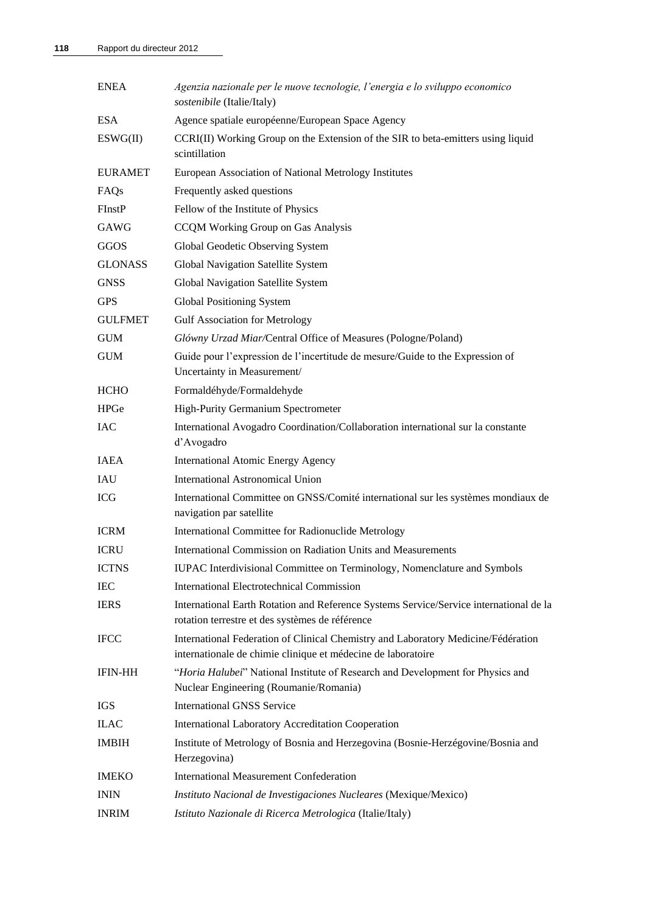| | |
|---|---|
| ENEA | *Agenzia nazionale per le nuove tecnologie, l'energia e lo sviluppo economico sostenibile* (Italie/Italy) |
| ESA | Agence spatiale européenne/European Space Agency |
| ESWG(II) | CCRI(II) Working Group on the Extension of the SIR to beta-emitters using liquid scintillation |
| EURAMET | European Association of National Metrology Institutes |
| FAQs | Frequently asked questions |
| FInstP | Fellow of the Institute of Physics |
| GAWG | CCQM Working Group on Gas Analysis |
| GGOS | Global Geodetic Observing System |
| GLONASS | Global Navigation Satellite System |
| GNSS | Global Navigation Satellite System |
| GPS | Global Positioning System |
| GULFMET | Gulf Association for Metrology |
| GUM | *Glówny Urzad Miar/*Central Office of Measures (Pologne/Poland) |
| GUM | Guide pour l'expression de l'incertitude de mesure/Guide to the Expression of Uncertainty in Measurement/ |
| HCHO | Formaldéhyde/Formaldehyde |
| HPGe | High-Purity Germanium Spectrometer |
| IAC | International Avogadro Coordination/Collaboration international sur la constante d'Avogadro |
| IAEA | International Atomic Energy Agency |
| IAU | International Astronomical Union |
| ICG | International Committee on GNSS/Comité international sur les systèmes mondiaux de navigation par satellite |
| ICRM | International Committee for Radionuclide Metrology |
| ICRU | International Commission on Radiation Units and Measurements |
| ICTNS | IUPAC Interdivisional Committee on Terminology, Nomenclature and Symbols |
| IEC | International Electrotechnical Commission |
| IERS | International Earth Rotation and Reference Systems Service/Service international de la rotation terrestre et des systèmes de référence |
| IFCC | International Federation of Clinical Chemistry and Laboratory Medicine/Fédération internationale de chimie clinique et médecine de laboratoire |
| IFIN-HH | "*Horia Halubei*" National Institute of Research and Development for Physics and Nuclear Engineering (Roumanie/Romania) |
| IGS | International GNSS Service |
| ILAC | International Laboratory Accreditation Cooperation |
| IMBIH | Institute of Metrology of Bosnia and Herzegovina (Bosnie-Herzégovine/Bosnia and Herzegovina) |
| IMEKO | International Measurement Confederation |
| ININ | *Instituto Nacional de Investigaciones Nucleares* (Mexique/Mexico) |
| INRIM | *Istituto Nazionale di Ricerca Metrologica* (Italie/Italy) |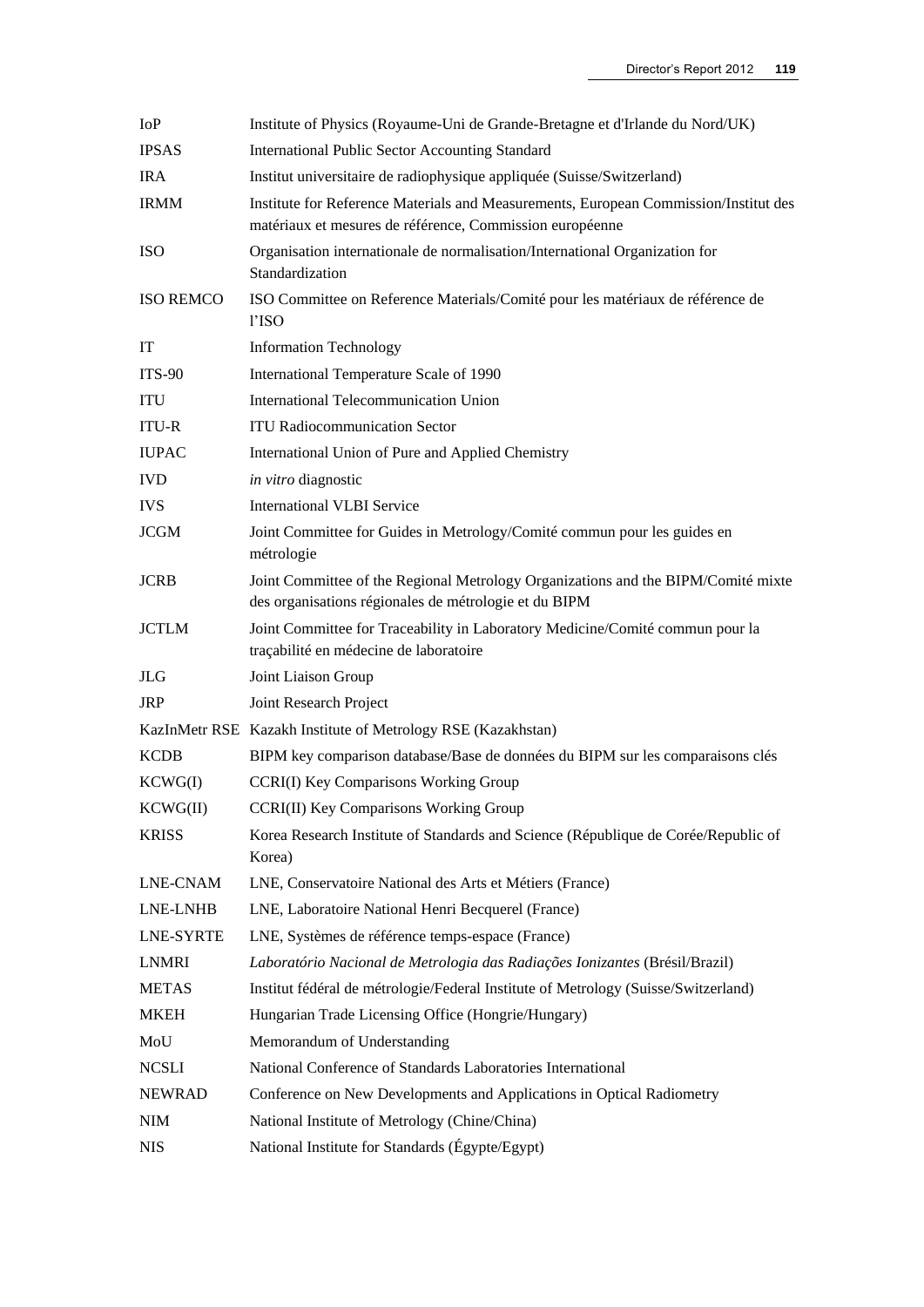| | |
|---|---|
| IoP | Institute of Physics (Royaume-Uni de Grande-Bretagne et d'Irlande du Nord/UK) |
| IPSAS | International Public Sector Accounting Standard |
| IRA | Institut universitaire de radiophysique appliquée (Suisse/Switzerland) |
| IRMM | Institute for Reference Materials and Measurements, European Commission/Institut des matériaux et mesures de référence, Commission européenne |
| ISO | Organisation internationale de normalisation/International Organization for Standardization |
| ISO REMCO | ISO Committee on Reference Materials/Comité pour les matériaux de référence de l'ISO |
| IT | Information Technology |
| ITS-90 | International Temperature Scale of 1990 |
| ITU | International Telecommunication Union |
| ITU-R | ITU Radiocommunication Sector |
| IUPAC | International Union of Pure and Applied Chemistry |
| IVD | *in vitro* diagnostic |
| IVS | International VLBI Service |
| JCGM | Joint Committee for Guides in Metrology/Comité commun pour les guides en métrologie |
| JCRB | Joint Committee of the Regional Metrology Organizations and the BIPM/Comité mixte des organisations régionales de métrologie et du BIPM |
| JCTLM | Joint Committee for Traceability in Laboratory Medicine/Comité commun pour la traçabilité en médecine de laboratoire |
| JLG | Joint Liaison Group |
| JRP | Joint Research Project |
| KazInMetr RSE | Kazakh Institute of Metrology RSE (Kazakhstan) |
| KCDB | BIPM key comparison database/Base de données du BIPM sur les comparaisons clés |
| KCWG(I) | CCRI(I) Key Comparisons Working Group |
| KCWG(II) | CCRI(II) Key Comparisons Working Group |
| KRISS | Korea Research Institute of Standards and Science (République de Corée/Republic of Korea) |
| LNE-CNAM | LNE, Conservatoire National des Arts et Métiers (France) |
| LNE-LNHB | LNE, Laboratoire National Henri Becquerel (France) |
| LNE-SYRTE | LNE, Systèmes de référence temps-espace (France) |
| LNMRI | *Laboratório Nacional de Metrologia das Radiações Ionizantes* (Brésil/Brazil) |
| METAS | Institut fédéral de métrologie/Federal Institute of Metrology (Suisse/Switzerland) |
| MKEH | Hungarian Trade Licensing Office (Hongrie/Hungary) |
| MoU | Memorandum of Understanding |
| NCSLI | National Conference of Standards Laboratories International |
| NEWRAD | Conference on New Developments and Applications in Optical Radiometry |
| NIM | National Institute of Metrology (Chine/China) |
| NIS | National Institute for Standards (Égypte/Egypt) |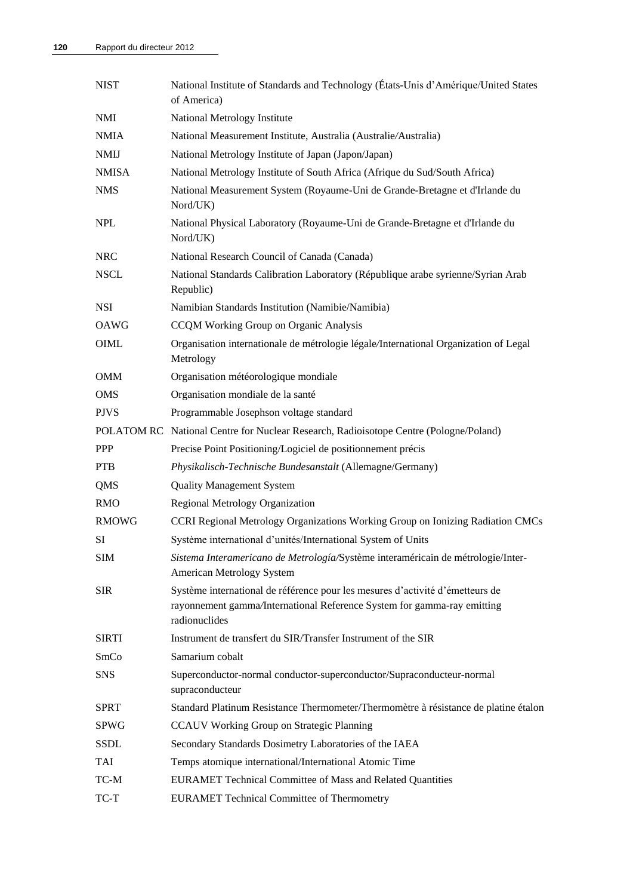| | |
|---|---|
| NIST | National Institute of Standards and Technology (États-Unis d'Amérique/United States of America) |
| NMI | National Metrology Institute |
| NMIA | National Measurement Institute, Australia (Australie/Australia) |
| NMIJ | National Metrology Institute of Japan (Japon/Japan) |
| NMISA | National Metrology Institute of South Africa (Afrique du Sud/South Africa) |
| NMS | National Measurement System (Royaume-Uni de Grande-Bretagne et d'Irlande du Nord/UK) |
| NPL | National Physical Laboratory (Royaume-Uni de Grande-Bretagne et d'Irlande du Nord/UK) |
| NRC | National Research Council of Canada (Canada) |
| NSCL | National Standards Calibration Laboratory (République arabe syrienne/Syrian Arab Republic) |
| NSI | Namibian Standards Institution (Namibie/Namibia) |
| OAWG | CCQM Working Group on Organic Analysis |
| OIML | Organisation internationale de métrologie légale/International Organization of Legal Metrology |
| OMM | Organisation météorologique mondiale |
| OMS | Organisation mondiale de la santé |
| PJVS | Programmable Josephson voltage standard |
| POLATOM RC | National Centre for Nuclear Research, Radioisotope Centre (Pologne/Poland) |
| PPP | Precise Point Positioning/Logiciel de positionnement précis |
| PTB | *Physikalisch-Technische Bundesanstalt* (Allemagne/Germany) |
| QMS | Quality Management System |
| RMO | Regional Metrology Organization |
| RMOWG | CCRI Regional Metrology Organizations Working Group on Ionizing Radiation CMCs |
| SI | Système international d'unités/International System of Units |
| SIM | *Sistema Interamericano de Metrología/*Système interaméricain de métrologie/Inter-American Metrology System |
| SIR | Système international de référence pour les mesures d'activité d'émetteurs de rayonnement gamma/International Reference System for gamma-ray emitting radionuclides |
| SIRTI | Instrument de transfert du SIR/Transfer Instrument of the SIR |
| SmCo | Samarium cobalt |
| SNS | Superconductor-normal conductor-superconductor/Supraconducteur-normal supraconducteur |
| SPRT | Standard Platinum Resistance Thermometer/Thermomètre à résistance de platine étalon |
| SPWG | CCAUV Working Group on Strategic Planning |
| SSDL | Secondary Standards Dosimetry Laboratories of the IAEA |
| TAI | Temps atomique international/International Atomic Time |
| TC-M | EURAMET Technical Committee of Mass and Related Quantities |
| TC-T | EURAMET Technical Committee of Thermometry |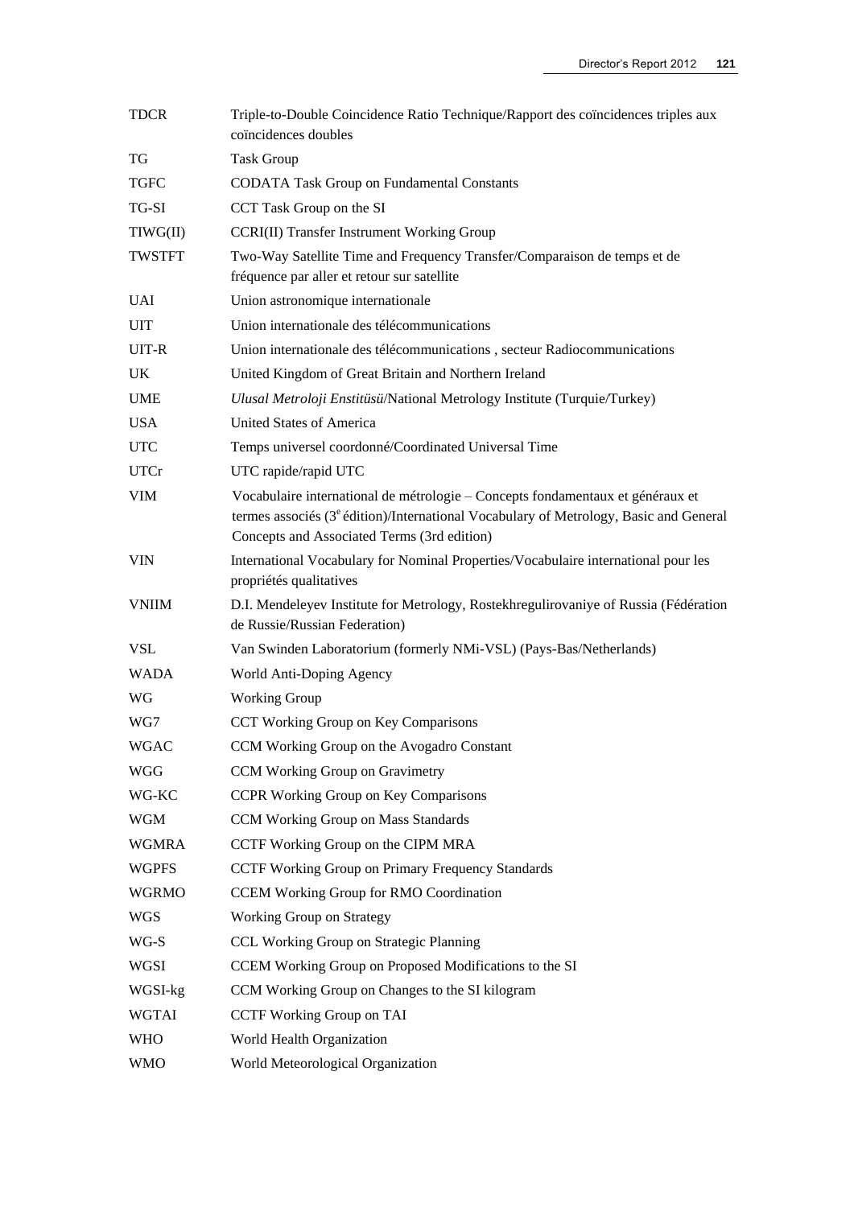| | |
|---|---|
| TDCR | Triple-to-Double Coincidence Ratio Technique/Rapport des coïncidences triples aux coïncidences doubles |
| TG | Task Group |
| TGFC | CODATA Task Group on Fundamental Constants |
| TG-SI | CCT Task Group on the SI |
| TIWG(II) | CCRI(II) Transfer Instrument Working Group |
| TWSTFT | Two-Way Satellite Time and Frequency Transfer/Comparaison de temps et de fréquence par aller et retour sur satellite |
| UAI | Union astronomique internationale |
| UIT | Union internationale des télécommunications |
| UIT-R | Union internationale des télécommunications , secteur Radiocommunications |
| UK | United Kingdom of Great Britain and Northern Ireland |
| UME | *Ulusal Metroloji Enstitüsü*/National Metrology Institute (Turquie/Turkey) |
| USA | United States of America |
| UTC | Temps universel coordonné/Coordinated Universal Time |
| UTCr | UTC rapide/rapid UTC |
| VIM | Vocabulaire international de métrologie – Concepts fondamentaux et généraux et termes associés (3e édition)/International Vocabulary of Metrology, Basic and General Concepts and Associated Terms (3rd edition) |
| VIN | International Vocabulary for Nominal Properties/Vocabulaire international pour les propriétés qualitatives |
| VNIIM | D.I. Mendeleyev Institute for Metrology, Rostekhregulirovaniye of Russia (Fédération de Russie/Russian Federation) |
| VSL | Van Swinden Laboratorium (formerly NMi-VSL) (Pays-Bas/Netherlands) |
| WADA | World Anti-Doping Agency |
| WG | Working Group |
| WG7 | CCT Working Group on Key Comparisons |
| WGAC | CCM Working Group on the Avogadro Constant |
| WGG | CCM Working Group on Gravimetry |
| WG-KC | CCPR Working Group on Key Comparisons |
| WGM | CCM Working Group on Mass Standards |
| WGMRA | CCTF Working Group on the CIPM MRA |
| WGPFS | CCTF Working Group on Primary Frequency Standards |
| WGRMO | CCEM Working Group for RMO Coordination |
| WGS | Working Group on Strategy |
| WG-S | CCL Working Group on Strategic Planning |
| WGSI | CCEM Working Group on Proposed Modifications to the SI |
| WGSI-kg | CCM Working Group on Changes to the SI kilogram |
| WGTAI | CCTF Working Group on TAI |
| WHO | World Health Organization |
| WMO | World Meteorological Organization |